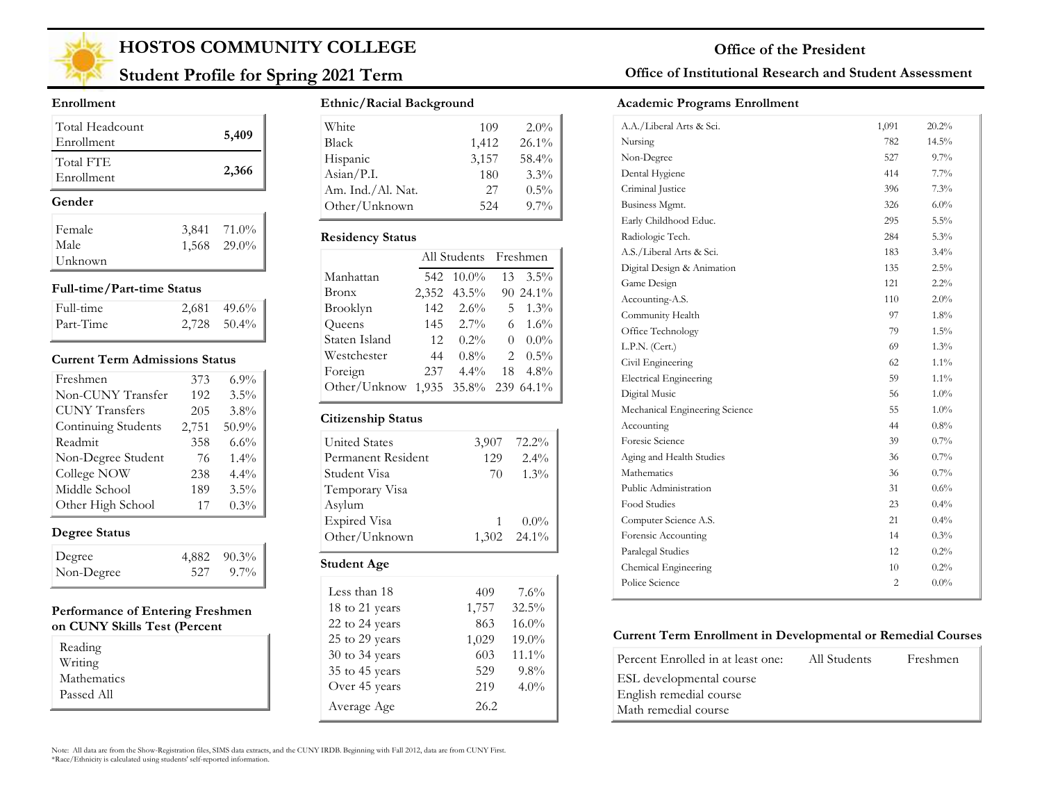# HOSTOS COMMUNITY COLLEGE

## Student Profile for Spring 2021 Term

**Office of the President**

**Office of Institutional Research and Student Assessment**

### Enrollment

| | |
|---|---|
| Total Headcount Enrollment | **5,409** |
| Total FTE Enrollment | **2,366** |

### Gender

| | | |
|---|---|---|
| Female | 3,841 | 71.0% |
| Male | 1,568 | 29.0% |
| Unknown | | |

### Full-time/Part-time Status

| | | |
|---|---|---|
| Full-time | 2,681 | 49.6% |
| Part-Time | 2,728 | 50.4% |

### Current Term Admissions Status

| | | |
|---|---|---|
| Freshmen | 373 | 6.9% |
| Non-CUNY Transfer | 192 | 3.5% |
| CUNY Transfers | 205 | 3.8% |
| Continuing Students | 2,751 | 50.9% |
| Readmit | 358 | 6.6% |
| Non-Degree Student | 76 | 1.4% |
| College NOW | 238 | 4.4% |
| Middle School | 189 | 3.5% |
| Other High School | 17 | 0.3% |

### Degree Status

| | | |
|---|---|---|
| Degree | 4,882 | 90.3% |
| Non-Degree | 527 | 9.7% |

### Performance of Entering Freshmen on CUNY Skills Test (Percent

| |
|---|
| Reading |
| Writing |
| Mathematics |
| Passed All |

### Ethnic/Racial Background

| | | |
|---|---|---|
| White | 109 | 2.0% |
| Black | 1,412 | 26.1% |
| Hispanic | 3,157 | 58.4% |
| Asian/P.I. | 180 | 3.3% |
| Am. Ind./Al. Nat. | 27 | 0.5% |
| Other/Unknown | 524 | 9.7% |

### Residency Status

| | All Students | | Freshmen | |
|---|---|---|---|---|
| Manhattan | 542 | 10.0% | 13 | 3.5% |
| Bronx | 2,352 | 43.5% | 90 | 24.1% |
| Brooklyn | 142 | 2.6% | 5 | 1.3% |
| Queens | 145 | 2.7% | 6 | 1.6% |
| Staten Island | 12 | 0.2% | 0 | 0.0% |
| Westchester | 44 | 0.8% | 2 | 0.5% |
| Foreign | 237 | 4.4% | 18 | 4.8% |
| Other/Unknow | 1,935 | 35.8% | 239 | 64.1% |

### Citizenship Status

| | | |
|---|---|---|
| United States | 3,907 | 72.2% |
| Permanent Resident | 129 | 2.4% |
| Student Visa | 70 | 1.3% |
| Temporary Visa | | |
| Asylum | | |
| Expired Visa | 1 | 0.0% |
| Other/Unknown | 1,302 | 24.1% |

### Student Age

| | | |
|---|---|---|
| Less than 18 | 409 | 7.6% |
| 18 to 21 years | 1,757 | 32.5% |
| 22 to 24 years | 863 | 16.0% |
| 25 to 29 years | 1,029 | 19.0% |
| 30 to 34 years | 603 | 11.1% |
| 35 to 45 years | 529 | 9.8% |
| Over 45 years | 219 | 4.0% |
| Average Age | 26.2 | |

### Academic Programs Enrollment

| | | |
|---|---|---|
| A.A./Liberal Arts & Sci. | 1,091 | 20.2% |
| Nursing | 782 | 14.5% |
| Non-Degree | 527 | 9.7% |
| Dental Hygiene | 414 | 7.7% |
| Criminal Justice | 396 | 7.3% |
| Business Mgmt. | 326 | 6.0% |
| Early Childhood Educ. | 295 | 5.5% |
| Radiologic Tech. | 284 | 5.3% |
| A.S./Liberal Arts & Sci. | 183 | 3.4% |
| Digital Design & Animation | 135 | 2.5% |
| Game Design | 121 | 2.2% |
| Accounting-A.S. | 110 | 2.0% |
| Community Health | 97 | 1.8% |
| Office Technology | 79 | 1.5% |
| L.P.N. (Cert.) | 69 | 1.3% |
| Civil Engineering | 62 | 1.1% |
| Electrical Engineering | 59 | 1.1% |
| Digital Music | 56 | 1.0% |
| Mechanical Engineering Science | 55 | 1.0% |
| Accounting | 44 | 0.8% |
| Foresic Science | 39 | 0.7% |
| Aging and Health Studies | 36 | 0.7% |
| Mathematics | 36 | 0.7% |
| Public Administration | 31 | 0.6% |
| Food Studies | 23 | 0.4% |
| Computer Science A.S. | 21 | 0.4% |
| Forensic Accounting | 14 | 0.3% |
| Paralegal Studies | 12 | 0.2% |
| Chemical Engineering | 10 | 0.2% |
| Police Science | 2 | 0.0% |

### Current Term Enrollment in Developmental or Remedial Courses

| Percent Enrolled in at least one: | All Students | Freshmen |
|---|---|---|
| ESL developmental course | | |
| English remedial course | | |
| Math remedial course | | |

Note: All data are from the Show-Registration files, SIMS data extracts, and the CUNY IRDB. Beginning with Fall 2012, data are from CUNY First.
*Race/Ethnicity is calculated using students' self-reported information.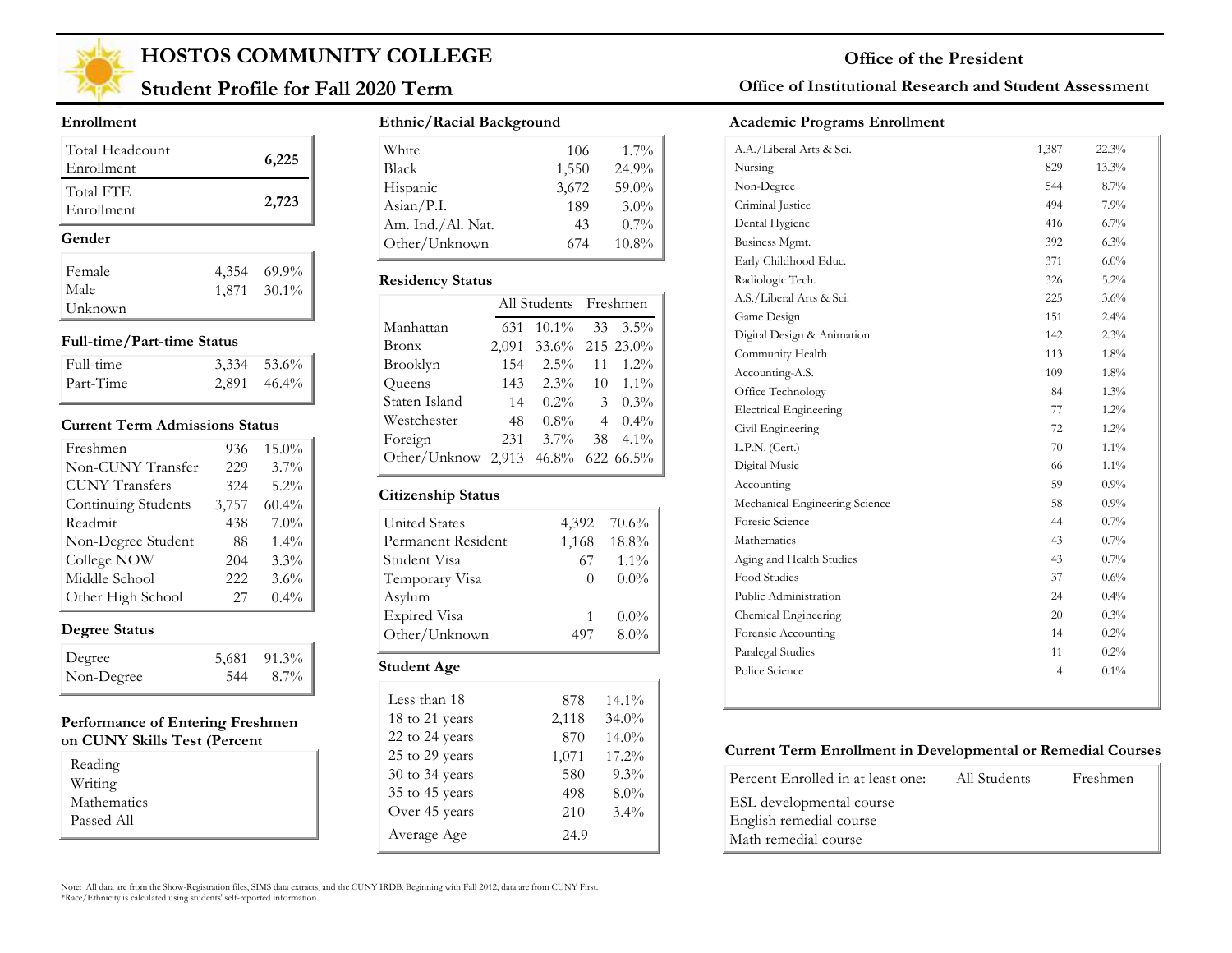# HOSTOS COMMUNITY COLLEGE

## Student Profile for Fall 2020 Term

**Office of the President**

**Office of Institutional Research and Student Assessment**

### Enrollment

| | |
|---|---|
| Total Headcount Enrollment | 6,225 |
| Total FTE Enrollment | 2,723 |

### Gender

| | | |
|---|---|---|
| Female | 4,354 | 69.9% |
| Male | 1,871 | 30.1% |
| Unknown | | |

### Full-time/Part-time Status

| | | |
|---|---|---|
| Full-time | 3,334 | 53.6% |
| Part-Time | 2,891 | 46.4% |

### Current Term Admissions Status

| | | |
|---|---|---|
| Freshmen | 936 | 15.0% |
| Non-CUNY Transfer | 229 | 3.7% |
| CUNY Transfers | 324 | 5.2% |
| Continuing Students | 3,757 | 60.4% |
| Readmit | 438 | 7.0% |
| Non-Degree Student | 88 | 1.4% |
| College NOW | 204 | 3.3% |
| Middle School | 222 | 3.6% |
| Other High School | 27 | 0.4% |

### Degree Status

| | | |
|---|---|---|
| Degree | 5,681 | 91.3% |
| Non-Degree | 544 | 8.7% |

### Performance of Entering Freshmen on CUNY Skills Test (Percent

| |
|---|
| Reading |
| Writing |
| Mathematics |
| Passed All |

### Ethnic/Racial Background

| | | |
|---|---|---|
| White | 106 | 1.7% |
| Black | 1,550 | 24.9% |
| Hispanic | 3,672 | 59.0% |
| Asian/P.I. | 189 | 3.0% |
| Am. Ind./Al. Nat. | 43 | 0.7% |
| Other/Unknown | 674 | 10.8% |

### Residency Status

| | All Students | | Freshmen | |
|---|---|---|---|---|
| Manhattan | 631 | 10.1% | 33 | 3.5% |
| Bronx | 2,091 | 33.6% | 215 | 23.0% |
| Brooklyn | 154 | 2.5% | 11 | 1.2% |
| Queens | 143 | 2.3% | 10 | 1.1% |
| Staten Island | 14 | 0.2% | 3 | 0.3% |
| Westchester | 48 | 0.8% | 4 | 0.4% |
| Foreign | 231 | 3.7% | 38 | 4.1% |
| Other/Unknow | 2,913 | 46.8% | 622 | 66.5% |

### Citizenship Status

| | | |
|---|---|---|
| United States | 4,392 | 70.6% |
| Permanent Resident | 1,168 | 18.8% |
| Student Visa | 67 | 1.1% |
| Temporary Visa | 0 | 0.0% |
| Asylum | | |
| Expired Visa | 1 | 0.0% |
| Other/Unknown | 497 | 8.0% |

### Student Age

| | | |
|---|---|---|
| Less than 18 | 878 | 14.1% |
| 18 to 21 years | 2,118 | 34.0% |
| 22 to 24 years | 870 | 14.0% |
| 25 to 29 years | 1,071 | 17.2% |
| 30 to 34 years | 580 | 9.3% |
| 35 to 45 years | 498 | 8.0% |
| Over 45 years | 210 | 3.4% |
| Average Age | 24.9 | |

### Academic Programs Enrollment

| | | |
|---|---|---|
| A.A./Liberal Arts & Sci. | 1,387 | 22.3% |
| Nursing | 829 | 13.3% |
| Non-Degree | 544 | 8.7% |
| Criminal Justice | 494 | 7.9% |
| Dental Hygiene | 416 | 6.7% |
| Business Mgmt. | 392 | 6.3% |
| Early Childhood Educ. | 371 | 6.0% |
| Radiologic Tech. | 326 | 5.2% |
| A.S./Liberal Arts & Sci. | 225 | 3.6% |
| Game Design | 151 | 2.4% |
| Digital Design & Animation | 142 | 2.3% |
| Community Health | 113 | 1.8% |
| Accounting-A.S. | 109 | 1.8% |
| Office Technology | 84 | 1.3% |
| Electrical Engineering | 77 | 1.2% |
| Civil Engineering | 72 | 1.2% |
| L.P.N. (Cert.) | 70 | 1.1% |
| Digital Music | 66 | 1.1% |
| Accounting | 59 | 0.9% |
| Mechanical Engineering Science | 58 | 0.9% |
| Foresic Science | 44 | 0.7% |
| Mathematics | 43 | 0.7% |
| Aging and Health Studies | 43 | 0.7% |
| Food Studies | 37 | 0.6% |
| Public Administration | 24 | 0.4% |
| Chemical Engineering | 20 | 0.3% |
| Forensic Accounting | 14 | 0.2% |
| Paralegal Studies | 11 | 0.2% |
| Police Science | 4 | 0.1% |

### Current Term Enrollment in Developmental or Remedial Courses

| Percent Enrolled in at least one: | All Students | Freshmen |
|---|---|---|
| ESL developmental course | | |
| English remedial course | | |
| Math remedial course | | |

Note: All data are from the Show-Registration files, SIMS data extracts, and the CUNY IRDB. Beginning with Fall 2012, data are from CUNY First.
*Race/Ethnicity is calculated using students' self-reported information.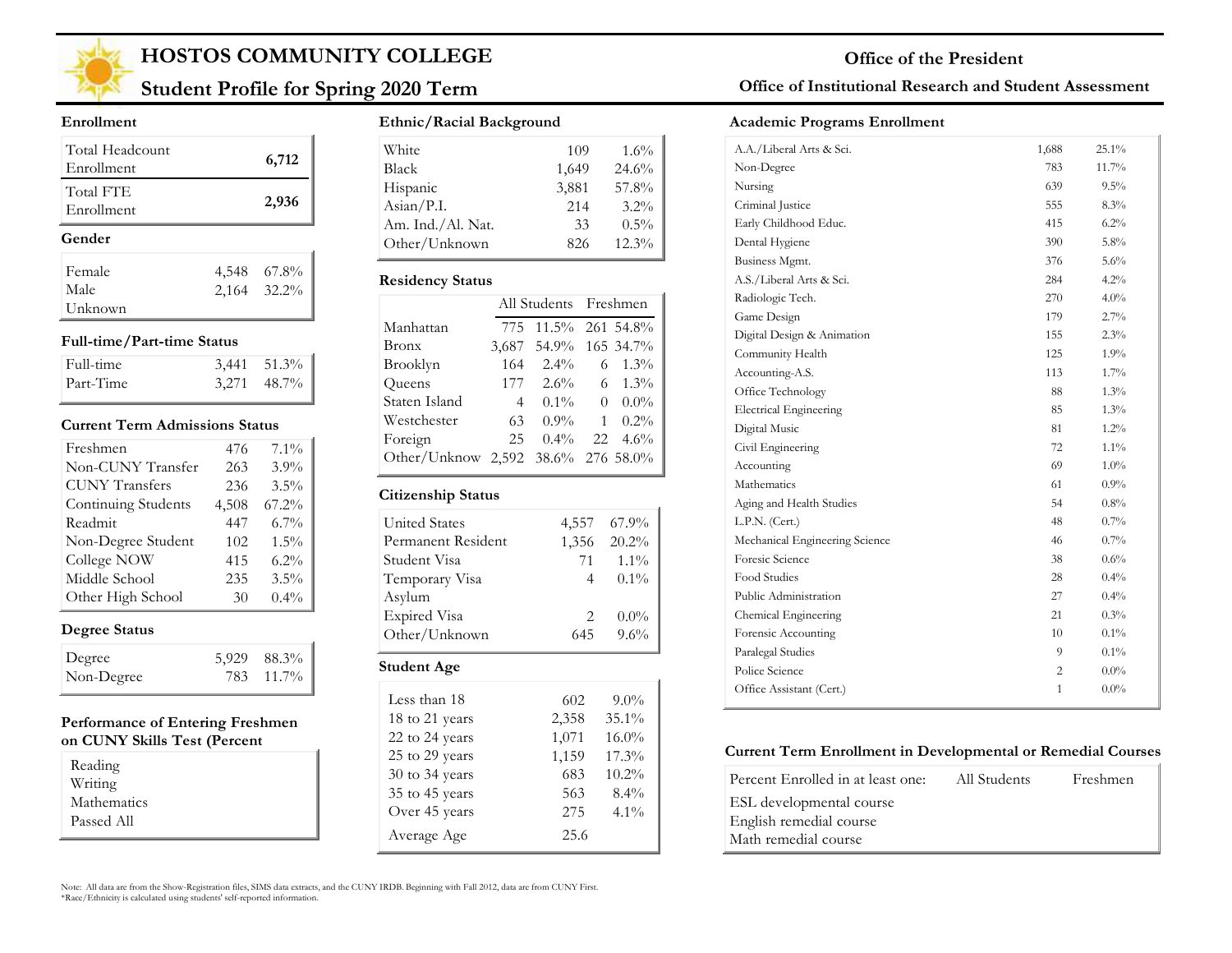# HOSTOS COMMUNITY COLLEGE

## Student Profile for Spring 2020 Term

**Office of the President**

**Office of Institutional Research and Student Assessment**

### Enrollment

| | |
|---|---|
| Total Headcount Enrollment | **6,712** |
| Total FTE Enrollment | **2,936** |

### Gender

| | | |
|---|---|---|
| Female | 4,548 | 67.8% |
| Male | 2,164 | 32.2% |
| Unknown | | |

### Full-time/Part-time Status

| | | |
|---|---|---|
| Full-time | 3,441 | 51.3% |
| Part-Time | 3,271 | 48.7% |

### Current Term Admissions Status

| | | |
|---|---|---|
| Freshmen | 476 | 7.1% |
| Non-CUNY Transfer | 263 | 3.9% |
| CUNY Transfers | 236 | 3.5% |
| Continuing Students | 4,508 | 67.2% |
| Readmit | 447 | 6.7% |
| Non-Degree Student | 102 | 1.5% |
| College NOW | 415 | 6.2% |
| Middle School | 235 | 3.5% |
| Other High School | 30 | 0.4% |

### Degree Status

| | | |
|---|---|---|
| Degree | 5,929 | 88.3% |
| Non-Degree | 783 | 11.7% |

### Performance of Entering Freshmen on CUNY Skills Test (Percent

| |
|---|
| Reading |
| Writing |
| Mathematics |
| Passed All |

### Ethnic/Racial Background

| | | |
|---|---|---|
| White | 109 | 1.6% |
| Black | 1,649 | 24.6% |
| Hispanic | 3,881 | 57.8% |
| Asian/P.I. | 214 | 3.2% |
| Am. Ind./Al. Nat. | 33 | 0.5% |
| Other/Unknown | 826 | 12.3% |

### Residency Status

| | All Students | | Freshmen | |
|---|---|---|---|---|
| Manhattan | 775 | 11.5% | 261 | 54.8% |
| Bronx | 3,687 | 54.9% | 165 | 34.7% |
| Brooklyn | 164 | 2.4% | 6 | 1.3% |
| Queens | 177 | 2.6% | 6 | 1.3% |
| Staten Island | 4 | 0.1% | 0 | 0.0% |
| Westchester | 63 | 0.9% | 1 | 0.2% |
| Foreign | 25 | 0.4% | 22 | 4.6% |
| Other/Unknow | 2,592 | 38.6% | 276 | 58.0% |

### Citizenship Status

| | | |
|---|---|---|
| United States | 4,557 | 67.9% |
| Permanent Resident | 1,356 | 20.2% |
| Student Visa | 71 | 1.1% |
| Temporary Visa | 4 | 0.1% |
| Asylum | | |
| Expired Visa | 2 | 0.0% |
| Other/Unknown | 645 | 9.6% |

### Student Age

| | | |
|---|---|---|
| Less than 18 | 602 | 9.0% |
| 18 to 21 years | 2,358 | 35.1% |
| 22 to 24 years | 1,071 | 16.0% |
| 25 to 29 years | 1,159 | 17.3% |
| 30 to 34 years | 683 | 10.2% |
| 35 to 45 years | 563 | 8.4% |
| Over 45 years | 275 | 4.1% |
| Average Age | 25.6 | |

### Academic Programs Enrollment

| | | |
|---|---|---|
| A.A./Liberal Arts & Sci. | 1,688 | 25.1% |
| Non-Degree | 783 | 11.7% |
| Nursing | 639 | 9.5% |
| Criminal Justice | 555 | 8.3% |
| Early Childhood Educ. | 415 | 6.2% |
| Dental Hygiene | 390 | 5.8% |
| Business Mgmt. | 376 | 5.6% |
| A.S./Liberal Arts & Sci. | 284 | 4.2% |
| Radiologic Tech. | 270 | 4.0% |
| Game Design | 179 | 2.7% |
| Digital Design & Animation | 155 | 2.3% |
| Community Health | 125 | 1.9% |
| Accounting-A.S. | 113 | 1.7% |
| Office Technology | 88 | 1.3% |
| Electrical Engineering | 85 | 1.3% |
| Digital Music | 81 | 1.2% |
| Civil Engineering | 72 | 1.1% |
| Accounting | 69 | 1.0% |
| Mathematics | 61 | 0.9% |
| Aging and Health Studies | 54 | 0.8% |
| L.P.N. (Cert.) | 48 | 0.7% |
| Mechanical Engineering Science | 46 | 0.7% |
| Foresic Science | 38 | 0.6% |
| Food Studies | 28 | 0.4% |
| Public Administration | 27 | 0.4% |
| Chemical Engineering | 21 | 0.3% |
| Forensic Accounting | 10 | 0.1% |
| Paralegal Studies | 9 | 0.1% |
| Police Science | 2 | 0.0% |
| Office Assistant (Cert.) | 1 | 0.0% |

### Current Term Enrollment in Developmental or Remedial Courses

| Percent Enrolled in at least one: | All Students | Freshmen |
|---|---|---|
| ESL developmental course | | |
| English remedial course | | |
| Math remedial course | | |

Note: All data are from the Show-Registration files, SIMS data extracts, and the CUNY IRDB. Beginning with Fall 2012, data are from CUNY First.
*Race/Ethnicity is calculated using students' self-reported information.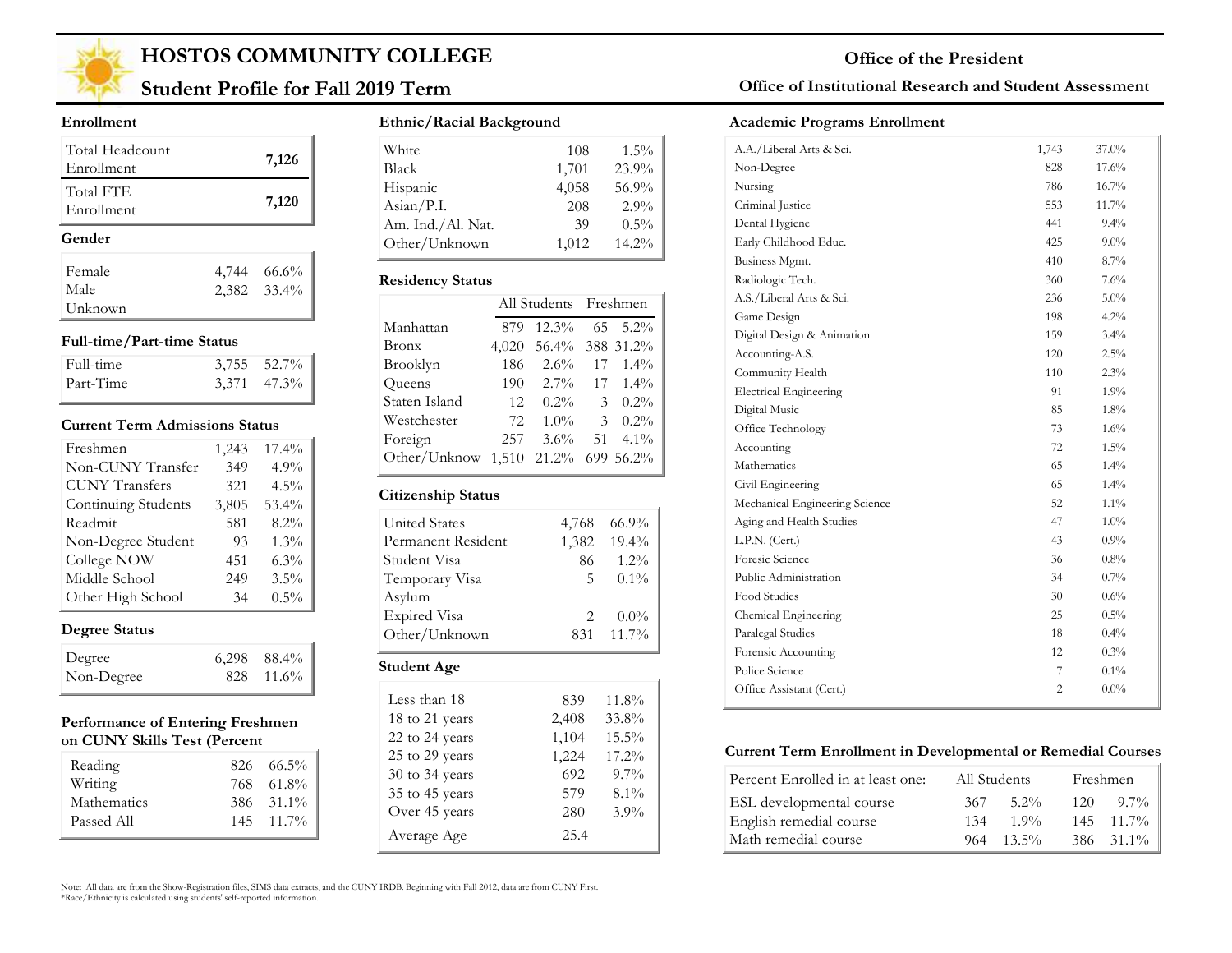# HOSTOS COMMUNITY COLLEGE

## Student Profile for Fall 2019 Term

**Office of the President**

**Office of Institutional Research and Student Assessment**

### Enrollment

| | |
|---|---|
| Total Headcount Enrollment | **7,126** |
| Total FTE Enrollment | **7,120** |

### Gender

| | | |
|---|---|---|
| Female | 4,744 | 66.6% |
| Male | 2,382 | 33.4% |
| Unknown | | |

### Full-time/Part-time Status

| | | |
|---|---|---|
| Full-time | 3,755 | 52.7% |
| Part-Time | 3,371 | 47.3% |

### Current Term Admissions Status

| | | |
|---|---|---|
| Freshmen | 1,243 | 17.4% |
| Non-CUNY Transfer | 349 | 4.9% |
| CUNY Transfers | 321 | 4.5% |
| Continuing Students | 3,805 | 53.4% |
| Readmit | 581 | 8.2% |
| Non-Degree Student | 93 | 1.3% |
| College NOW | 451 | 6.3% |
| Middle School | 249 | 3.5% |
| Other High School | 34 | 0.5% |

### Degree Status

| | | |
|---|---|---|
| Degree | 6,298 | 88.4% |
| Non-Degree | 828 | 11.6% |

### Performance of Entering Freshmen on CUNY Skills Test (Percent

| | | |
|---|---|---|
| Reading | 826 | 66.5% |
| Writing | 768 | 61.8% |
| Mathematics | 386 | 31.1% |
| Passed All | 145 | 11.7% |

### Ethnic/Racial Background

| | | |
|---|---|---|
| White | 108 | 1.5% |
| Black | 1,701 | 23.9% |
| Hispanic | 4,058 | 56.9% |
| Asian/P.I. | 208 | 2.9% |
| Am. Ind./Al. Nat. | 39 | 0.5% |
| Other/Unknown | 1,012 | 14.2% |

### Residency Status

| | All Students | | Freshmen | |
|---|---|---|---|---|
| Manhattan | 879 | 12.3% | 65 | 5.2% |
| Bronx | 4,020 | 56.4% | 388 | 31.2% |
| Brooklyn | 186 | 2.6% | 17 | 1.4% |
| Queens | 190 | 2.7% | 17 | 1.4% |
| Staten Island | 12 | 0.2% | 3 | 0.2% |
| Westchester | 72 | 1.0% | 3 | 0.2% |
| Foreign | 257 | 3.6% | 51 | 4.1% |
| Other/Unknow | 1,510 | 21.2% | 699 | 56.2% |

### Citizenship Status

| | | |
|---|---|---|
| United States | 4,768 | 66.9% |
| Permanent Resident | 1,382 | 19.4% |
| Student Visa | 86 | 1.2% |
| Temporary Visa | 5 | 0.1% |
| Asylum | | |
| Expired Visa | 2 | 0.0% |
| Other/Unknown | 831 | 11.7% |

### Student Age

| | | |
|---|---|---|
| Less than 18 | 839 | 11.8% |
| 18 to 21 years | 2,408 | 33.8% |
| 22 to 24 years | 1,104 | 15.5% |
| 25 to 29 years | 1,224 | 17.2% |
| 30 to 34 years | 692 | 9.7% |
| 35 to 45 years | 579 | 8.1% |
| Over 45 years | 280 | 3.9% |
| Average Age | 25.4 | |

### Academic Programs Enrollment

| | | |
|---|---|---|
| A.A./Liberal Arts & Sci. | 1,743 | 37.0% |
| Non-Degree | 828 | 17.6% |
| Nursing | 786 | 16.7% |
| Criminal Justice | 553 | 11.7% |
| Dental Hygiene | 441 | 9.4% |
| Early Childhood Educ. | 425 | 9.0% |
| Business Mgmt. | 410 | 8.7% |
| Radiologic Tech. | 360 | 7.6% |
| A.S./Liberal Arts & Sci. | 236 | 5.0% |
| Game Design | 198 | 4.2% |
| Digital Design & Animation | 159 | 3.4% |
| Accounting-A.S. | 120 | 2.5% |
| Community Health | 110 | 2.3% |
| Electrical Engineering | 91 | 1.9% |
| Digital Music | 85 | 1.8% |
| Office Technology | 73 | 1.6% |
| Accounting | 72 | 1.5% |
| Mathematics | 65 | 1.4% |
| Civil Engineering | 65 | 1.4% |
| Mechanical Engineering Science | 52 | 1.1% |
| Aging and Health Studies | 47 | 1.0% |
| L.P.N. (Cert.) | 43 | 0.9% |
| Foresic Science | 36 | 0.8% |
| Public Administration | 34 | 0.7% |
| Food Studies | 30 | 0.6% |
| Chemical Engineering | 25 | 0.5% |
| Paralegal Studies | 18 | 0.4% |
| Forensic Accounting | 12 | 0.3% |
| Police Science | 7 | 0.1% |
| Office Assistant (Cert.) | 2 | 0.0% |

### Current Term Enrollment in Developmental or Remedial Courses

| Percent Enrolled in at least one: | All Students | | Freshmen | |
|---|---|---|---|---|
| ESL developmental course | 367 | 5.2% | 120 | 9.7% |
| English remedial course | 134 | 1.9% | 145 | 11.7% |
| Math remedial course | 964 | 13.5% | 386 | 31.1% |

Note: All data are from the Show-Registration files, SIMS data extracts, and the CUNY IRDB. Beginning with Fall 2012, data are from CUNY First.
*Race/Ethnicity is calculated using students' self-reported information.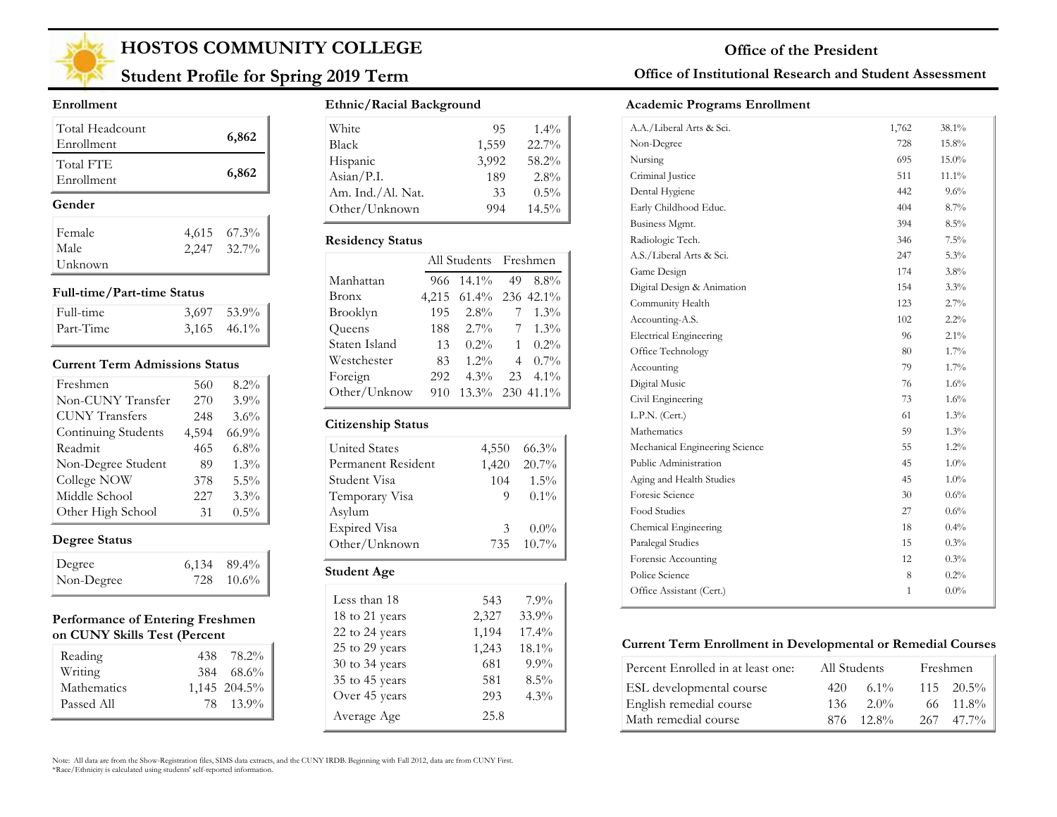# HOSTOS COMMUNITY COLLEGE

## Student Profile for Spring 2019 Term

**Office of the President**

**Office of Institutional Research and Student Assessment**

### Enrollment

| | |
|---|---|
| Total Headcount Enrollment | **6,862** |
| Total FTE Enrollment | **6,862** |

### Gender

| | | |
|---|---|---|
| Female | 4,615 | 67.3% |
| Male | 2,247 | 32.7% |
| Unknown | | |

### Full-time/Part-time Status

| | | |
|---|---|---|
| Full-time | 3,697 | 53.9% |
| Part-Time | 3,165 | 46.1% |

### Current Term Admissions Status

| | | |
|---|---|---|
| Freshmen | 560 | 8.2% |
| Non-CUNY Transfer | 270 | 3.9% |
| CUNY Transfers | 248 | 3.6% |
| Continuing Students | 4,594 | 66.9% |
| Readmit | 465 | 6.8% |
| Non-Degree Student | 89 | 1.3% |
| College NOW | 378 | 5.5% |
| Middle School | 227 | 3.3% |
| Other High School | 31 | 0.5% |

### Degree Status

| | | |
|---|---|---|
| Degree | 6,134 | 89.4% |
| Non-Degree | 728 | 10.6% |

### Performance of Entering Freshmen on CUNY Skills Test (Percent

| | | |
|---|---|---|
| Reading | 438 | 78.2% |
| Writing | 384 | 68.6% |
| Mathematics | 1,145 | 204.5% |
| Passed All | 78 | 13.9% |

### Ethnic/Racial Background

| | | |
|---|---|---|
| White | 95 | 1.4% |
| Black | 1,559 | 22.7% |
| Hispanic | 3,992 | 58.2% |
| Asian/P.I. | 189 | 2.8% |
| Am. Ind./Al. Nat. | 33 | 0.5% |
| Other/Unknown | 994 | 14.5% |

### Residency Status

| | All Students | | Freshmen | |
|---|---|---|---|---|
| Manhattan | 966 | 14.1% | 49 | 8.8% |
| Bronx | 4,215 | 61.4% | 236 | 42.1% |
| Brooklyn | 195 | 2.8% | 7 | 1.3% |
| Queens | 188 | 2.7% | 7 | 1.3% |
| Staten Island | 13 | 0.2% | 1 | 0.2% |
| Westchester | 83 | 1.2% | 4 | 0.7% |
| Foreign | 292 | 4.3% | 23 | 4.1% |
| Other/Unknow | 910 | 13.3% | 230 | 41.1% |

### Citizenship Status

| | | |
|---|---|---|
| United States | 4,550 | 66.3% |
| Permanent Resident | 1,420 | 20.7% |
| Student Visa | 104 | 1.5% |
| Temporary Visa | 9 | 0.1% |
| Asylum | | |
| Expired Visa | 3 | 0.0% |
| Other/Unknown | 735 | 10.7% |

### Student Age

| | | |
|---|---|---|
| Less than 18 | 543 | 7.9% |
| 18 to 21 years | 2,327 | 33.9% |
| 22 to 24 years | 1,194 | 17.4% |
| 25 to 29 years | 1,243 | 18.1% |
| 30 to 34 years | 681 | 9.9% |
| 35 to 45 years | 581 | 8.5% |
| Over 45 years | 293 | 4.3% |
| Average Age | 25.8 | |

### Academic Programs Enrollment

| | | |
|---|---|---|
| A.A./Liberal Arts & Sci. | 1,762 | 38.1% |
| Non-Degree | 728 | 15.8% |
| Nursing | 695 | 15.0% |
| Criminal Justice | 511 | 11.1% |
| Dental Hygiene | 442 | 9.6% |
| Early Childhood Educ. | 404 | 8.7% |
| Business Mgmt. | 394 | 8.5% |
| Radiologic Tech. | 346 | 7.5% |
| A.S./Liberal Arts & Sci. | 247 | 5.3% |
| Game Design | 174 | 3.8% |
| Digital Design & Animation | 154 | 3.3% |
| Community Health | 123 | 2.7% |
| Accounting-A.S. | 102 | 2.2% |
| Electrical Engineering | 96 | 2.1% |
| Office Technology | 80 | 1.7% |
| Accounting | 79 | 1.7% |
| Digital Music | 76 | 1.6% |
| Civil Engineering | 73 | 1.6% |
| L.P.N. (Cert.) | 61 | 1.3% |
| Mathematics | 59 | 1.3% |
| Mechanical Engineering Science | 55 | 1.2% |
| Public Administration | 45 | 1.0% |
| Aging and Health Studies | 45 | 1.0% |
| Foresic Science | 30 | 0.6% |
| Food Studies | 27 | 0.6% |
| Chemical Engineering | 18 | 0.4% |
| Paralegal Studies | 15 | 0.3% |
| Forensic Accounting | 12 | 0.3% |
| Police Science | 8 | 0.2% |
| Office Assistant (Cert.) | 1 | 0.0% |

### Current Term Enrollment in Developmental or Remedial Courses

| Percent Enrolled in at least one: | All Students | | Freshmen | |
|---|---|---|---|---|
| ESL developmental course | 420 | 6.1% | 115 | 20.5% |
| English remedial course | 136 | 2.0% | 66 | 11.8% |
| Math remedial course | 876 | 12.8% | 267 | 47.7% |

Note: All data are from the Show-Registration files, SIMS data extracts, and the CUNY IRDB. Beginning with Fall 2012, data are from CUNY First.
*Race/Ethnicity is calculated using students' self-reported information.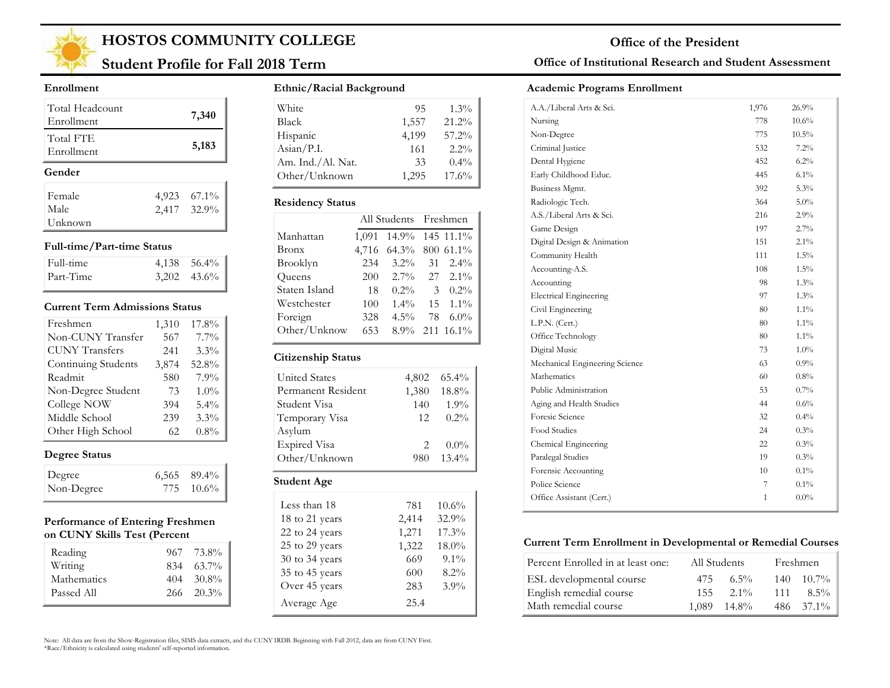# HOSTOS COMMUNITY COLLEGE

## Student Profile for Fall 2018 Term

**Office of the President**

**Office of Institutional Research and Student Assessment**

### Enrollment

| | |
|---|---|
| Total Headcount Enrollment | 7,340 |
| Total FTE Enrollment | 5,183 |

### Gender

| | | |
|---|---|---|
| Female | 4,923 | 67.1% |
| Male | 2,417 | 32.9% |
| Unknown | | |

### Full-time/Part-time Status

| | | |
|---|---|---|
| Full-time | 4,138 | 56.4% |
| Part-Time | 3,202 | 43.6% |

### Current Term Admissions Status

| | | |
|---|---|---|
| Freshmen | 1,310 | 17.8% |
| Non-CUNY Transfer | 567 | 7.7% |
| CUNY Transfers | 241 | 3.3% |
| Continuing Students | 3,874 | 52.8% |
| Readmit | 580 | 7.9% |
| Non-Degree Student | 73 | 1.0% |
| College NOW | 394 | 5.4% |
| Middle School | 239 | 3.3% |
| Other High School | 62 | 0.8% |

### Degree Status

| | | |
|---|---|---|
| Degree | 6,565 | 89.4% |
| Non-Degree | 775 | 10.6% |

### Performance of Entering Freshmen on CUNY Skills Test (Percent

| | | |
|---|---|---|
| Reading | 967 | 73.8% |
| Writing | 834 | 63.7% |
| Mathematics | 404 | 30.8% |
| Passed All | 266 | 20.3% |

### Ethnic/Racial Background

| | | |
|---|---|---|
| White | 95 | 1.3% |
| Black | 1,557 | 21.2% |
| Hispanic | 4,199 | 57.2% |
| Asian/P.I. | 161 | 2.2% |
| Am. Ind./Al. Nat. | 33 | 0.4% |
| Other/Unknown | 1,295 | 17.6% |

### Residency Status

| | All Students | | Freshmen | |
|---|---|---|---|---|
| Manhattan | 1,091 | 14.9% | 145 | 11.1% |
| Bronx | 4,716 | 64.3% | 800 | 61.1% |
| Brooklyn | 234 | 3.2% | 31 | 2.4% |
| Queens | 200 | 2.7% | 27 | 2.1% |
| Staten Island | 18 | 0.2% | 3 | 0.2% |
| Westchester | 100 | 1.4% | 15 | 1.1% |
| Foreign | 328 | 4.5% | 78 | 6.0% |
| Other/Unknow | 653 | 8.9% | 211 | 16.1% |

### Citizenship Status

| | | |
|---|---|---|
| United States | 4,802 | 65.4% |
| Permanent Resident | 1,380 | 18.8% |
| Student Visa | 140 | 1.9% |
| Temporary Visa | 12 | 0.2% |
| Asylum | | |
| Expired Visa | 2 | 0.0% |
| Other/Unknown | 980 | 13.4% |

### Student Age

| | | |
|---|---|---|
| Less than 18 | 781 | 10.6% |
| 18 to 21 years | 2,414 | 32.9% |
| 22 to 24 years | 1,271 | 17.3% |
| 25 to 29 years | 1,322 | 18.0% |
| 30 to 34 years | 669 | 9.1% |
| 35 to 45 years | 600 | 8.2% |
| Over 45 years | 283 | 3.9% |
| Average Age | 25.4 | |

### Academic Programs Enrollment

| | | |
|---|---|---|
| A.A./Liberal Arts & Sci. | 1,976 | 26.9% |
| Nursing | 778 | 10.6% |
| Non-Degree | 775 | 10.5% |
| Criminal Justice | 532 | 7.2% |
| Dental Hygiene | 452 | 6.2% |
| Early Childhood Educ. | 445 | 6.1% |
| Business Mgmt. | 392 | 5.3% |
| Radiologic Tech. | 364 | 5.0% |
| A.S./Liberal Arts & Sci. | 216 | 2.9% |
| Game Design | 197 | 2.7% |
| Digital Design & Animation | 151 | 2.1% |
| Community Health | 111 | 1.5% |
| Accounting-A.S. | 108 | 1.5% |
| Accounting | 98 | 1.3% |
| Electrical Engineering | 97 | 1.3% |
| Civil Engineering | 80 | 1.1% |
| L.P.N. (Cert.) | 80 | 1.1% |
| Office Technology | 80 | 1.1% |
| Digital Music | 73 | 1.0% |
| Mechanical Engineering Science | 63 | 0.9% |
| Mathematics | 60 | 0.8% |
| Public Administration | 53 | 0.7% |
| Aging and Health Studies | 44 | 0.6% |
| Foresic Science | 32 | 0.4% |
| Food Studies | 24 | 0.3% |
| Chemical Engineering | 22 | 0.3% |
| Paralegal Studies | 19 | 0.3% |
| Forensic Accounting | 10 | 0.1% |
| Police Science | 7 | 0.1% |
| Office Assistant (Cert.) | 1 | 0.0% |

### Current Term Enrollment in Developmental or Remedial Courses

| Percent Enrolled in at least one: | All Students | | Freshmen | |
|---|---|---|---|---|
| ESL developmental course | 475 | 6.5% | 140 | 10.7% |
| English remedial course | 155 | 2.1% | 111 | 8.5% |
| Math remedial course | 1,089 | 14.8% | 486 | 37.1% |

Note: All data are from the Show-Registration files, SIMS data extracts, and the CUNY IRDB. Beginning with Fall 2012, data are from CUNY First.
*Race/Ethnicity is calculated using students' self-reported information.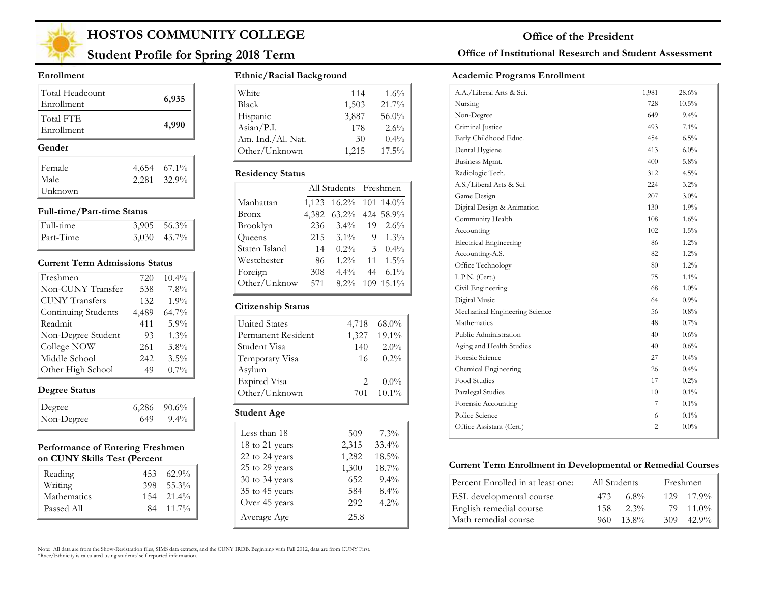# HOSTOS COMMUNITY COLLEGE

## Student Profile for Spring 2018 Term

**Office of the President**

**Office of Institutional Research and Student Assessment**

### Enrollment

| | |
|---|---|
| Total Headcount Enrollment | 6,935 |
| Total FTE Enrollment | 4,990 |

### Gender

| | | |
|---|---|---|
| Female | 4,654 | 67.1% |
| Male | 2,281 | 32.9% |
| Unknown | | |

### Full-time/Part-time Status

| | | |
|---|---|---|
| Full-time | 3,905 | 56.3% |
| Part-Time | 3,030 | 43.7% |

### Current Term Admissions Status

| | | |
|---|---|---|
| Freshmen | 720 | 10.4% |
| Non-CUNY Transfer | 538 | 7.8% |
| CUNY Transfers | 132 | 1.9% |
| Continuing Students | 4,489 | 64.7% |
| Readmit | 411 | 5.9% |
| Non-Degree Student | 93 | 1.3% |
| College NOW | 261 | 3.8% |
| Middle School | 242 | 3.5% |
| Other High School | 49 | 0.7% |

### Degree Status

| | | |
|---|---|---|
| Degree | 6,286 | 90.6% |
| Non-Degree | 649 | 9.4% |

### Performance of Entering Freshmen on CUNY Skills Test (Percent

| | | |
|---|---|---|
| Reading | 453 | 62.9% |
| Writing | 398 | 55.3% |
| Mathematics | 154 | 21.4% |
| Passed All | 84 | 11.7% |

### Ethnic/Racial Background

| | | |
|---|---|---|
| White | 114 | 1.6% |
| Black | 1,503 | 21.7% |
| Hispanic | 3,887 | 56.0% |
| Asian/P.I. | 178 | 2.6% |
| Am. Ind./Al. Nat. | 30 | 0.4% |
| Other/Unknown | 1,215 | 17.5% |

### Residency Status

| | All Students | | Freshmen | |
|---|---|---|---|---|
| Manhattan | 1,123 | 16.2% | 101 | 14.0% |
| Bronx | 4,382 | 63.2% | 424 | 58.9% |
| Brooklyn | 236 | 3.4% | 19 | 2.6% |
| Queens | 215 | 3.1% | 9 | 1.3% |
| Staten Island | 14 | 0.2% | 3 | 0.4% |
| Westchester | 86 | 1.2% | 11 | 1.5% |
| Foreign | 308 | 4.4% | 44 | 6.1% |
| Other/Unknow | 571 | 8.2% | 109 | 15.1% |

### Citizenship Status

| | | |
|---|---|---|
| United States | 4,718 | 68.0% |
| Permanent Resident | 1,327 | 19.1% |
| Student Visa | 140 | 2.0% |
| Temporary Visa | 16 | 0.2% |
| Asylum | | |
| Expired Visa | 2 | 0.0% |
| Other/Unknown | 701 | 10.1% |

### Student Age

| | | |
|---|---|---|
| Less than 18 | 509 | 7.3% |
| 18 to 21 years | 2,315 | 33.4% |
| 22 to 24 years | 1,282 | 18.5% |
| 25 to 29 years | 1,300 | 18.7% |
| 30 to 34 years | 652 | 9.4% |
| 35 to 45 years | 584 | 8.4% |
| Over 45 years | 292 | 4.2% |
| Average Age | 25.8 | |

### Academic Programs Enrollment

| | | |
|---|---|---|
| A.A./Liberal Arts & Sci. | 1,981 | 28.6% |
| Nursing | 728 | 10.5% |
| Non-Degree | 649 | 9.4% |
| Criminal Justice | 493 | 7.1% |
| Early Childhood Educ. | 454 | 6.5% |
| Dental Hygiene | 413 | 6.0% |
| Business Mgmt. | 400 | 5.8% |
| Radiologic Tech. | 312 | 4.5% |
| A.S./Liberal Arts & Sci. | 224 | 3.2% |
| Game Design | 207 | 3.0% |
| Digital Design & Animation | 130 | 1.9% |
| Community Health | 108 | 1.6% |
| Accounting | 102 | 1.5% |
| Electrical Engineering | 86 | 1.2% |
| Accounting-A.S. | 82 | 1.2% |
| Office Technology | 80 | 1.2% |
| L.P.N. (Cert.) | 75 | 1.1% |
| Civil Engineering | 68 | 1.0% |
| Digital Music | 64 | 0.9% |
| Mechanical Engineering Science | 56 | 0.8% |
| Mathematics | 48 | 0.7% |
| Public Administration | 40 | 0.6% |
| Aging and Health Studies | 40 | 0.6% |
| Foresic Science | 27 | 0.4% |
| Chemical Engineering | 26 | 0.4% |
| Food Studies | 17 | 0.2% |
| Paralegal Studies | 10 | 0.1% |
| Forensic Accounting | 7 | 0.1% |
| Police Science | 6 | 0.1% |
| Office Assistant (Cert.) | 2 | 0.0% |

### Current Term Enrollment in Developmental or Remedial Courses

| Percent Enrolled in at least one: | All Students | | Freshmen | |
|---|---|---|---|---|
| ESL developmental course | 473 | 6.8% | 129 | 17.9% |
| English remedial course | 158 | 2.3% | 79 | 11.0% |
| Math remedial course | 960 | 13.8% | 309 | 42.9% |

Note: All data are from the Show-Registration files, SIMS data extracts, and the CUNY IRDB. Beginning with Fall 2012, data are from CUNY First.
*Race/Ethnicity is calculated using students' self-reported information.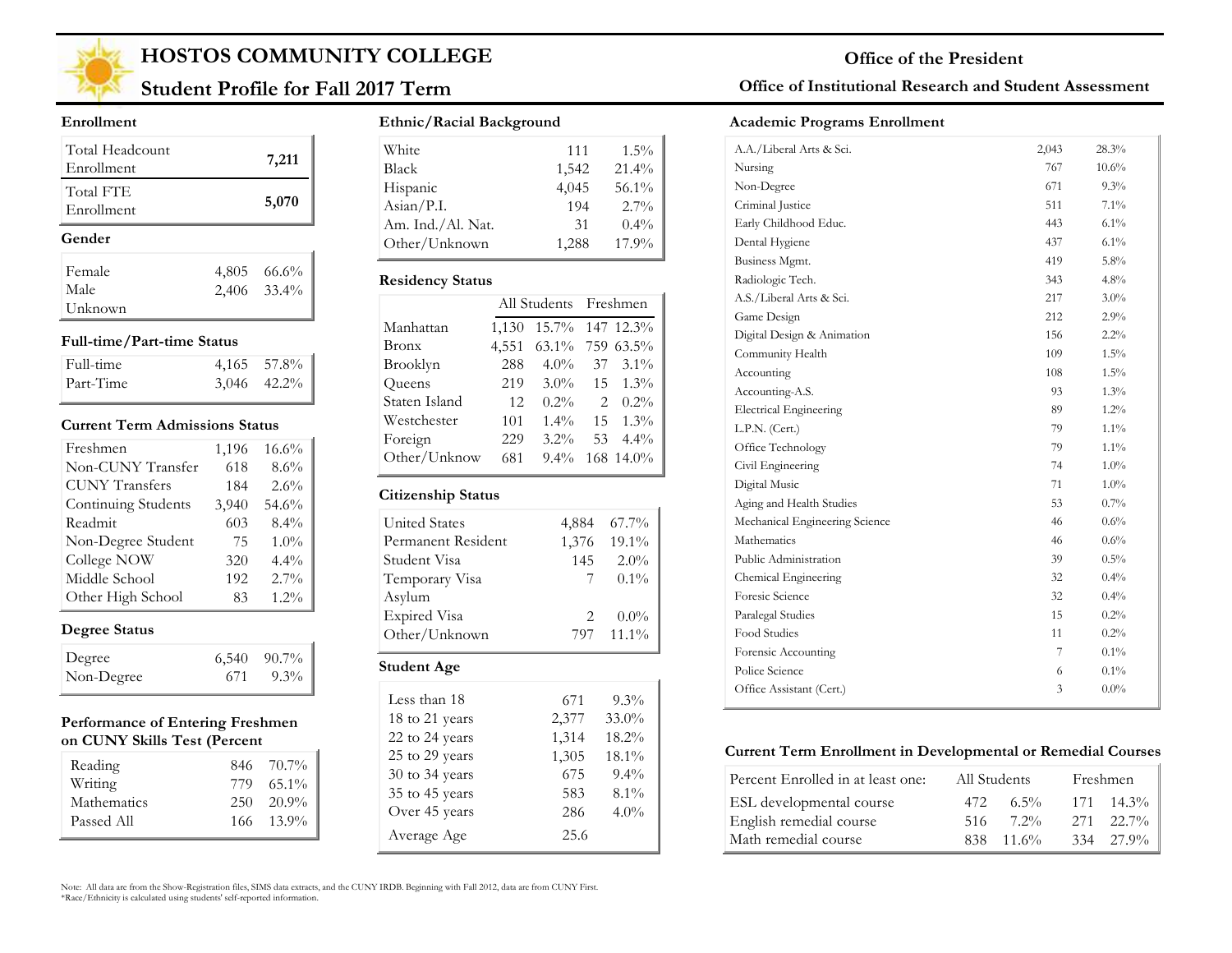# HOSTOS COMMUNITY COLLEGE

## Student Profile for Fall 2017 Term

**Office of the President**

**Office of Institutional Research and Student Assessment**

### Enrollment

| | |
|---|---|
| Total Headcount Enrollment | **7,211** |
| Total FTE Enrollment | **5,070** |

### Gender

| | | |
|---|---|---|
| Female | 4,805 | 66.6% |
| Male | 2,406 | 33.4% |
| Unknown | | |

### Full-time/Part-time Status

| | | |
|---|---|---|
| Full-time | 4,165 | 57.8% |
| Part-Time | 3,046 | 42.2% |

### Current Term Admissions Status

| | | |
|---|---|---|
| Freshmen | 1,196 | 16.6% |
| Non-CUNY Transfer | 618 | 8.6% |
| CUNY Transfers | 184 | 2.6% |
| Continuing Students | 3,940 | 54.6% |
| Readmit | 603 | 8.4% |
| Non-Degree Student | 75 | 1.0% |
| College NOW | 320 | 4.4% |
| Middle School | 192 | 2.7% |
| Other High School | 83 | 1.2% |

### Degree Status

| | | |
|---|---|---|
| Degree | 6,540 | 90.7% |
| Non-Degree | 671 | 9.3% |

### Performance of Entering Freshmen on CUNY Skills Test (Percent

| | | |
|---|---|---|
| Reading | 846 | 70.7% |
| Writing | 779 | 65.1% |
| Mathematics | 250 | 20.9% |
| Passed All | 166 | 13.9% |

### Ethnic/Racial Background

| | | |
|---|---|---|
| White | 111 | 1.5% |
| Black | 1,542 | 21.4% |
| Hispanic | 4,045 | 56.1% |
| Asian/P.I. | 194 | 2.7% |
| Am. Ind./Al. Nat. | 31 | 0.4% |
| Other/Unknown | 1,288 | 17.9% |

### Residency Status

| | All Students | | Freshmen | |
|---|---|---|---|---|
| Manhattan | 1,130 | 15.7% | 147 | 12.3% |
| Bronx | 4,551 | 63.1% | 759 | 63.5% |
| Brooklyn | 288 | 4.0% | 37 | 3.1% |
| Queens | 219 | 3.0% | 15 | 1.3% |
| Staten Island | 12 | 0.2% | 2 | 0.2% |
| Westchester | 101 | 1.4% | 15 | 1.3% |
| Foreign | 229 | 3.2% | 53 | 4.4% |
| Other/Unknow | 681 | 9.4% | 168 | 14.0% |

### Citizenship Status

| | | |
|---|---|---|
| United States | 4,884 | 67.7% |
| Permanent Resident | 1,376 | 19.1% |
| Student Visa | 145 | 2.0% |
| Temporary Visa | 7 | 0.1% |
| Asylum | | |
| Expired Visa | 2 | 0.0% |
| Other/Unknown | 797 | 11.1% |

### Student Age

| | | |
|---|---|---|
| Less than 18 | 671 | 9.3% |
| 18 to 21 years | 2,377 | 33.0% |
| 22 to 24 years | 1,314 | 18.2% |
| 25 to 29 years | 1,305 | 18.1% |
| 30 to 34 years | 675 | 9.4% |
| 35 to 45 years | 583 | 8.1% |
| Over 45 years | 286 | 4.0% |
| Average Age | 25.6 | |

### Academic Programs Enrollment

| | | |
|---|---|---|
| A.A./Liberal Arts & Sci. | 2,043 | 28.3% |
| Nursing | 767 | 10.6% |
| Non-Degree | 671 | 9.3% |
| Criminal Justice | 511 | 7.1% |
| Early Childhood Educ. | 443 | 6.1% |
| Dental Hygiene | 437 | 6.1% |
| Business Mgmt. | 419 | 5.8% |
| Radiologic Tech. | 343 | 4.8% |
| A.S./Liberal Arts & Sci. | 217 | 3.0% |
| Game Design | 212 | 2.9% |
| Digital Design & Animation | 156 | 2.2% |
| Community Health | 109 | 1.5% |
| Accounting | 108 | 1.5% |
| Accounting-A.S. | 93 | 1.3% |
| Electrical Engineering | 89 | 1.2% |
| L.P.N. (Cert.) | 79 | 1.1% |
| Office Technology | 79 | 1.1% |
| Civil Engineering | 74 | 1.0% |
| Digital Music | 71 | 1.0% |
| Aging and Health Studies | 53 | 0.7% |
| Mechanical Engineering Science | 46 | 0.6% |
| Mathematics | 46 | 0.6% |
| Public Administration | 39 | 0.5% |
| Chemical Engineering | 32 | 0.4% |
| Foresic Science | 32 | 0.4% |
| Paralegal Studies | 15 | 0.2% |
| Food Studies | 11 | 0.2% |
| Forensic Accounting | 7 | 0.1% |
| Police Science | 6 | 0.1% |
| Office Assistant (Cert.) | 3 | 0.0% |

### Current Term Enrollment in Developmental or Remedial Courses

| Percent Enrolled in at least one: | All Students | | Freshmen | |
|---|---|---|---|---|
| ESL developmental course | 472 | 6.5% | 171 | 14.3% |
| English remedial course | 516 | 7.2% | 271 | 22.7% |
| Math remedial course | 838 | 11.6% | 334 | 27.9% |

Note: All data are from the Show-Registration files, SIMS data extracts, and the CUNY IRDB. Beginning with Fall 2012, data are from CUNY First.
*Race/Ethnicity is calculated using students' self-reported information.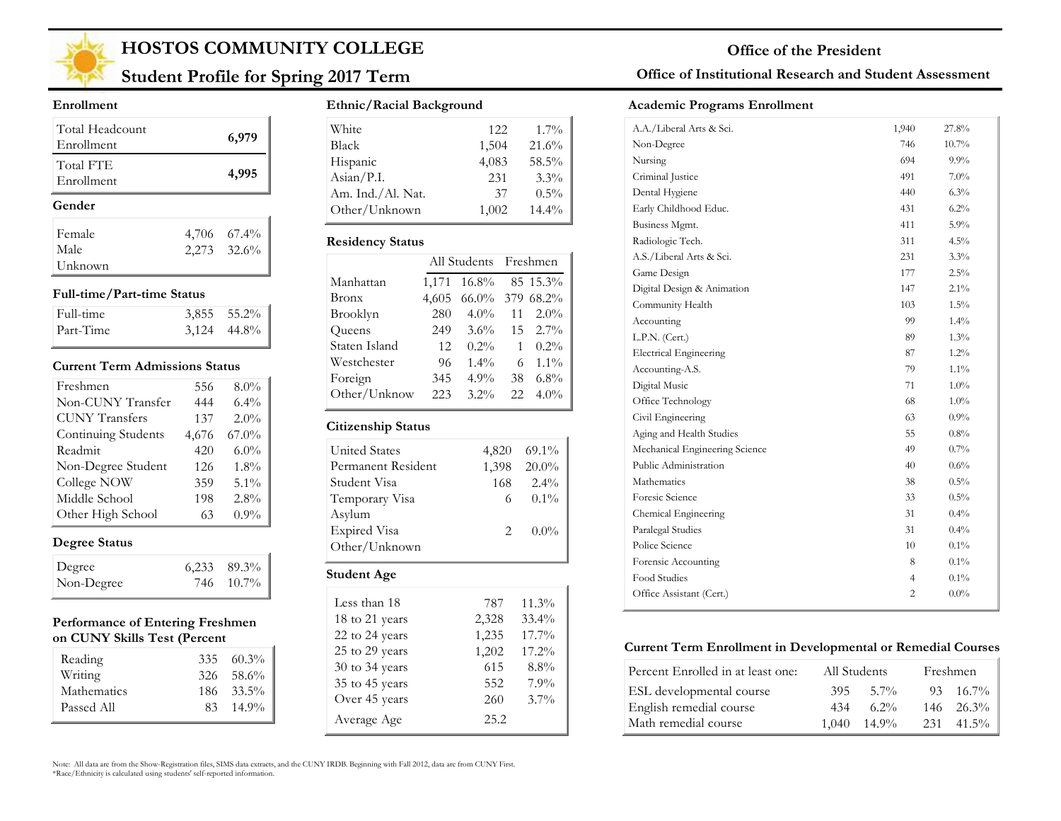# HOSTOS COMMUNITY COLLEGE

## Student Profile for Spring 2017 Term

**Office of the President**

**Office of Institutional Research and Student Assessment**

### Enrollment

| | |
|---|---|
| Total Headcount Enrollment | **6,979** |
| Total FTE Enrollment | **4,995** |

### Gender

| | | |
|---|---|---|
| Female | 4,706 | 67.4% |
| Male | 2,273 | 32.6% |
| Unknown | | |

### Full-time/Part-time Status

| | | |
|---|---|---|
| Full-time | 3,855 | 55.2% |
| Part-Time | 3,124 | 44.8% |

### Current Term Admissions Status

| | | |
|---|---|---|
| Freshmen | 556 | 8.0% |
| Non-CUNY Transfer | 444 | 6.4% |
| CUNY Transfers | 137 | 2.0% |
| Continuing Students | 4,676 | 67.0% |
| Readmit | 420 | 6.0% |
| Non-Degree Student | 126 | 1.8% |
| College NOW | 359 | 5.1% |
| Middle School | 198 | 2.8% |
| Other High School | 63 | 0.9% |

### Degree Status

| | | |
|---|---|---|
| Degree | 6,233 | 89.3% |
| Non-Degree | 746 | 10.7% |

### Performance of Entering Freshmen on CUNY Skills Test (Percent

| | | |
|---|---|---|
| Reading | 335 | 60.3% |
| Writing | 326 | 58.6% |
| Mathematics | 186 | 33.5% |
| Passed All | 83 | 14.9% |

### Ethnic/Racial Background

| | | |
|---|---|---|
| White | 122 | 1.7% |
| Black | 1,504 | 21.6% |
| Hispanic | 4,083 | 58.5% |
| Asian/P.I. | 231 | 3.3% |
| Am. Ind./Al. Nat. | 37 | 0.5% |
| Other/Unknown | 1,002 | 14.4% |

### Residency Status

| | All Students | | Freshmen | |
|---|---|---|---|---|
| Manhattan | 1,171 | 16.8% | 85 | 15.3% |
| Bronx | 4,605 | 66.0% | 379 | 68.2% |
| Brooklyn | 280 | 4.0% | 11 | 2.0% |
| Queens | 249 | 3.6% | 15 | 2.7% |
| Staten Island | 12 | 0.2% | 1 | 0.2% |
| Westchester | 96 | 1.4% | 6 | 1.1% |
| Foreign | 345 | 4.9% | 38 | 6.8% |
| Other/Unknow | 223 | 3.2% | 22 | 4.0% |

### Citizenship Status

| | | |
|---|---|---|
| United States | 4,820 | 69.1% |
| Permanent Resident | 1,398 | 20.0% |
| Student Visa | 168 | 2.4% |
| Temporary Visa | 6 | 0.1% |
| Asylum | | |
| Expired Visa | 2 | 0.0% |
| Other/Unknown | | |

### Student Age

| | | |
|---|---|---|
| Less than 18 | 787 | 11.3% |
| 18 to 21 years | 2,328 | 33.4% |
| 22 to 24 years | 1,235 | 17.7% |
| 25 to 29 years | 1,202 | 17.2% |
| 30 to 34 years | 615 | 8.8% |
| 35 to 45 years | 552 | 7.9% |
| Over 45 years | 260 | 3.7% |
| Average Age | 25.2 | |

### Academic Programs Enrollment

| | | |
|---|---|---|
| A.A./Liberal Arts & Sci. | 1,940 | 27.8% |
| Non-Degree | 746 | 10.7% |
| Nursing | 694 | 9.9% |
| Criminal Justice | 491 | 7.0% |
| Dental Hygiene | 440 | 6.3% |
| Early Childhood Educ. | 431 | 6.2% |
| Business Mgmt. | 411 | 5.9% |
| Radiologic Tech. | 311 | 4.5% |
| A.S./Liberal Arts & Sci. | 231 | 3.3% |
| Game Design | 177 | 2.5% |
| Digital Design & Animation | 147 | 2.1% |
| Community Health | 103 | 1.5% |
| Accounting | 99 | 1.4% |
| L.P.N. (Cert.) | 89 | 1.3% |
| Electrical Engineering | 87 | 1.2% |
| Accounting-A.S. | 79 | 1.1% |
| Digital Music | 71 | 1.0% |
| Office Technology | 68 | 1.0% |
| Civil Engineering | 63 | 0.9% |
| Aging and Health Studies | 55 | 0.8% |
| Mechanical Engineering Science | 49 | 0.7% |
| Public Administration | 40 | 0.6% |
| Mathematics | 38 | 0.5% |
| Foresic Science | 33 | 0.5% |
| Chemical Engineering | 31 | 0.4% |
| Paralegal Studies | 31 | 0.4% |
| Police Science | 10 | 0.1% |
| Forensic Accounting | 8 | 0.1% |
| Food Studies | 4 | 0.1% |
| Office Assistant (Cert.) | 2 | 0.0% |

### Current Term Enrollment in Developmental or Remedial Courses

| Percent Enrolled in at least one: | All Students | | Freshmen | |
|---|---|---|---|---|
| ESL developmental course | 395 | 5.7% | 93 | 16.7% |
| English remedial course | 434 | 6.2% | 146 | 26.3% |
| Math remedial course | 1,040 | 14.9% | 231 | 41.5% |

Note: All data are from the Show-Registration files, SIMS data extracts, and the CUNY IRDB. Beginning with Fall 2012, data are from CUNY First.
*Race/Ethnicity is calculated using students' self-reported information.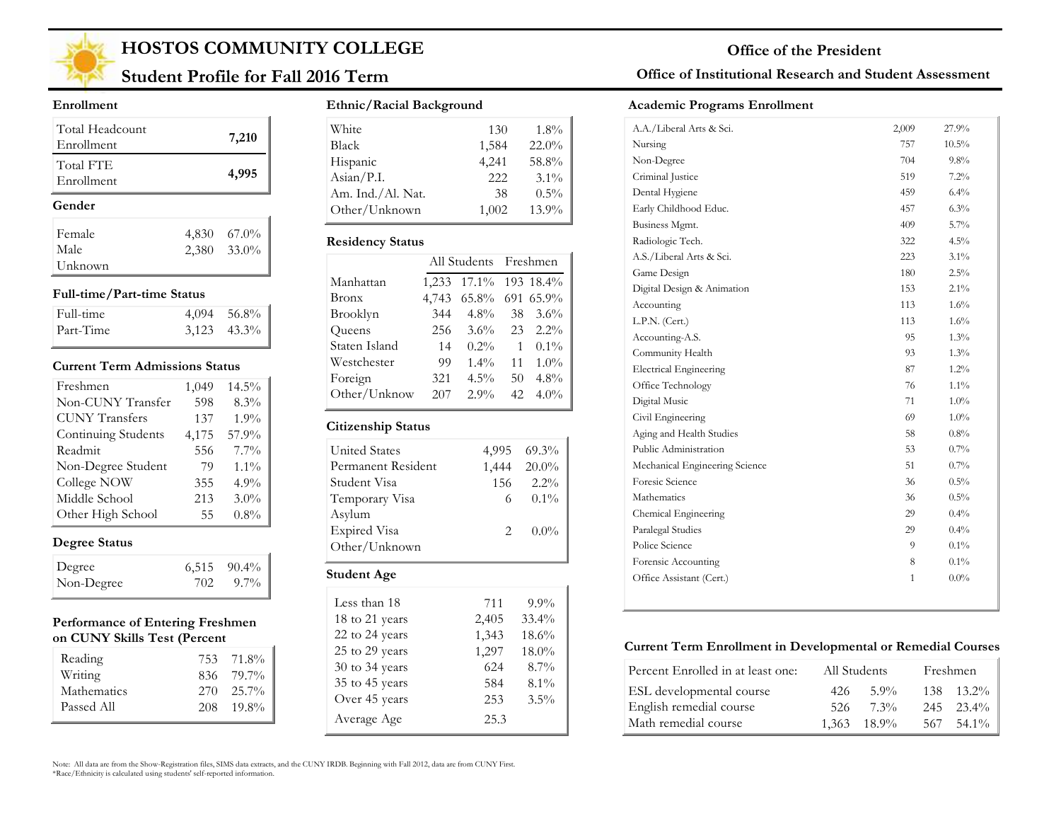# HOSTOS COMMUNITY COLLEGE

## Student Profile for Fall 2016 Term

**Office of the President**

**Office of Institutional Research and Student Assessment**

### Enrollment

| | |
|---|---|
| Total Headcount Enrollment | 7,210 |
| Total FTE Enrollment | 4,995 |

### Gender

| | | |
|---|---|---|
| Female | 4,830 | 67.0% |
| Male | 2,380 | 33.0% |
| Unknown | | |

### Full-time/Part-time Status

| | | |
|---|---|---|
| Full-time | 4,094 | 56.8% |
| Part-Time | 3,123 | 43.3% |

### Current Term Admissions Status

| | | |
|---|---|---|
| Freshmen | 1,049 | 14.5% |
| Non-CUNY Transfer | 598 | 8.3% |
| CUNY Transfers | 137 | 1.9% |
| Continuing Students | 4,175 | 57.9% |
| Readmit | 556 | 7.7% |
| Non-Degree Student | 79 | 1.1% |
| College NOW | 355 | 4.9% |
| Middle School | 213 | 3.0% |
| Other High School | 55 | 0.8% |

### Degree Status

| | | |
|---|---|---|
| Degree | 6,515 | 90.4% |
| Non-Degree | 702 | 9.7% |

### Performance of Entering Freshmen on CUNY Skills Test (Percent

| | | |
|---|---|---|
| Reading | 753 | 71.8% |
| Writing | 836 | 79.7% |
| Mathematics | 270 | 25.7% |
| Passed All | 208 | 19.8% |

### Ethnic/Racial Background

| | | |
|---|---|---|
| White | 130 | 1.8% |
| Black | 1,584 | 22.0% |
| Hispanic | 4,241 | 58.8% |
| Asian/P.I. | 222 | 3.1% |
| Am. Ind./Al. Nat. | 38 | 0.5% |
| Other/Unknown | 1,002 | 13.9% |

### Residency Status

| | All Students | | Freshmen | |
|---|---|---|---|---|
| Manhattan | 1,233 | 17.1% | 193 | 18.4% |
| Bronx | 4,743 | 65.8% | 691 | 65.9% |
| Brooklyn | 344 | 4.8% | 38 | 3.6% |
| Queens | 256 | 3.6% | 23 | 2.2% |
| Staten Island | 14 | 0.2% | 1 | 0.1% |
| Westchester | 99 | 1.4% | 11 | 1.0% |
| Foreign | 321 | 4.5% | 50 | 4.8% |
| Other/Unknow | 207 | 2.9% | 42 | 4.0% |

### Citizenship Status

| | | |
|---|---|---|
| United States | 4,995 | 69.3% |
| Permanent Resident | 1,444 | 20.0% |
| Student Visa | 156 | 2.2% |
| Temporary Visa | 6 | 0.1% |
| Asylum | | |
| Expired Visa | 2 | 0.0% |
| Other/Unknown | | |

### Student Age

| | | |
|---|---|---|
| Less than 18 | 711 | 9.9% |
| 18 to 21 years | 2,405 | 33.4% |
| 22 to 24 years | 1,343 | 18.6% |
| 25 to 29 years | 1,297 | 18.0% |
| 30 to 34 years | 624 | 8.7% |
| 35 to 45 years | 584 | 8.1% |
| Over 45 years | 253 | 3.5% |
| Average Age | 25.3 | |

### Academic Programs Enrollment

| | | |
|---|---|---|
| A.A./Liberal Arts & Sci. | 2,009 | 27.9% |
| Nursing | 757 | 10.5% |
| Non-Degree | 704 | 9.8% |
| Criminal Justice | 519 | 7.2% |
| Dental Hygiene | 459 | 6.4% |
| Early Childhood Educ. | 457 | 6.3% |
| Business Mgmt. | 409 | 5.7% |
| Radiologic Tech. | 322 | 4.5% |
| A.S./Liberal Arts & Sci. | 223 | 3.1% |
| Game Design | 180 | 2.5% |
| Digital Design & Animation | 153 | 2.1% |
| Accounting | 113 | 1.6% |
| L.P.N. (Cert.) | 113 | 1.6% |
| Accounting-A.S. | 95 | 1.3% |
| Community Health | 93 | 1.3% |
| Electrical Engineering | 87 | 1.2% |
| Office Technology | 76 | 1.1% |
| Digital Music | 71 | 1.0% |
| Civil Engineering | 69 | 1.0% |
| Aging and Health Studies | 58 | 0.8% |
| Public Administration | 53 | 0.7% |
| Mechanical Engineering Science | 51 | 0.7% |
| Foresic Science | 36 | 0.5% |
| Mathematics | 36 | 0.5% |
| Chemical Engineering | 29 | 0.4% |
| Paralegal Studies | 29 | 0.4% |
| Police Science | 9 | 0.1% |
| Forensic Accounting | 8 | 0.1% |
| Office Assistant (Cert.) | 1 | 0.0% |

### Current Term Enrollment in Developmental or Remedial Courses

| Percent Enrolled in at least one: | All Students | | Freshmen | |
|---|---|---|---|---|
| ESL developmental course | 426 | 5.9% | 138 | 13.2% |
| English remedial course | 526 | 7.3% | 245 | 23.4% |
| Math remedial course | 1,363 | 18.9% | 567 | 54.1% |

Note: All data are from the Show-Registration files, SIMS data extracts, and the CUNY IRDB. Beginning with Fall 2012, data are from CUNY First.
*Race/Ethnicity is calculated using students' self-reported information.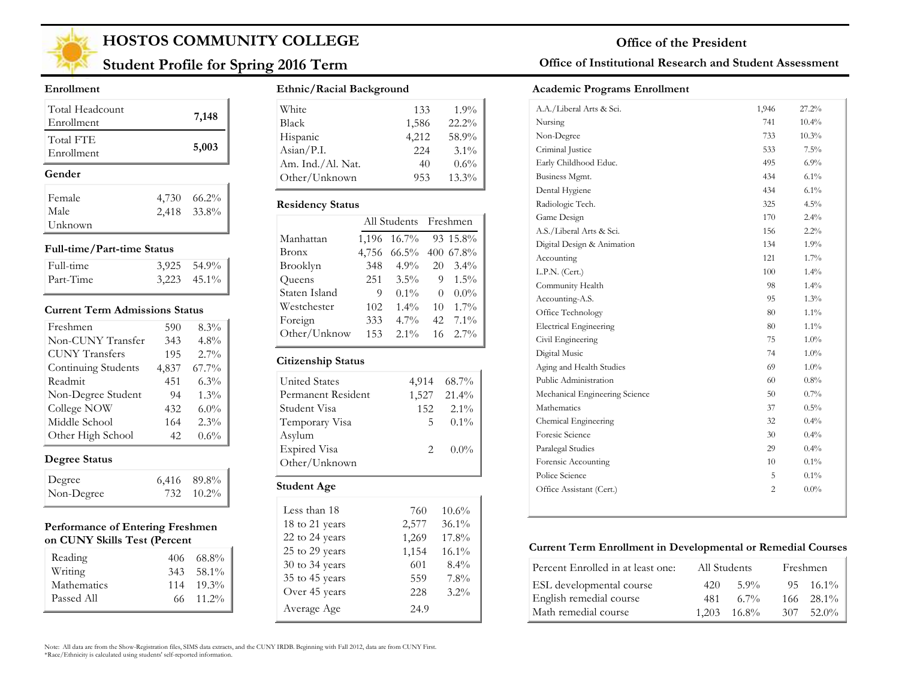# HOSTOS COMMUNITY COLLEGE

## Student Profile for Spring 2016 Term

**Office of the President**

**Office of Institutional Research and Student Assessment**

### Enrollment

| | |
|---|---|
| Total Headcount Enrollment | **7,148** |
| Total FTE Enrollment | **5,003** |

### Gender

| | | |
|---|---|---|
| Female | 4,730 | 66.2% |
| Male | 2,418 | 33.8% |
| Unknown | | |

### Full-time/Part-time Status

| | | |
|---|---|---|
| Full-time | 3,925 | 54.9% |
| Part-Time | 3,223 | 45.1% |

### Current Term Admissions Status

| | | |
|---|---|---|
| Freshmen | 590 | 8.3% |
| Non-CUNY Transfer | 343 | 4.8% |
| CUNY Transfers | 195 | 2.7% |
| Continuing Students | 4,837 | 67.7% |
| Readmit | 451 | 6.3% |
| Non-Degree Student | 94 | 1.3% |
| College NOW | 432 | 6.0% |
| Middle School | 164 | 2.3% |
| Other High School | 42 | 0.6% |

### Degree Status

| | | |
|---|---|---|
| Degree | 6,416 | 89.8% |
| Non-Degree | 732 | 10.2% |

### Performance of Entering Freshmen on CUNY Skills Test (Percent

| | | |
|---|---|---|
| Reading | 406 | 68.8% |
| Writing | 343 | 58.1% |
| Mathematics | 114 | 19.3% |
| Passed All | 66 | 11.2% |

### Ethnic/Racial Background

| | | |
|---|---|---|
| White | 133 | 1.9% |
| Black | 1,586 | 22.2% |
| Hispanic | 4,212 | 58.9% |
| Asian/P.I. | 224 | 3.1% |
| Am. Ind./Al. Nat. | 40 | 0.6% |
| Other/Unknown | 953 | 13.3% |

### Residency Status

| | All Students | | Freshmen | |
|---|---|---|---|---|
| Manhattan | 1,196 | 16.7% | 93 | 15.8% |
| Bronx | 4,756 | 66.5% | 400 | 67.8% |
| Brooklyn | 348 | 4.9% | 20 | 3.4% |
| Queens | 251 | 3.5% | 9 | 1.5% |
| Staten Island | 9 | 0.1% | 0 | 0.0% |
| Westchester | 102 | 1.4% | 10 | 1.7% |
| Foreign | 333 | 4.7% | 42 | 7.1% |
| Other/Unknow | 153 | 2.1% | 16 | 2.7% |

### Citizenship Status

| | | |
|---|---|---|
| United States | 4,914 | 68.7% |
| Permanent Resident | 1,527 | 21.4% |
| Student Visa | 152 | 2.1% |
| Temporary Visa | 5 | 0.1% |
| Asylum | | |
| Expired Visa | 2 | 0.0% |
| Other/Unknown | | |

### Student Age

| | | |
|---|---|---|
| Less than 18 | 760 | 10.6% |
| 18 to 21 years | 2,577 | 36.1% |
| 22 to 24 years | 1,269 | 17.8% |
| 25 to 29 years | 1,154 | 16.1% |
| 30 to 34 years | 601 | 8.4% |
| 35 to 45 years | 559 | 7.8% |
| Over 45 years | 228 | 3.2% |
| Average Age | 24.9 | |

### Academic Programs Enrollment

| | | |
|---|---|---|
| A.A./Liberal Arts & Sci. | 1,946 | 27.2% |
| Nursing | 741 | 10.4% |
| Non-Degree | 733 | 10.3% |
| Criminal Justice | 533 | 7.5% |
| Early Childhood Educ. | 495 | 6.9% |
| Business Mgmt. | 434 | 6.1% |
| Dental Hygiene | 434 | 6.1% |
| Radiologic Tech. | 325 | 4.5% |
| Game Design | 170 | 2.4% |
| A.S./Liberal Arts & Sci. | 156 | 2.2% |
| Digital Design & Animation | 134 | 1.9% |
| Accounting | 121 | 1.7% |
| L.P.N. (Cert.) | 100 | 1.4% |
| Community Health | 98 | 1.4% |
| Accounting-A.S. | 95 | 1.3% |
| Office Technology | 80 | 1.1% |
| Electrical Engineering | 80 | 1.1% |
| Civil Engineering | 75 | 1.0% |
| Digital Music | 74 | 1.0% |
| Aging and Health Studies | 69 | 1.0% |
| Public Administration | 60 | 0.8% |
| Mechanical Engineering Science | 50 | 0.7% |
| Mathematics | 37 | 0.5% |
| Chemical Engineering | 32 | 0.4% |
| Foresic Science | 30 | 0.4% |
| Paralegal Studies | 29 | 0.4% |
| Forensic Accounting | 10 | 0.1% |
| Police Science | 5 | 0.1% |
| Office Assistant (Cert.) | 2 | 0.0% |

### Current Term Enrollment in Developmental or Remedial Courses

| Percent Enrolled in at least one: | All Students | | Freshmen | |
|---|---|---|---|---|
| ESL developmental course | 420 | 5.9% | 95 | 16.1% |
| English remedial course | 481 | 6.7% | 166 | 28.1% |
| Math remedial course | 1,203 | 16.8% | 307 | 52.0% |

Note: All data are from the Show-Registration files, SIMS data extracts, and the CUNY IRDB. Beginning with Fall 2012, data are from CUNY First.
*Race/Ethnicity is calculated using students' self-reported information.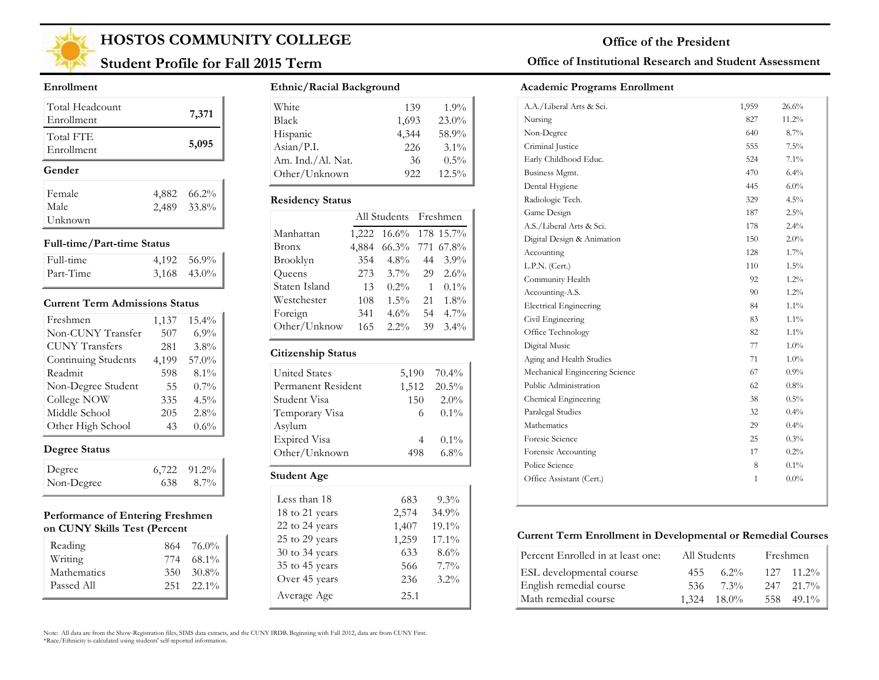# HOSTOS COMMUNITY COLLEGE

## Student Profile for Fall 2015 Term

**Office of the President**

**Office of Institutional Research and Student Assessment**

### Enrollment

| | |
|---|---|
| Total Headcount Enrollment | **7,371** |
| Total FTE Enrollment | **5,095** |

### Gender

| | | |
|---|---|---|
| Female | 4,882 | 66.2% |
| Male | 2,489 | 33.8% |
| Unknown | | |

### Full-time/Part-time Status

| | | |
|---|---|---|
| Full-time | 4,192 | 56.9% |
| Part-Time | 3,168 | 43.0% |

### Current Term Admissions Status

| | | |
|---|---|---|
| Freshmen | 1,137 | 15.4% |
| Non-CUNY Transfer | 507 | 6.9% |
| CUNY Transfers | 281 | 3.8% |
| Continuing Students | 4,199 | 57.0% |
| Readmit | 598 | 8.1% |
| Non-Degree Student | 55 | 0.7% |
| College NOW | 335 | 4.5% |
| Middle School | 205 | 2.8% |
| Other High School | 43 | 0.6% |

### Degree Status

| | | |
|---|---|---|
| Degree | 6,722 | 91.2% |
| Non-Degree | 638 | 8.7% |

### Performance of Entering Freshmen on CUNY Skills Test (Percent

| | | |
|---|---|---|
| Reading | 864 | 76.0% |
| Writing | 774 | 68.1% |
| Mathematics | 350 | 30.8% |
| Passed All | 251 | 22.1% |

### Ethnic/Racial Background

| | | |
|---|---|---|
| White | 139 | 1.9% |
| Black | 1,693 | 23.0% |
| Hispanic | 4,344 | 58.9% |
| Asian/P.I. | 226 | 3.1% |
| Am. Ind./Al. Nat. | 36 | 0.5% |
| Other/Unknown | 922 | 12.5% |

### Residency Status

| | All Students | | Freshmen | |
|---|---|---|---|---|
| Manhattan | 1,222 | 16.6% | 178 | 15.7% |
| Bronx | 4,884 | 66.3% | 771 | 67.8% |
| Brooklyn | 354 | 4.8% | 44 | 3.9% |
| Queens | 273 | 3.7% | 29 | 2.6% |
| Staten Island | 13 | 0.2% | 1 | 0.1% |
| Westchester | 108 | 1.5% | 21 | 1.8% |
| Foreign | 341 | 4.6% | 54 | 4.7% |
| Other/Unknow | 165 | 2.2% | 39 | 3.4% |

### Citizenship Status

| | | |
|---|---|---|
| United States | 5,190 | 70.4% |
| Permanent Resident | 1,512 | 20.5% |
| Student Visa | 150 | 2.0% |
| Temporary Visa | 6 | 0.1% |
| Asylum | | |
| Expired Visa | 4 | 0.1% |
| Other/Unknown | 498 | 6.8% |

### Student Age

| | | |
|---|---|---|
| Less than 18 | 683 | 9.3% |
| 18 to 21 years | 2,574 | 34.9% |
| 22 to 24 years | 1,407 | 19.1% |
| 25 to 29 years | 1,259 | 17.1% |
| 30 to 34 years | 633 | 8.6% |
| 35 to 45 years | 566 | 7.7% |
| Over 45 years | 236 | 3.2% |
| Average Age | 25.1 | |

### Academic Programs Enrollment

| | | |
|---|---|---|
| A.A./Liberal Arts & Sci. | 1,959 | 26.6% |
| Nursing | 827 | 11.2% |
| Non-Degree | 640 | 8.7% |
| Criminal Justice | 555 | 7.5% |
| Early Childhood Educ. | 524 | 7.1% |
| Business Mgmt. | 470 | 6.4% |
| Dental Hygiene | 445 | 6.0% |
| Radiologic Tech. | 329 | 4.5% |
| Game Design | 187 | 2.5% |
| A.S./Liberal Arts & Sci. | 178 | 2.4% |
| Digital Design & Animation | 150 | 2.0% |
| Accounting | 128 | 1.7% |
| L.P.N. (Cert.) | 110 | 1.5% |
| Community Health | 92 | 1.2% |
| Accounting-A.S. | 90 | 1.2% |
| Electrical Engineering | 84 | 1.1% |
| Civil Engineering | 83 | 1.1% |
| Office Technology | 82 | 1.1% |
| Digital Music | 77 | 1.0% |
| Aging and Health Studies | 71 | 1.0% |
| Mechanical Engineering Science | 67 | 0.9% |
| Public Administration | 62 | 0.8% |
| Chemical Engineering | 38 | 0.5% |
| Paralegal Studies | 32 | 0.4% |
| Mathematics | 29 | 0.4% |
| Foresic Science | 25 | 0.3% |
| Forensic Accounting | 17 | 0.2% |
| Police Science | 8 | 0.1% |
| Office Assistant (Cert.) | 1 | 0.0% |

### Current Term Enrollment in Developmental or Remedial Courses

| Percent Enrolled in at least one: | All Students | | Freshmen | |
|---|---|---|---|---|
| ESL developmental course | 455 | 6.2% | 127 | 11.2% |
| English remedial course | 536 | 7.3% | 247 | 21.7% |
| Math remedial course | 1,324 | 18.0% | 558 | 49.1% |

Note: All data are from the Show-Registration files, SIMS data extracts, and the CUNY IRDB. Beginning with Fall 2012, data are from CUNY First.
*Race/Ethnicity is calculated using students' self-reported information.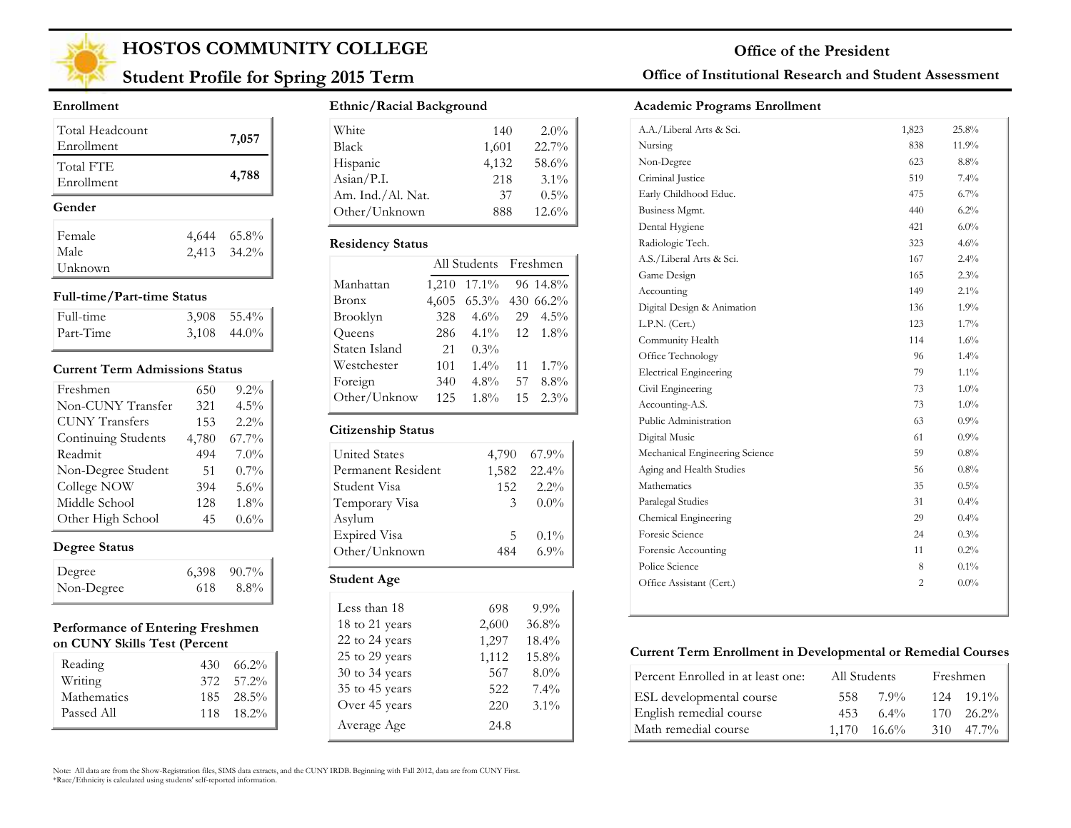# HOSTOS COMMUNITY COLLEGE

## Student Profile for Spring 2015 Term

**Office of the President**

**Office of Institutional Research and Student Assessment**

### Enrollment

| | |
|---|---|
| Total Headcount Enrollment | **7,057** |
| Total FTE Enrollment | **4,788** |

### Gender

| | | |
|---|---|---|
| Female | 4,644 | 65.8% |
| Male | 2,413 | 34.2% |
| Unknown | | |

### Full-time/Part-time Status

| | | |
|---|---|---|
| Full-time | 3,908 | 55.4% |
| Part-Time | 3,108 | 44.0% |

### Current Term Admissions Status

| | | |
|---|---|---|
| Freshmen | 650 | 9.2% |
| Non-CUNY Transfer | 321 | 4.5% |
| CUNY Transfers | 153 | 2.2% |
| Continuing Students | 4,780 | 67.7% |
| Readmit | 494 | 7.0% |
| Non-Degree Student | 51 | 0.7% |
| College NOW | 394 | 5.6% |
| Middle School | 128 | 1.8% |
| Other High School | 45 | 0.6% |

### Degree Status

| | | |
|---|---|---|
| Degree | 6,398 | 90.7% |
| Non-Degree | 618 | 8.8% |

### Performance of Entering Freshmen on CUNY Skills Test (Percent

| | | |
|---|---|---|
| Reading | 430 | 66.2% |
| Writing | 372 | 57.2% |
| Mathematics | 185 | 28.5% |
| Passed All | 118 | 18.2% |

### Ethnic/Racial Background

| | | |
|---|---|---|
| White | 140 | 2.0% |
| Black | 1,601 | 22.7% |
| Hispanic | 4,132 | 58.6% |
| Asian/P.I. | 218 | 3.1% |
| Am. Ind./Al. Nat. | 37 | 0.5% |
| Other/Unknown | 888 | 12.6% |

### Residency Status

| | All Students | | Freshmen | |
|---|---|---|---|---|
| Manhattan | 1,210 | 17.1% | 96 | 14.8% |
| Bronx | 4,605 | 65.3% | 430 | 66.2% |
| Brooklyn | 328 | 4.6% | 29 | 4.5% |
| Queens | 286 | 4.1% | 12 | 1.8% |
| Staten Island | 21 | 0.3% | | |
| Westchester | 101 | 1.4% | 11 | 1.7% |
| Foreign | 340 | 4.8% | 57 | 8.8% |
| Other/Unknow | 125 | 1.8% | 15 | 2.3% |

### Citizenship Status

| | | |
|---|---|---|
| United States | 4,790 | 67.9% |
| Permanent Resident | 1,582 | 22.4% |
| Student Visa | 152 | 2.2% |
| Temporary Visa | 3 | 0.0% |
| Asylum | | |
| Expired Visa | 5 | 0.1% |
| Other/Unknown | 484 | 6.9% |

### Student Age

| | | |
|---|---|---|
| Less than 18 | 698 | 9.9% |
| 18 to 21 years | 2,600 | 36.8% |
| 22 to 24 years | 1,297 | 18.4% |
| 25 to 29 years | 1,112 | 15.8% |
| 30 to 34 years | 567 | 8.0% |
| 35 to 45 years | 522 | 7.4% |
| Over 45 years | 220 | 3.1% |
| Average Age | 24.8 | |

### Academic Programs Enrollment

| | | |
|---|---|---|
| A.A./Liberal Arts & Sci. | 1,823 | 25.8% |
| Nursing | 838 | 11.9% |
| Non-Degree | 623 | 8.8% |
| Criminal Justice | 519 | 7.4% |
| Early Childhood Educ. | 475 | 6.7% |
| Business Mgmt. | 440 | 6.2% |
| Dental Hygiene | 421 | 6.0% |
| Radiologic Tech. | 323 | 4.6% |
| A.S./Liberal Arts & Sci. | 167 | 2.4% |
| Game Design | 165 | 2.3% |
| Accounting | 149 | 2.1% |
| Digital Design & Animation | 136 | 1.9% |
| L.P.N. (Cert.) | 123 | 1.7% |
| Community Health | 114 | 1.6% |
| Office Technology | 96 | 1.4% |
| Electrical Engineering | 79 | 1.1% |
| Civil Engineering | 73 | 1.0% |
| Accounting-A.S. | 73 | 1.0% |
| Public Administration | 63 | 0.9% |
| Digital Music | 61 | 0.9% |
| Mechanical Engineering Science | 59 | 0.8% |
| Aging and Health Studies | 56 | 0.8% |
| Mathematics | 35 | 0.5% |
| Paralegal Studies | 31 | 0.4% |
| Chemical Engineering | 29 | 0.4% |
| Foresic Science | 24 | 0.3% |
| Forensic Accounting | 11 | 0.2% |
| Police Science | 8 | 0.1% |
| Office Assistant (Cert.) | 2 | 0.0% |

### Current Term Enrollment in Developmental or Remedial Courses

| Percent Enrolled in at least one: | All Students | | Freshmen | |
|---|---|---|---|---|
| ESL developmental course | 558 | 7.9% | 124 | 19.1% |
| English remedial course | 453 | 6.4% | 170 | 26.2% |
| Math remedial course | 1,170 | 16.6% | 310 | 47.7% |

Note: All data are from the Show-Registration files, SIMS data extracts, and the CUNY IRDB. Beginning with Fall 2012, data are from CUNY First.
*Race/Ethnicity is calculated using students' self-reported information.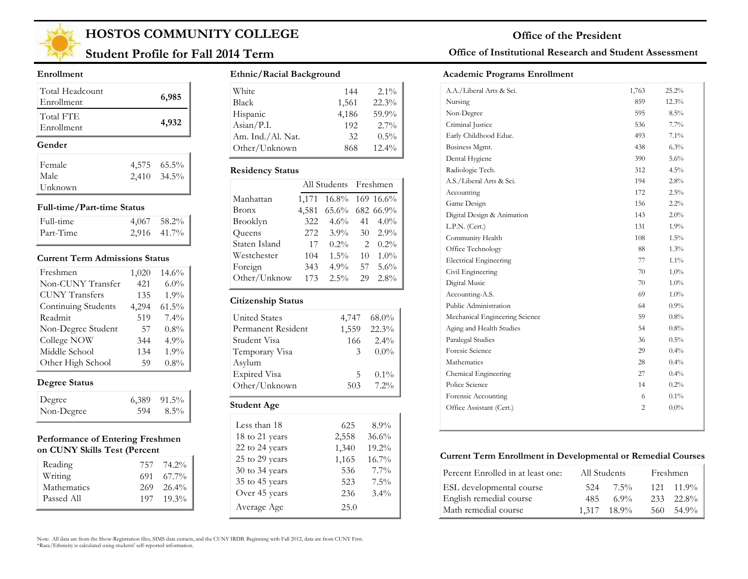# HOSTOS COMMUNITY COLLEGE

## Student Profile for Fall 2014 Term

**Office of the President**

**Office of Institutional Research and Student Assessment**

### Enrollment

| | |
|---|---|
| Total Headcount Enrollment | **6,985** |
| Total FTE Enrollment | **4,932** |

### Gender

| | | |
|---|---|---|
| Female | 4,575 | 65.5% |
| Male | 2,410 | 34.5% |
| Unknown | | |

### Full-time/Part-time Status

| | | |
|---|---|---|
| Full-time | 4,067 | 58.2% |
| Part-Time | 2,916 | 41.7% |

### Current Term Admissions Status

| | | |
|---|---|---|
| Freshmen | 1,020 | 14.6% |
| Non-CUNY Transfer | 421 | 6.0% |
| CUNY Transfers | 135 | 1.9% |
| Continuing Students | 4,294 | 61.5% |
| Readmit | 519 | 7.4% |
| Non-Degree Student | 57 | 0.8% |
| College NOW | 344 | 4.9% |
| Middle School | 134 | 1.9% |
| Other High School | 59 | 0.8% |

### Degree Status

| | | |
|---|---|---|
| Degree | 6,389 | 91.5% |
| Non-Degree | 594 | 8.5% |

### Performance of Entering Freshmen on CUNY Skills Test (Percent

| | | |
|---|---|---|
| Reading | 757 | 74.2% |
| Writing | 691 | 67.7% |
| Mathematics | 269 | 26.4% |
| Passed All | 197 | 19.3% |

### Ethnic/Racial Background

| | | |
|---|---|---|
| White | 144 | 2.1% |
| Black | 1,561 | 22.3% |
| Hispanic | 4,186 | 59.9% |
| Asian/P.I. | 192 | 2.7% |
| Am. Ind./Al. Nat. | 32 | 0.5% |
| Other/Unknown | 868 | 12.4% |

### Residency Status

| | All Students | | Freshmen | |
|---|---|---|---|---|
| Manhattan | 1,171 | 16.8% | 169 | 16.6% |
| Bronx | 4,581 | 65.6% | 682 | 66.9% |
| Brooklyn | 322 | 4.6% | 41 | 4.0% |
| Queens | 272 | 3.9% | 30 | 2.9% |
| Staten Island | 17 | 0.2% | 2 | 0.2% |
| Westchester | 104 | 1.5% | 10 | 1.0% |
| Foreign | 343 | 4.9% | 57 | 5.6% |
| Other/Unknow | 173 | 2.5% | 29 | 2.8% |

### Citizenship Status

| | | |
|---|---|---|
| United States | 4,747 | 68.0% |
| Permanent Resident | 1,559 | 22.3% |
| Student Visa | 166 | 2.4% |
| Temporary Visa | 3 | 0.0% |
| Asylum | | |
| Expired Visa | 5 | 0.1% |
| Other/Unknown | 503 | 7.2% |

### Student Age

| | | |
|---|---|---|
| Less than 18 | 625 | 8.9% |
| 18 to 21 years | 2,558 | 36.6% |
| 22 to 24 years | 1,340 | 19.2% |
| 25 to 29 years | 1,165 | 16.7% |
| 30 to 34 years | 536 | 7.7% |
| 35 to 45 years | 523 | 7.5% |
| Over 45 years | 236 | 3.4% |
| Average Age | 25.0 | |

### Academic Programs Enrollment

| | | |
|---|---|---|
| A.A./Liberal Arts & Sci. | 1,763 | 25.2% |
| Nursing | 859 | 12.3% |
| Non-Degree | 595 | 8.5% |
| Criminal Justice | 536 | 7.7% |
| Early Childhood Educ. | 493 | 7.1% |
| Business Mgmt. | 438 | 6.3% |
| Dental Hygiene | 390 | 5.6% |
| Radiologic Tech. | 312 | 4.5% |
| A.S./Liberal Arts & Sci. | 194 | 2.8% |
| Accounting | 172 | 2.5% |
| Game Design | 156 | 2.2% |
| Digital Design & Animation | 143 | 2.0% |
| L.P.N. (Cert.) | 131 | 1.9% |
| Community Health | 108 | 1.5% |
| Office Technology | 88 | 1.3% |
| Electrical Engineering | 77 | 1.1% |
| Civil Engineering | 70 | 1.0% |
| Digital Music | 70 | 1.0% |
| Accounting-A.S. | 69 | 1.0% |
| Public Administration | 64 | 0.9% |
| Mechanical Engineering Science | 59 | 0.8% |
| Aging and Health Studies | 54 | 0.8% |
| Paralegal Studies | 36 | 0.5% |
| Foresic Science | 29 | 0.4% |
| Mathematics | 28 | 0.4% |
| Chemical Engineering | 27 | 0.4% |
| Police Science | 14 | 0.2% |
| Forensic Accounting | 6 | 0.1% |
| Office Assistant (Cert.) | 2 | 0.0% |

### Current Term Enrollment in Developmental or Remedial Courses

| Percent Enrolled in at least one: | All Students | | Freshmen | |
|---|---|---|---|---|
| ESL developmental course | 524 | 7.5% | 121 | 11.9% |
| English remedial course | 485 | 6.9% | 233 | 22.8% |
| Math remedial course | 1,317 | 18.9% | 560 | 54.9% |

Note: All data are from the Show-Registration files, SIMS data extracts, and the CUNY IRDB. Beginning with Fall 2012, data are from CUNY First.
*Race/Ethnicity is calculated using students' self-reported information.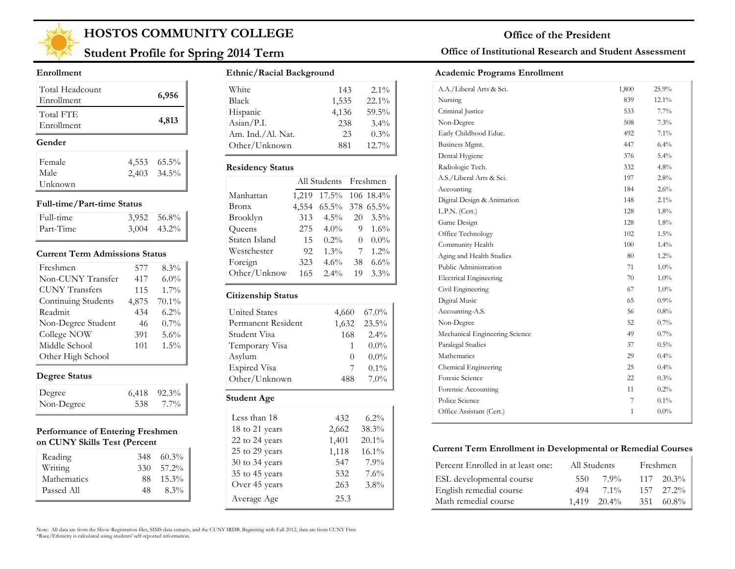# HOSTOS COMMUNITY COLLEGE

## Student Profile for Spring 2014 Term

**Office of the President**

**Office of Institutional Research and Student Assessment**

### Enrollment

| | |
|---|---|
| Total Headcount Enrollment | 6,956 |
| Total FTE Enrollment | 4,813 |

### Gender

| | | |
|---|---|---|
| Female | 4,553 | 65.5% |
| Male | 2,403 | 34.5% |
| Unknown | | |

### Full-time/Part-time Status

| | | |
|---|---|---|
| Full-time | 3,952 | 56.8% |
| Part-Time | 3,004 | 43.2% |

### Current Term Admissions Status

| | | |
|---|---|---|
| Freshmen | 577 | 8.3% |
| Non-CUNY Transfer | 417 | 6.0% |
| CUNY Transfers | 115 | 1.7% |
| Continuing Students | 4,875 | 70.1% |
| Readmit | 434 | 6.2% |
| Non-Degree Student | 46 | 0.7% |
| College NOW | 391 | 5.6% |
| Middle School | 101 | 1.5% |
| Other High School | | |

### Degree Status

| | | |
|---|---|---|
| Degree | 6,418 | 92.3% |
| Non-Degree | 538 | 7.7% |

### Performance of Entering Freshmen on CUNY Skills Test (Percent

| | | |
|---|---|---|
| Reading | 348 | 60.3% |
| Writing | 330 | 57.2% |
| Mathematics | 88 | 15.3% |
| Passed All | 48 | 8.3% |

### Ethnic/Racial Background

| | | |
|---|---|---|
| White | 143 | 2.1% |
| Black | 1,535 | 22.1% |
| Hispanic | 4,136 | 59.5% |
| Asian/P.I. | 238 | 3.4% |
| Am. Ind./Al. Nat. | 23 | 0.3% |
| Other/Unknown | 881 | 12.7% |

### Residency Status

| | All Students | | Freshmen | |
|---|---|---|---|---|
| Manhattan | 1,219 | 17.5% | 106 | 18.4% |
| Bronx | 4,554 | 65.5% | 378 | 65.5% |
| Brooklyn | 313 | 4.5% | 20 | 3.5% |
| Queens | 275 | 4.0% | 9 | 1.6% |
| Staten Island | 15 | 0.2% | 0 | 0.0% |
| Westchester | 92 | 1.3% | 7 | 1.2% |
| Foreign | 323 | 4.6% | 38 | 6.6% |
| Other/Unknow | 165 | 2.4% | 19 | 3.3% |

### Citizenship Status

| | | |
|---|---|---|
| United States | 4,660 | 67.0% |
| Permanent Resident | 1,632 | 23.5% |
| Student Visa | 168 | 2.4% |
| Temporary Visa | 1 | 0.0% |
| Asylum | 0 | 0.0% |
| Expired Visa | 7 | 0.1% |
| Other/Unknown | 488 | 7.0% |

### Student Age

| | | |
|---|---|---|
| Less than 18 | 432 | 6.2% |
| 18 to 21 years | 2,662 | 38.3% |
| 22 to 24 years | 1,401 | 20.1% |
| 25 to 29 years | 1,118 | 16.1% |
| 30 to 34 years | 547 | 7.9% |
| 35 to 45 years | 532 | 7.6% |
| Over 45 years | 263 | 3.8% |
| Average Age | 25.3 | |

### Academic Programs Enrollment

| | | |
|---|---|---|
| A.A./Liberal Arts & Sci. | 1,800 | 25.9% |
| Nursing | 839 | 12.1% |
| Criminal Justice | 533 | 7.7% |
| Non-Degree | 508 | 7.3% |
| Early Childhood Educ. | 492 | 7.1% |
| Business Mgmt. | 447 | 6.4% |
| Dental Hygiene | 376 | 5.4% |
| Radiologic Tech. | 332 | 4.8% |
| A.S./Liberal Arts & Sci. | 197 | 2.8% |
| Accounting | 184 | 2.6% |
| Digital Design & Animation | 148 | 2.1% |
| L.P.N. (Cert.) | 128 | 1.8% |
| Game Design | 128 | 1.8% |
| Office Technology | 102 | 1.5% |
| Community Health | 100 | 1.4% |
| Aging and Health Studies | 80 | 1.2% |
| Public Administration | 71 | 1.0% |
| Electrical Engineering | 70 | 1.0% |
| Civil Engineering | 67 | 1.0% |
| Digital Music | 65 | 0.9% |
| Accounting-A.S. | 56 | 0.8% |
| Non-Degree | 52 | 0.7% |
| Mechanical Engineering Science | 49 | 0.7% |
| Paralegal Studies | 37 | 0.5% |
| Mathematics | 29 | 0.4% |
| Chemical Engineering | 25 | 0.4% |
| Foresic Science | 22 | 0.3% |
| Forensic Accounting | 11 | 0.2% |
| Police Science | 7 | 0.1% |
| Office Assistant (Cert.) | 1 | 0.0% |

### Current Term Enrollment in Developmental or Remedial Courses

| Percent Enrolled in at least one: | All Students | | Freshmen | |
|---|---|---|---|---|
| ESL developmental course | 550 | 7.9% | 117 | 20.3% |
| English remedial course | 494 | 7.1% | 157 | 27.2% |
| Math remedial course | 1,419 | 20.4% | 351 | 60.8% |

Note: All data are from the Show-Registration files, SIMS data extracts, and the CUNY IRDB. Beginning with Fall 2012, data are from CUNY First.
*Race/Ethnicity is calculated using students' self-reported information.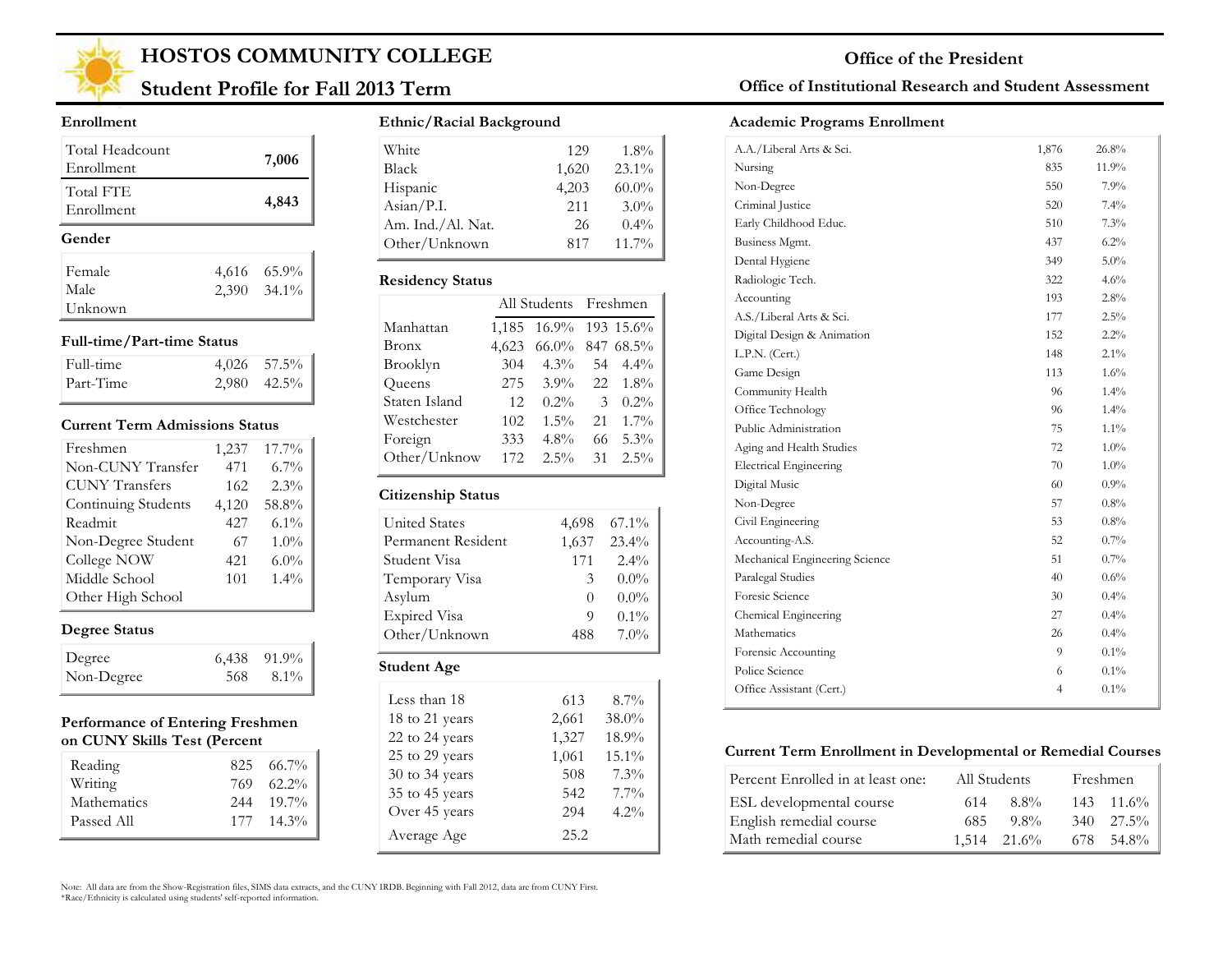# HOSTOS COMMUNITY COLLEGE

## Student Profile for Fall 2013 Term

**Office of the President**

**Office of Institutional Research and Student Assessment**

### Enrollment

| | |
|---|---|
| Total Headcount Enrollment | **7,006** |
| Total FTE Enrollment | **4,843** |

### Gender

| | | |
|---|---|---|
| Female | 4,616 | 65.9% |
| Male | 2,390 | 34.1% |
| Unknown | | |

### Full-time/Part-time Status

| | | |
|---|---|---|
| Full-time | 4,026 | 57.5% |
| Part-Time | 2,980 | 42.5% |

### Current Term Admissions Status

| | | |
|---|---|---|
| Freshmen | 1,237 | 17.7% |
| Non-CUNY Transfer | 471 | 6.7% |
| CUNY Transfers | 162 | 2.3% |
| Continuing Students | 4,120 | 58.8% |
| Readmit | 427 | 6.1% |
| Non-Degree Student | 67 | 1.0% |
| College NOW | 421 | 6.0% |
| Middle School | 101 | 1.4% |
| Other High School | | |

### Degree Status

| | | |
|---|---|---|
| Degree | 6,438 | 91.9% |
| Non-Degree | 568 | 8.1% |

### Performance of Entering Freshmen on CUNY Skills Test (Percent

| | | |
|---|---|---|
| Reading | 825 | 66.7% |
| Writing | 769 | 62.2% |
| Mathematics | 244 | 19.7% |
| Passed All | 177 | 14.3% |

### Ethnic/Racial Background

| | | |
|---|---|---|
| White | 129 | 1.8% |
| Black | 1,620 | 23.1% |
| Hispanic | 4,203 | 60.0% |
| Asian/P.I. | 211 | 3.0% |
| Am. Ind./Al. Nat. | 26 | 0.4% |
| Other/Unknown | 817 | 11.7% |

### Residency Status

| | All Students | | Freshmen | |
|---|---|---|---|---|
| Manhattan | 1,185 | 16.9% | 193 | 15.6% |
| Bronx | 4,623 | 66.0% | 847 | 68.5% |
| Brooklyn | 304 | 4.3% | 54 | 4.4% |
| Queens | 275 | 3.9% | 22 | 1.8% |
| Staten Island | 12 | 0.2% | 3 | 0.2% |
| Westchester | 102 | 1.5% | 21 | 1.7% |
| Foreign | 333 | 4.8% | 66 | 5.3% |
| Other/Unknow | 172 | 2.5% | 31 | 2.5% |

### Citizenship Status

| | | |
|---|---|---|
| United States | 4,698 | 67.1% |
| Permanent Resident | 1,637 | 23.4% |
| Student Visa | 171 | 2.4% |
| Temporary Visa | 3 | 0.0% |
| Asylum | 0 | 0.0% |
| Expired Visa | 9 | 0.1% |
| Other/Unknown | 488 | 7.0% |

### Student Age

| | | |
|---|---|---|
| Less than 18 | 613 | 8.7% |
| 18 to 21 years | 2,661 | 38.0% |
| 22 to 24 years | 1,327 | 18.9% |
| 25 to 29 years | 1,061 | 15.1% |
| 30 to 34 years | 508 | 7.3% |
| 35 to 45 years | 542 | 7.7% |
| Over 45 years | 294 | 4.2% |
| Average Age | 25.2 | |

### Academic Programs Enrollment

| | | |
|---|---|---|
| A.A./Liberal Arts & Sci. | 1,876 | 26.8% |
| Nursing | 835 | 11.9% |
| Non-Degree | 550 | 7.9% |
| Criminal Justice | 520 | 7.4% |
| Early Childhood Educ. | 510 | 7.3% |
| Business Mgmt. | 437 | 6.2% |
| Dental Hygiene | 349 | 5.0% |
| Radiologic Tech. | 322 | 4.6% |
| Accounting | 193 | 2.8% |
| A.S./Liberal Arts & Sci. | 177 | 2.5% |
| Digital Design & Animation | 152 | 2.2% |
| L.P.N. (Cert.) | 148 | 2.1% |
| Game Design | 113 | 1.6% |
| Community Health | 96 | 1.4% |
| Office Technology | 96 | 1.4% |
| Public Administration | 75 | 1.1% |
| Aging and Health Studies | 72 | 1.0% |
| Electrical Engineering | 70 | 1.0% |
| Digital Music | 60 | 0.9% |
| Non-Degree | 57 | 0.8% |
| Civil Engineering | 53 | 0.8% |
| Accounting-A.S. | 52 | 0.7% |
| Mechanical Engineering Science | 51 | 0.7% |
| Paralegal Studies | 40 | 0.6% |
| Foresic Science | 30 | 0.4% |
| Chemical Engineering | 27 | 0.4% |
| Mathematics | 26 | 0.4% |
| Forensic Accounting | 9 | 0.1% |
| Police Science | 6 | 0.1% |
| Office Assistant (Cert.) | 4 | 0.1% |

### Current Term Enrollment in Developmental or Remedial Courses

| Percent Enrolled in at least one: | All Students | | Freshmen | |
|---|---|---|---|---|
| ESL developmental course | 614 | 8.8% | 143 | 11.6% |
| English remedial course | 685 | 9.8% | 340 | 27.5% |
| Math remedial course | 1,514 | 21.6% | 678 | 54.8% |

Note: All data are from the Show-Registration files, SIMS data extracts, and the CUNY IRDB. Beginning with Fall 2012, data are from CUNY First.
*Race/Ethnicity is calculated using students' self-reported information.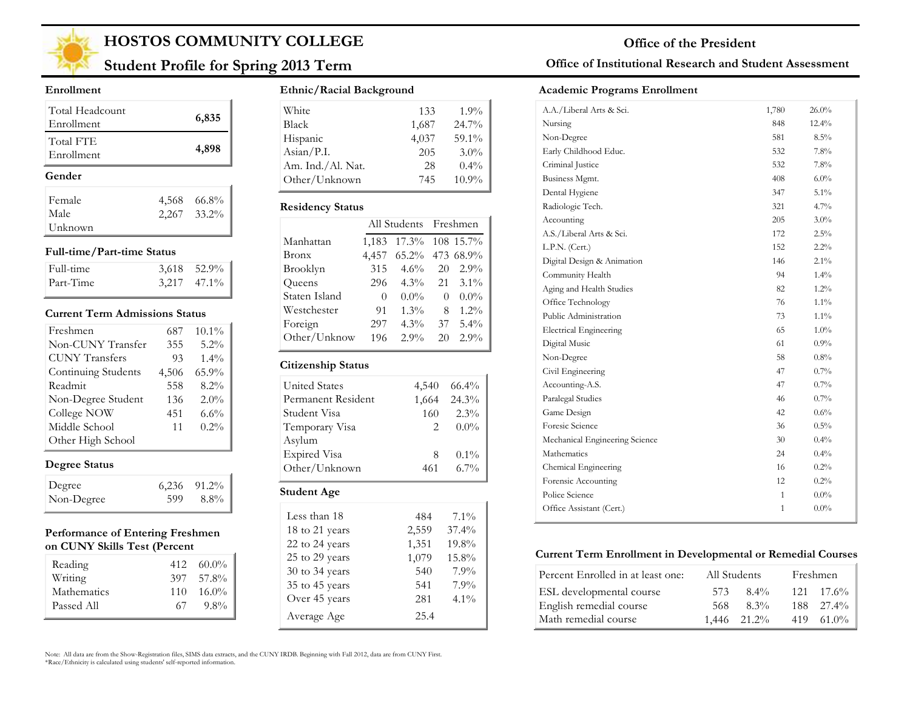# HOSTOS COMMUNITY COLLEGE

## Student Profile for Spring 2013 Term

**Office of the President**

**Office of Institutional Research and Student Assessment**

### Enrollment

| | |
|---|---|
| Total Headcount Enrollment | **6,835** |
| Total FTE Enrollment | **4,898** |

### Gender

| | | |
|---|---|---|
| Female | 4,568 | 66.8% |
| Male | 2,267 | 33.2% |
| Unknown | | |

### Full-time/Part-time Status

| | | |
|---|---|---|
| Full-time | 3,618 | 52.9% |
| Part-Time | 3,217 | 47.1% |

### Current Term Admissions Status

| | | |
|---|---|---|
| Freshmen | 687 | 10.1% |
| Non-CUNY Transfer | 355 | 5.2% |
| CUNY Transfers | 93 | 1.4% |
| Continuing Students | 4,506 | 65.9% |
| Readmit | 558 | 8.2% |
| Non-Degree Student | 136 | 2.0% |
| College NOW | 451 | 6.6% |
| Middle School | 11 | 0.2% |
| Other High School | | |

### Degree Status

| | | |
|---|---|---|
| Degree | 6,236 | 91.2% |
| Non-Degree | 599 | 8.8% |

### Performance of Entering Freshmen on CUNY Skills Test (Percent

| | | |
|---|---|---|
| Reading | 412 | 60.0% |
| Writing | 397 | 57.8% |
| Mathematics | 110 | 16.0% |
| Passed All | 67 | 9.8% |

### Ethnic/Racial Background

| | | |
|---|---|---|
| White | 133 | 1.9% |
| Black | 1,687 | 24.7% |
| Hispanic | 4,037 | 59.1% |
| Asian/P.I. | 205 | 3.0% |
| Am. Ind./Al. Nat. | 28 | 0.4% |
| Other/Unknown | 745 | 10.9% |

### Residency Status

| | All Students | | Freshmen | |
|---|---|---|---|---|
| Manhattan | 1,183 | 17.3% | 108 | 15.7% |
| Bronx | 4,457 | 65.2% | 473 | 68.9% |
| Brooklyn | 315 | 4.6% | 20 | 2.9% |
| Queens | 296 | 4.3% | 21 | 3.1% |
| Staten Island | 0 | 0.0% | 0 | 0.0% |
| Westchester | 91 | 1.3% | 8 | 1.2% |
| Foreign | 297 | 4.3% | 37 | 5.4% |
| Other/Unknow | 196 | 2.9% | 20 | 2.9% |

### Citizenship Status

| | | |
|---|---|---|
| United States | 4,540 | 66.4% |
| Permanent Resident | 1,664 | 24.3% |
| Student Visa | 160 | 2.3% |
| Temporary Visa | 2 | 0.0% |
| Asylum | | |
| Expired Visa | 8 | 0.1% |
| Other/Unknown | 461 | 6.7% |

### Student Age

| | | |
|---|---|---|
| Less than 18 | 484 | 7.1% |
| 18 to 21 years | 2,559 | 37.4% |
| 22 to 24 years | 1,351 | 19.8% |
| 25 to 29 years | 1,079 | 15.8% |
| 30 to 34 years | 540 | 7.9% |
| 35 to 45 years | 541 | 7.9% |
| Over 45 years | 281 | 4.1% |
| Average Age | 25.4 | |

### Academic Programs Enrollment

| | | |
|---|---|---|
| A.A./Liberal Arts & Sci. | 1,780 | 26.0% |
| Nursing | 848 | 12.4% |
| Non-Degree | 581 | 8.5% |
| Early Childhood Educ. | 532 | 7.8% |
| Criminal Justice | 532 | 7.8% |
| Business Mgmt. | 408 | 6.0% |
| Dental Hygiene | 347 | 5.1% |
| Radiologic Tech. | 321 | 4.7% |
| Accounting | 205 | 3.0% |
| A.S./Liberal Arts & Sci. | 172 | 2.5% |
| L.P.N. (Cert.) | 152 | 2.2% |
| Digital Design & Animation | 146 | 2.1% |
| Community Health | 94 | 1.4% |
| Aging and Health Studies | 82 | 1.2% |
| Office Technology | 76 | 1.1% |
| Public Administration | 73 | 1.1% |
| Electrical Engineering | 65 | 1.0% |
| Digital Music | 61 | 0.9% |
| Non-Degree | 58 | 0.8% |
| Civil Engineering | 47 | 0.7% |
| Accounting-A.S. | 47 | 0.7% |
| Paralegal Studies | 46 | 0.7% |
| Game Design | 42 | 0.6% |
| Foresic Science | 36 | 0.5% |
| Mechanical Engineering Science | 30 | 0.4% |
| Mathematics | 24 | 0.4% |
| Chemical Engineering | 16 | 0.2% |
| Forensic Accounting | 12 | 0.2% |
| Police Science | 1 | 0.0% |
| Office Assistant (Cert.) | 1 | 0.0% |

### Current Term Enrollment in Developmental or Remedial Courses

| Percent Enrolled in at least one: | All Students | | Freshmen | |
|---|---|---|---|---|
| ESL developmental course | 573 | 8.4% | 121 | 17.6% |
| English remedial course | 568 | 8.3% | 188 | 27.4% |
| Math remedial course | 1,446 | 21.2% | 419 | 61.0% |

Note: All data are from the Show-Registration files, SIMS data extracts, and the CUNY IRDB. Beginning with Fall 2012, data are from CUNY First.
*Race/Ethnicity is calculated using students' self-reported information.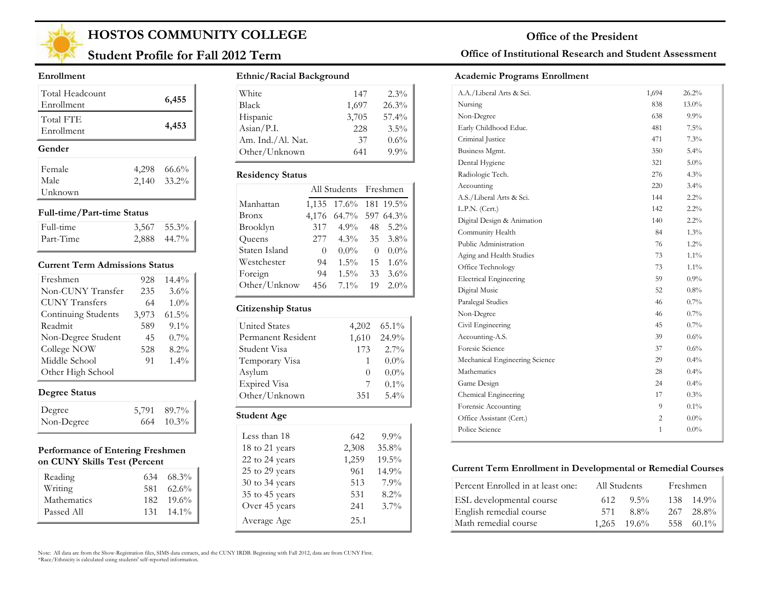# HOSTOS COMMUNITY COLLEGE

## Student Profile for Fall 2012 Term

**Office of the President**

**Office of Institutional Research and Student Assessment**

### Enrollment

| | |
|---|---|
| Total Headcount Enrollment | 6,455 |
| Total FTE Enrollment | 4,453 |

### Gender

| | | |
|---|---|---|
| Female | 4,298 | 66.6% |
| Male | 2,140 | 33.2% |
| Unknown | | |

### Full-time/Part-time Status

| | | |
|---|---|---|
| Full-time | 3,567 | 55.3% |
| Part-Time | 2,888 | 44.7% |

### Current Term Admissions Status

| | | |
|---|---|---|
| Freshmen | 928 | 14.4% |
| Non-CUNY Transfer | 235 | 3.6% |
| CUNY Transfers | 64 | 1.0% |
| Continuing Students | 3,973 | 61.5% |
| Readmit | 589 | 9.1% |
| Non-Degree Student | 45 | 0.7% |
| College NOW | 528 | 8.2% |
| Middle School | 91 | 1.4% |
| Other High School | | |

### Degree Status

| | | |
|---|---|---|
| Degree | 5,791 | 89.7% |
| Non-Degree | 664 | 10.3% |

### Performance of Entering Freshmen on CUNY Skills Test (Percent

| | | |
|---|---|---|
| Reading | 634 | 68.3% |
| Writing | 581 | 62.6% |
| Mathematics | 182 | 19.6% |
| Passed All | 131 | 14.1% |

### Ethnic/Racial Background

| | | |
|---|---|---|
| White | 147 | 2.3% |
| Black | 1,697 | 26.3% |
| Hispanic | 3,705 | 57.4% |
| Asian/P.I. | 228 | 3.5% |
| Am. Ind./Al. Nat. | 37 | 0.6% |
| Other/Unknown | 641 | 9.9% |

### Residency Status

| | All Students | | Freshmen | |
|---|---|---|---|---|
| Manhattan | 1,135 | 17.6% | 181 | 19.5% |
| Bronx | 4,176 | 64.7% | 597 | 64.3% |
| Brooklyn | 317 | 4.9% | 48 | 5.2% |
| Queens | 277 | 4.3% | 35 | 3.8% |
| Staten Island | 0 | 0.0% | 0 | 0.0% |
| Westchester | 94 | 1.5% | 15 | 1.6% |
| Foreign | 94 | 1.5% | 33 | 3.6% |
| Other/Unknow | 456 | 7.1% | 19 | 2.0% |

### Citizenship Status

| | | |
|---|---|---|
| United States | 4,202 | 65.1% |
| Permanent Resident | 1,610 | 24.9% |
| Student Visa | 173 | 2.7% |
| Temporary Visa | 1 | 0.0% |
| Asylum | 0 | 0.0% |
| Expired Visa | 7 | 0.1% |
| Other/Unknown | 351 | 5.4% |

### Student Age

| | | |
|---|---|---|
| Less than 18 | 642 | 9.9% |
| 18 to 21 years | 2,308 | 35.8% |
| 22 to 24 years | 1,259 | 19.5% |
| 25 to 29 years | 961 | 14.9% |
| 30 to 34 years | 513 | 7.9% |
| 35 to 45 years | 531 | 8.2% |
| Over 45 years | 241 | 3.7% |
| Average Age | 25.1 | |

### Academic Programs Enrollment

| | | |
|---|---|---|
| A.A./Liberal Arts & Sci. | 1,694 | 26.2% |
| Nursing | 838 | 13.0% |
| Non-Degree | 638 | 9.9% |
| Early Childhood Educ. | 481 | 7.5% |
| Criminal Justice | 471 | 7.3% |
| Business Mgmt. | 350 | 5.4% |
| Dental Hygiene | 321 | 5.0% |
| Radiologic Tech. | 276 | 4.3% |
| Accounting | 220 | 3.4% |
| A.S./Liberal Arts & Sci. | 144 | 2.2% |
| L.P.N. (Cert.) | 142 | 2.2% |
| Digital Design & Animation | 140 | 2.2% |
| Community Health | 84 | 1.3% |
| Public Administration | 76 | 1.2% |
| Aging and Health Studies | 73 | 1.1% |
| Office Technology | 73 | 1.1% |
| Electrical Engineering | 59 | 0.9% |
| Digital Music | 52 | 0.8% |
| Paralegal Studies | 46 | 0.7% |
| Non-Degree | 46 | 0.7% |
| Civil Engineering | 45 | 0.7% |
| Accounting-A.S. | 39 | 0.6% |
| Foresic Science | 37 | 0.6% |
| Mechanical Engineering Science | 29 | 0.4% |
| Mathematics | 28 | 0.4% |
| Game Design | 24 | 0.4% |
| Chemical Engineering | 17 | 0.3% |
| Forensic Accounting | 9 | 0.1% |
| Office Assistant (Cert.) | 2 | 0.0% |
| Police Science | 1 | 0.0% |

### Current Term Enrollment in Developmental or Remedial Courses

| Percent Enrolled in at least one: | All Students | | Freshmen | |
|---|---|---|---|---|
| ESL developmental course | 612 | 9.5% | 138 | 14.9% |
| English remedial course | 571 | 8.8% | 267 | 28.8% |
| Math remedial course | 1,265 | 19.6% | 558 | 60.1% |

Note: All data are from the Show-Registration files, SIMS data extracts, and the CUNY IRDB. Beginning with Fall 2012, data are from CUNY First.
*Race/Ethnicity is calculated using students' self-reported information.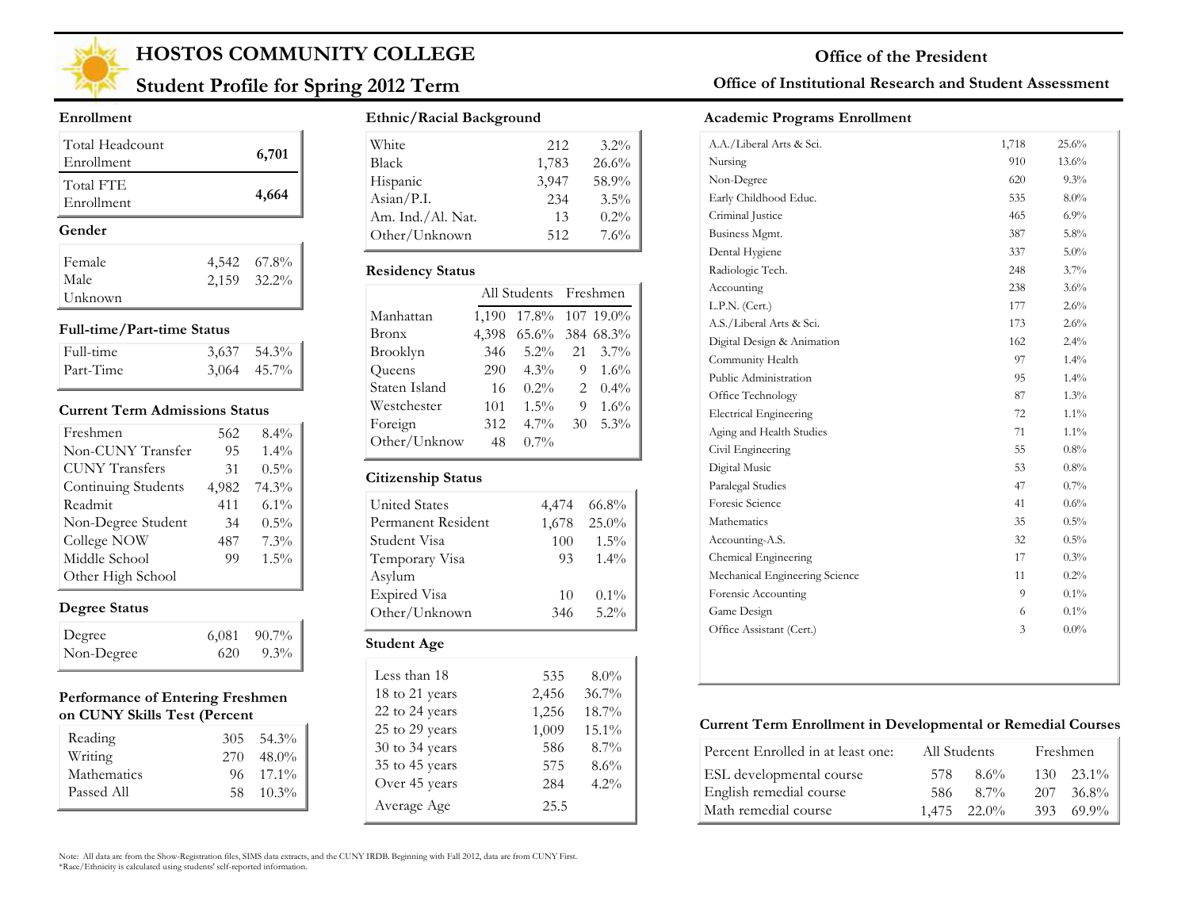# HOSTOS COMMUNITY COLLEGE

## Student Profile for Spring 2012 Term

**Office of the President**

**Office of Institutional Research and Student Assessment**

### Enrollment

| | |
|---|---|
| Total Headcount Enrollment | **6,701** |
| Total FTE Enrollment | **4,664** |

### Gender

| | | |
|---|---|---|
| Female | 4,542 | 67.8% |
| Male | 2,159 | 32.2% |
| Unknown | | |

### Full-time/Part-time Status

| | | |
|---|---|---|
| Full-time | 3,637 | 54.3% |
| Part-Time | 3,064 | 45.7% |

### Current Term Admissions Status

| | | |
|---|---|---|
| Freshmen | 562 | 8.4% |
| Non-CUNY Transfer | 95 | 1.4% |
| CUNY Transfers | 31 | 0.5% |
| Continuing Students | 4,982 | 74.3% |
| Readmit | 411 | 6.1% |
| Non-Degree Student | 34 | 0.5% |
| College NOW | 487 | 7.3% |
| Middle School | 99 | 1.5% |
| Other High School | | |

### Degree Status

| | | |
|---|---|---|
| Degree | 6,081 | 90.7% |
| Non-Degree | 620 | 9.3% |

### Performance of Entering Freshmen on CUNY Skills Test (Percent

| | | |
|---|---|---|
| Reading | 305 | 54.3% |
| Writing | 270 | 48.0% |
| Mathematics | 96 | 17.1% |
| Passed All | 58 | 10.3% |

### Ethnic/Racial Background

| | | |
|---|---|---|
| White | 212 | 3.2% |
| Black | 1,783 | 26.6% |
| Hispanic | 3,947 | 58.9% |
| Asian/P.I. | 234 | 3.5% |
| Am. Ind./Al. Nat. | 13 | 0.2% |
| Other/Unknown | 512 | 7.6% |

### Residency Status

| | All Students | | Freshmen | |
|---|---|---|---|---|
| Manhattan | 1,190 | 17.8% | 107 | 19.0% |
| Bronx | 4,398 | 65.6% | 384 | 68.3% |
| Brooklyn | 346 | 5.2% | 21 | 3.7% |
| Queens | 290 | 4.3% | 9 | 1.6% |
| Staten Island | 16 | 0.2% | 2 | 0.4% |
| Westchester | 101 | 1.5% | 9 | 1.6% |
| Foreign | 312 | 4.7% | 30 | 5.3% |
| Other/Unknow | 48 | 0.7% | | |

### Citizenship Status

| | | |
|---|---|---|
| United States | 4,474 | 66.8% |
| Permanent Resident | 1,678 | 25.0% |
| Student Visa | 100 | 1.5% |
| Temporary Visa | 93 | 1.4% |
| Asylum | | |
| Expired Visa | 10 | 0.1% |
| Other/Unknown | 346 | 5.2% |

### Student Age

| | | |
|---|---|---|
| Less than 18 | 535 | 8.0% |
| 18 to 21 years | 2,456 | 36.7% |
| 22 to 24 years | 1,256 | 18.7% |
| 25 to 29 years | 1,009 | 15.1% |
| 30 to 34 years | 586 | 8.7% |
| 35 to 45 years | 575 | 8.6% |
| Over 45 years | 284 | 4.2% |
| Average Age | 25.5 | |

### Academic Programs Enrollment

| | | |
|---|---|---|
| A.A./Liberal Arts & Sci. | 1,718 | 25.6% |
| Nursing | 910 | 13.6% |
| Non-Degree | 620 | 9.3% |
| Early Childhood Educ. | 535 | 8.0% |
| Criminal Justice | 465 | 6.9% |
| Business Mgmt. | 387 | 5.8% |
| Dental Hygiene | 337 | 5.0% |
| Radiologic Tech. | 248 | 3.7% |
| Accounting | 238 | 3.6% |
| L.P.N. (Cert.) | 177 | 2.6% |
| A.S./Liberal Arts & Sci. | 173 | 2.6% |
| Digital Design & Animation | 162 | 2.4% |
| Community Health | 97 | 1.4% |
| Public Administration | 95 | 1.4% |
| Office Technology | 87 | 1.3% |
| Electrical Engineering | 72 | 1.1% |
| Aging and Health Studies | 71 | 1.1% |
| Civil Engineering | 55 | 0.8% |
| Digital Music | 53 | 0.8% |
| Paralegal Studies | 47 | 0.7% |
| Foresic Science | 41 | 0.6% |
| Mathematics | 35 | 0.5% |
| Accounting-A.S. | 32 | 0.5% |
| Chemical Engineering | 17 | 0.3% |
| Mechanical Engineering Science | 11 | 0.2% |
| Forensic Accounting | 9 | 0.1% |
| Game Design | 6 | 0.1% |
| Office Assistant (Cert.) | 3 | 0.0% |

### Current Term Enrollment in Developmental or Remedial Courses

| Percent Enrolled in at least one: | All Students | | Freshmen | |
|---|---|---|---|---|
| ESL developmental course | 578 | 8.6% | 130 | 23.1% |
| English remedial course | 586 | 8.7% | 207 | 36.8% |
| Math remedial course | 1,475 | 22.0% | 393 | 69.9% |

Note: All data are from the Show-Registration files, SIMS data extracts, and the CUNY IRDB. Beginning with Fall 2012, data are from CUNY First.
*Race/Ethnicity is calculated using students' self-reported information.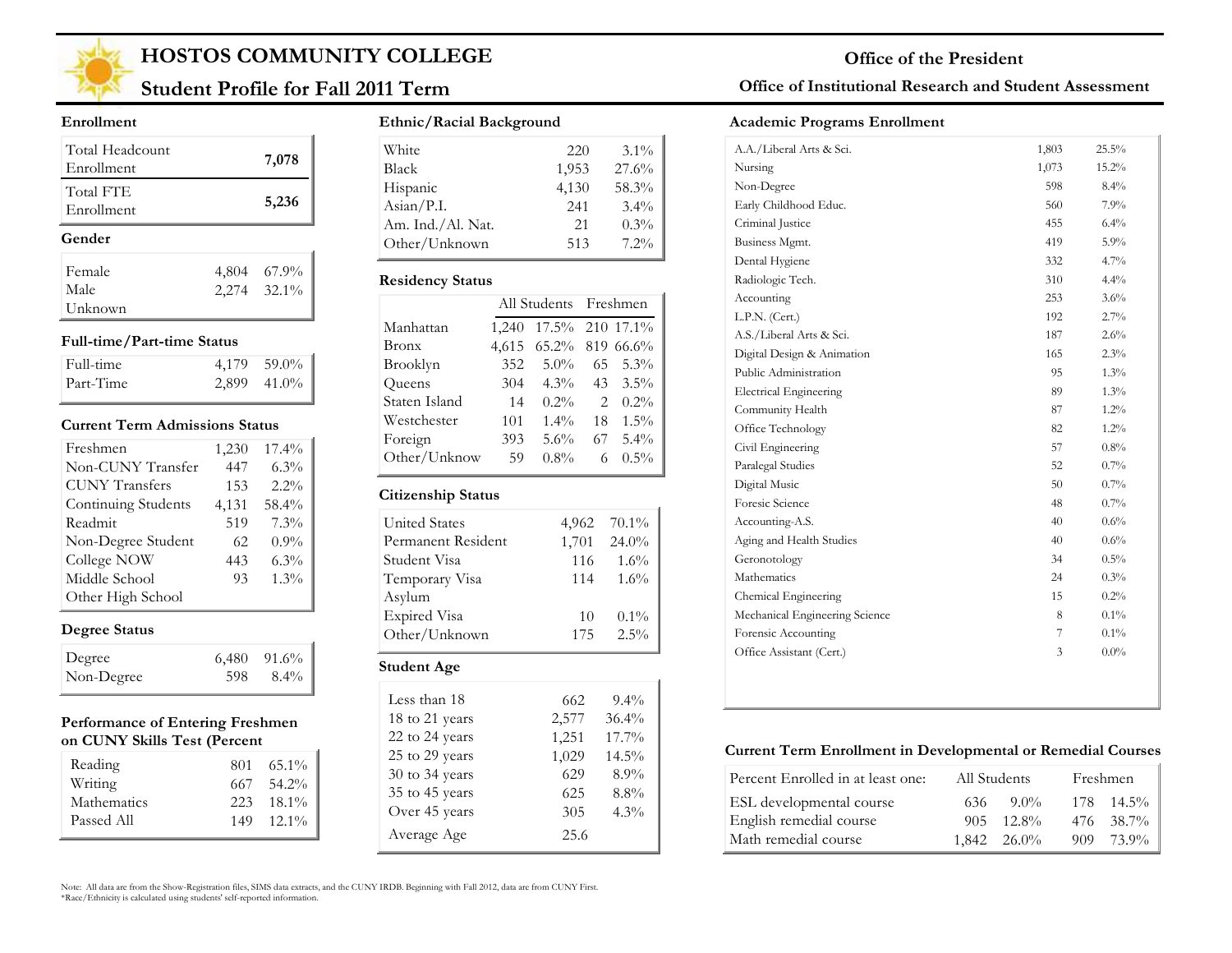# HOSTOS COMMUNITY COLLEGE

## Student Profile for Fall 2011 Term

**Office of the President**

**Office of Institutional Research and Student Assessment**

### Enrollment

| | |
|---|---|
| Total Headcount Enrollment | 7,078 |
| Total FTE Enrollment | 5,236 |

### Gender

| | | |
|---|---|---|
| Female | 4,804 | 67.9% |
| Male | 2,274 | 32.1% |
| Unknown | | |

### Full-time/Part-time Status

| | | |
|---|---|---|
| Full-time | 4,179 | 59.0% |
| Part-Time | 2,899 | 41.0% |

### Current Term Admissions Status

| | | |
|---|---|---|
| Freshmen | 1,230 | 17.4% |
| Non-CUNY Transfer | 447 | 6.3% |
| CUNY Transfers | 153 | 2.2% |
| Continuing Students | 4,131 | 58.4% |
| Readmit | 519 | 7.3% |
| Non-Degree Student | 62 | 0.9% |
| College NOW | 443 | 6.3% |
| Middle School | 93 | 1.3% |
| Other High School | | |

### Degree Status

| | | |
|---|---|---|
| Degree | 6,480 | 91.6% |
| Non-Degree | 598 | 8.4% |

### Performance of Entering Freshmen on CUNY Skills Test (Percent

| | | |
|---|---|---|
| Reading | 801 | 65.1% |
| Writing | 667 | 54.2% |
| Mathematics | 223 | 18.1% |
| Passed All | 149 | 12.1% |

### Ethnic/Racial Background

| | | |
|---|---|---|
| White | 220 | 3.1% |
| Black | 1,953 | 27.6% |
| Hispanic | 4,130 | 58.3% |
| Asian/P.I. | 241 | 3.4% |
| Am. Ind./Al. Nat. | 21 | 0.3% |
| Other/Unknown | 513 | 7.2% |

### Residency Status

| | All Students | | Freshmen | |
|---|---|---|---|---|
| Manhattan | 1,240 | 17.5% | 210 | 17.1% |
| Bronx | 4,615 | 65.2% | 819 | 66.6% |
| Brooklyn | 352 | 5.0% | 65 | 5.3% |
| Queens | 304 | 4.3% | 43 | 3.5% |
| Staten Island | 14 | 0.2% | 2 | 0.2% |
| Westchester | 101 | 1.4% | 18 | 1.5% |
| Foreign | 393 | 5.6% | 67 | 5.4% |
| Other/Unknow | 59 | 0.8% | 6 | 0.5% |

### Citizenship Status

| | | |
|---|---|---|
| United States | 4,962 | 70.1% |
| Permanent Resident | 1,701 | 24.0% |
| Student Visa | 116 | 1.6% |
| Temporary Visa | 114 | 1.6% |
| Asylum | | |
| Expired Visa | 10 | 0.1% |
| Other/Unknown | 175 | 2.5% |

### Student Age

| | | |
|---|---|---|
| Less than 18 | 662 | 9.4% |
| 18 to 21 years | 2,577 | 36.4% |
| 22 to 24 years | 1,251 | 17.7% |
| 25 to 29 years | 1,029 | 14.5% |
| 30 to 34 years | 629 | 8.9% |
| 35 to 45 years | 625 | 8.8% |
| Over 45 years | 305 | 4.3% |
| Average Age | 25.6 | |

### Academic Programs Enrollment

| | | |
|---|---|---|
| A.A./Liberal Arts & Sci. | 1,803 | 25.5% |
| Nursing | 1,073 | 15.2% |
| Non-Degree | 598 | 8.4% |
| Early Childhood Educ. | 560 | 7.9% |
| Criminal Justice | 455 | 6.4% |
| Business Mgmt. | 419 | 5.9% |
| Dental Hygiene | 332 | 4.7% |
| Radiologic Tech. | 310 | 4.4% |
| Accounting | 253 | 3.6% |
| L.P.N. (Cert.) | 192 | 2.7% |
| A.S./Liberal Arts & Sci. | 187 | 2.6% |
| Digital Design & Animation | 165 | 2.3% |
| Public Administration | 95 | 1.3% |
| Electrical Engineering | 89 | 1.3% |
| Community Health | 87 | 1.2% |
| Office Technology | 82 | 1.2% |
| Civil Engineering | 57 | 0.8% |
| Paralegal Studies | 52 | 0.7% |
| Digital Music | 50 | 0.7% |
| Foresic Science | 48 | 0.7% |
| Accounting-A.S. | 40 | 0.6% |
| Aging and Health Studies | 40 | 0.6% |
| Geronotology | 34 | 0.5% |
| Mathematics | 24 | 0.3% |
| Chemical Engineering | 15 | 0.2% |
| Mechanical Engineering Science | 8 | 0.1% |
| Forensic Accounting | 7 | 0.1% |
| Office Assistant (Cert.) | 3 | 0.0% |

### Current Term Enrollment in Developmental or Remedial Courses

| Percent Enrolled in at least one: | All Students | | Freshmen | |
|---|---|---|---|---|
| ESL developmental course | 636 | 9.0% | 178 | 14.5% |
| English remedial course | 905 | 12.8% | 476 | 38.7% |
| Math remedial course | 1,842 | 26.0% | 909 | 73.9% |

Note: All data are from the Show-Registration files, SIMS data extracts, and the CUNY IRDB. Beginning with Fall 2012, data are from CUNY First.
*Race/Ethnicity is calculated using students' self-reported information.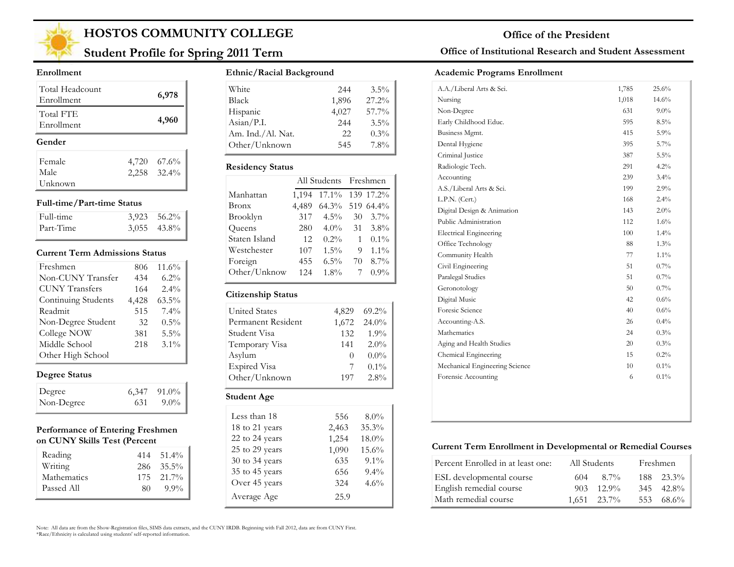# HOSTOS COMMUNITY COLLEGE

## Student Profile for Spring 2011 Term

**Office of the President**

**Office of Institutional Research and Student Assessment**

### Enrollment

| | |
|---|---|
| Total Headcount Enrollment | 6,978 |
| Total FTE Enrollment | 4,960 |

### Gender

| | | |
|---|---|---|
| Female | 4,720 | 67.6% |
| Male | 2,258 | 32.4% |
| Unknown | | |

### Full-time/Part-time Status

| | | |
|---|---|---|
| Full-time | 3,923 | 56.2% |
| Part-Time | 3,055 | 43.8% |

### Current Term Admissions Status

| | | |
|---|---|---|
| Freshmen | 806 | 11.6% |
| Non-CUNY Transfer | 434 | 6.2% |
| CUNY Transfers | 164 | 2.4% |
| Continuing Students | 4,428 | 63.5% |
| Readmit | 515 | 7.4% |
| Non-Degree Student | 32 | 0.5% |
| College NOW | 381 | 5.5% |
| Middle School | 218 | 3.1% |
| Other High School | | |

### Degree Status

| | | |
|---|---|---|
| Degree | 6,347 | 91.0% |
| Non-Degree | 631 | 9.0% |

### Performance of Entering Freshmen on CUNY Skills Test (Percent

| | | |
|---|---|---|
| Reading | 414 | 51.4% |
| Writing | 286 | 35.5% |
| Mathematics | 175 | 21.7% |
| Passed All | 80 | 9.9% |

### Ethnic/Racial Background

| | | |
|---|---|---|
| White | 244 | 3.5% |
| Black | 1,896 | 27.2% |
| Hispanic | 4,027 | 57.7% |
| Asian/P.I. | 244 | 3.5% |
| Am. Ind./Al. Nat. | 22 | 0.3% |
| Other/Unknown | 545 | 7.8% |

### Residency Status

| | All Students | | Freshmen | |
|---|---|---|---|---|
| Manhattan | 1,194 | 17.1% | 139 | 17.2% |
| Bronx | 4,489 | 64.3% | 519 | 64.4% |
| Brooklyn | 317 | 4.5% | 30 | 3.7% |
| Queens | 280 | 4.0% | 31 | 3.8% |
| Staten Island | 12 | 0.2% | 1 | 0.1% |
| Westchester | 107 | 1.5% | 9 | 1.1% |
| Foreign | 455 | 6.5% | 70 | 8.7% |
| Other/Unknow | 124 | 1.8% | 7 | 0.9% |

### Citizenship Status

| | | |
|---|---|---|
| United States | 4,829 | 69.2% |
| Permanent Resident | 1,672 | 24.0% |
| Student Visa | 132 | 1.9% |
| Temporary Visa | 141 | 2.0% |
| Asylum | 0 | 0.0% |
| Expired Visa | 7 | 0.1% |
| Other/Unknown | 197 | 2.8% |

### Student Age

| | | |
|---|---|---|
| Less than 18 | 556 | 8.0% |
| 18 to 21 years | 2,463 | 35.3% |
| 22 to 24 years | 1,254 | 18.0% |
| 25 to 29 years | 1,090 | 15.6% |
| 30 to 34 years | 635 | 9.1% |
| 35 to 45 years | 656 | 9.4% |
| Over 45 years | 324 | 4.6% |
| Average Age | 25.9 | |

### Academic Programs Enrollment

| | | |
|---|---|---|
| A.A./Liberal Arts & Sci. | 1,785 | 25.6% |
| Nursing | 1,018 | 14.6% |
| Non-Degree | 631 | 9.0% |
| Early Childhood Educ. | 595 | 8.5% |
| Business Mgmt. | 415 | 5.9% |
| Dental Hygiene | 395 | 5.7% |
| Criminal Justice | 387 | 5.5% |
| Radiologic Tech. | 291 | 4.2% |
| Accounting | 239 | 3.4% |
| A.S./Liberal Arts & Sci. | 199 | 2.9% |
| L.P.N. (Cert.) | 168 | 2.4% |
| Digital Design & Animation | 143 | 2.0% |
| Public Administration | 112 | 1.6% |
| Electrical Engineering | 100 | 1.4% |
| Office Technology | 88 | 1.3% |
| Community Health | 77 | 1.1% |
| Civil Engineering | 51 | 0.7% |
| Paralegal Studies | 51 | 0.7% |
| Gerontology | 50 | 0.7% |
| Digital Music | 42 | 0.6% |
| Foresic Science | 40 | 0.6% |
| Accounting-A.S. | 26 | 0.4% |
| Mathematics | 24 | 0.3% |
| Aging and Health Studies | 20 | 0.3% |
| Chemical Engineering | 15 | 0.2% |
| Mechanical Engineering Science | 10 | 0.1% |
| Forensic Accounting | 6 | 0.1% |

### Current Term Enrollment in Developmental or Remedial Courses

| Percent Enrolled in at least one: | All Students | | Freshmen | |
|---|---|---|---|---|
| ESL developmental course | 604 | 8.7% | 188 | 23.3% |
| English remedial course | 903 | 12.9% | 345 | 42.8% |
| Math remedial course | 1,651 | 23.7% | 553 | 68.6% |

Note: All data are from the Show-Registration files, SIMS data extracts, and the CUNY IRDB. Beginning with Fall 2012, data are from CUNY First.
*Race/Ethnicity is calculated using students' self-reported information.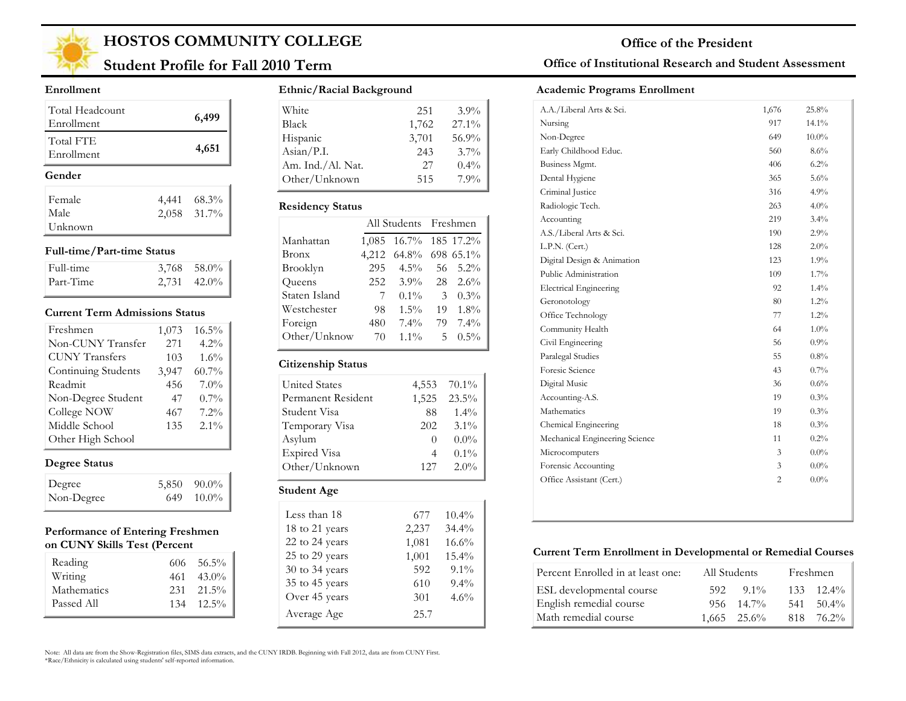# HOSTOS COMMUNITY COLLEGE

## Student Profile for Fall 2010 Term

**Office of the President**

**Office of Institutional Research and Student Assessment**

### Enrollment

| | |
|---|---|
| Total Headcount Enrollment | 6,499 |
| Total FTE Enrollment | 4,651 |

### Gender

| | | |
|---|---|---|
| Female | 4,441 | 68.3% |
| Male | 2,058 | 31.7% |
| Unknown | | |

### Full-time/Part-time Status

| | | |
|---|---|---|
| Full-time | 3,768 | 58.0% |
| Part-Time | 2,731 | 42.0% |

### Current Term Admissions Status

| | | |
|---|---|---|
| Freshmen | 1,073 | 16.5% |
| Non-CUNY Transfer | 271 | 4.2% |
| CUNY Transfers | 103 | 1.6% |
| Continuing Students | 3,947 | 60.7% |
| Readmit | 456 | 7.0% |
| Non-Degree Student | 47 | 0.7% |
| College NOW | 467 | 7.2% |
| Middle School | 135 | 2.1% |
| Other High School | | |

### Degree Status

| | | |
|---|---|---|
| Degree | 5,850 | 90.0% |
| Non-Degree | 649 | 10.0% |

### Performance of Entering Freshmen on CUNY Skills Test (Percent

| | | |
|---|---|---|
| Reading | 606 | 56.5% |
| Writing | 461 | 43.0% |
| Mathematics | 231 | 21.5% |
| Passed All | 134 | 12.5% |

### Ethnic/Racial Background

| | | |
|---|---|---|
| White | 251 | 3.9% |
| Black | 1,762 | 27.1% |
| Hispanic | 3,701 | 56.9% |
| Asian/P.I. | 243 | 3.7% |
| Am. Ind./Al. Nat. | 27 | 0.4% |
| Other/Unknown | 515 | 7.9% |

### Residency Status

| | All Students | | Freshmen | |
|---|---|---|---|---|
| Manhattan | 1,085 | 16.7% | 185 | 17.2% |
| Bronx | 4,212 | 64.8% | 698 | 65.1% |
| Brooklyn | 295 | 4.5% | 56 | 5.2% |
| Queens | 252 | 3.9% | 28 | 2.6% |
| Staten Island | 7 | 0.1% | 3 | 0.3% |
| Westchester | 98 | 1.5% | 19 | 1.8% |
| Foreign | 480 | 7.4% | 79 | 7.4% |
| Other/Unknow | 70 | 1.1% | 5 | 0.5% |

### Citizenship Status

| | | |
|---|---|---|
| United States | 4,553 | 70.1% |
| Permanent Resident | 1,525 | 23.5% |
| Student Visa | 88 | 1.4% |
| Temporary Visa | 202 | 3.1% |
| Asylum | 0 | 0.0% |
| Expired Visa | 4 | 0.1% |
| Other/Unknown | 127 | 2.0% |

### Student Age

| | | |
|---|---|---|
| Less than 18 | 677 | 10.4% |
| 18 to 21 years | 2,237 | 34.4% |
| 22 to 24 years | 1,081 | 16.6% |
| 25 to 29 years | 1,001 | 15.4% |
| 30 to 34 years | 592 | 9.1% |
| 35 to 45 years | 610 | 9.4% |
| Over 45 years | 301 | 4.6% |
| Average Age | 25.7 | |

### Academic Programs Enrollment

| | | |
|---|---|---|
| A.A./Liberal Arts & Sci. | 1,676 | 25.8% |
| Nursing | 917 | 14.1% |
| Non-Degree | 649 | 10.0% |
| Early Childhood Educ. | 560 | 8.6% |
| Business Mgmt. | 406 | 6.2% |
| Dental Hygiene | 365 | 5.6% |
| Criminal Justice | 316 | 4.9% |
| Radiologic Tech. | 263 | 4.0% |
| Accounting | 219 | 3.4% |
| A.S./Liberal Arts & Sci. | 190 | 2.9% |
| L.P.N. (Cert.) | 128 | 2.0% |
| Digital Design & Animation | 123 | 1.9% |
| Public Administration | 109 | 1.7% |
| Electrical Engineering | 92 | 1.4% |
| Geronotology | 80 | 1.2% |
| Office Technology | 77 | 1.2% |
| Community Health | 64 | 1.0% |
| Civil Engineering | 56 | 0.9% |
| Paralegal Studies | 55 | 0.8% |
| Foresic Science | 43 | 0.7% |
| Digital Music | 36 | 0.6% |
| Accounting-A.S. | 19 | 0.3% |
| Mathematics | 19 | 0.3% |
| Chemical Engineering | 18 | 0.3% |
| Mechanical Engineering Science | 11 | 0.2% |
| Microcomputers | 3 | 0.0% |
| Forensic Accounting | 3 | 0.0% |
| Office Assistant (Cert.) | 2 | 0.0% |

### Current Term Enrollment in Developmental or Remedial Courses

| Percent Enrolled in at least one: | All Students | | Freshmen | |
|---|---|---|---|---|
| ESL developmental course | 592 | 9.1% | 133 | 12.4% |
| English remedial course | 956 | 14.7% | 541 | 50.4% |
| Math remedial course | 1,665 | 25.6% | 818 | 76.2% |

Note: All data are from the Show-Registration files, SIMS data extracts, and the CUNY IRDB. Beginning with Fall 2012, data are from CUNY First.
*Race/Ethnicity is calculated using students' self-reported information.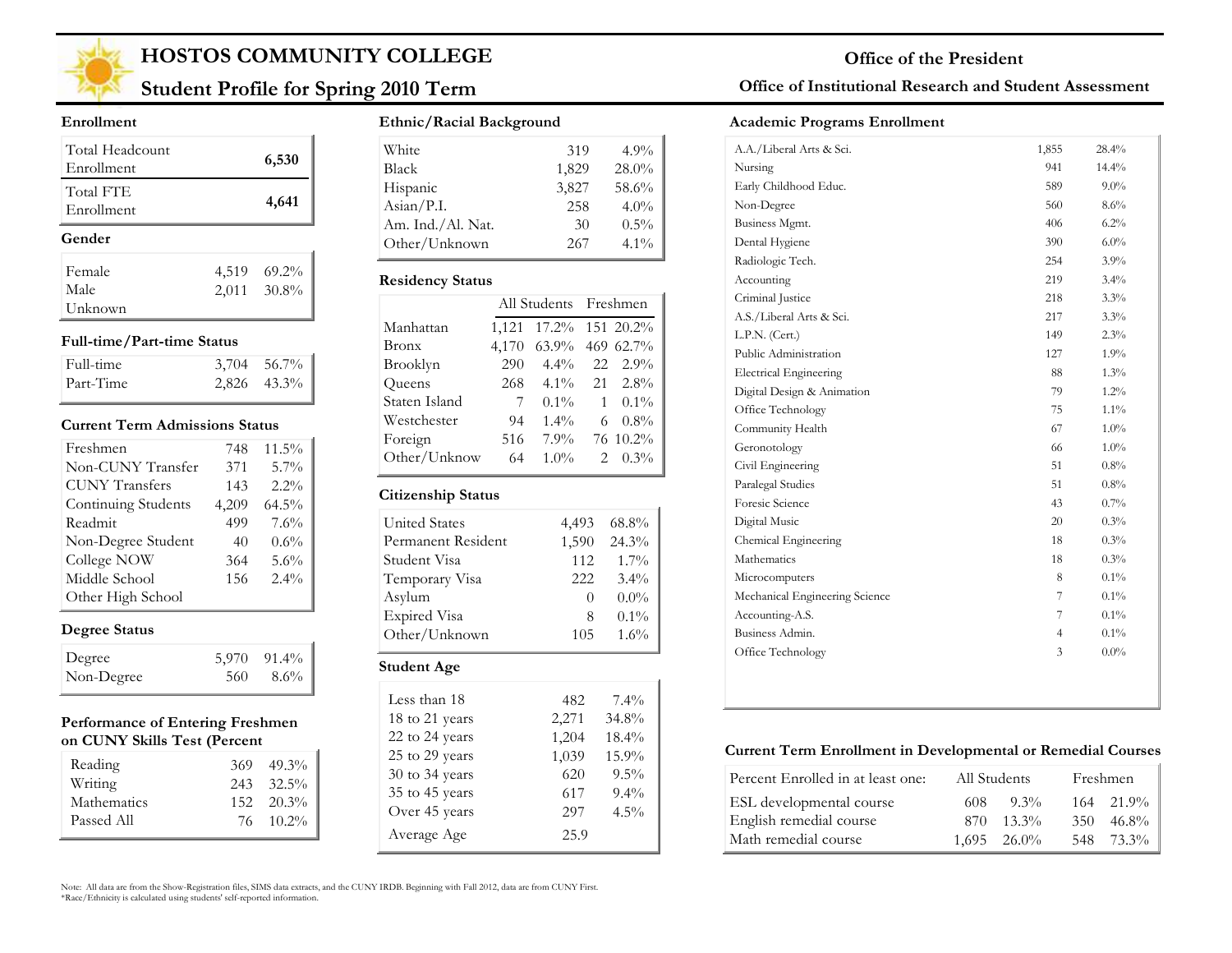# HOSTOS COMMUNITY COLLEGE

## Student Profile for Spring 2010 Term

**Office of the President**

**Office of Institutional Research and Student Assessment**

### Enrollment

| | |
|---|---|
| Total Headcount Enrollment | **6,530** |
| Total FTE Enrollment | **4,641** |

### Gender

| | | |
|---|---|---|
| Female | 4,519 | 69.2% |
| Male | 2,011 | 30.8% |
| Unknown | | |

### Full-time/Part-time Status

| | | |
|---|---|---|
| Full-time | 3,704 | 56.7% |
| Part-Time | 2,826 | 43.3% |

### Current Term Admissions Status

| | | |
|---|---|---|
| Freshmen | 748 | 11.5% |
| Non-CUNY Transfer | 371 | 5.7% |
| CUNY Transfers | 143 | 2.2% |
| Continuing Students | 4,209 | 64.5% |
| Readmit | 499 | 7.6% |
| Non-Degree Student | 40 | 0.6% |
| College NOW | 364 | 5.6% |
| Middle School | 156 | 2.4% |
| Other High School | | |

### Degree Status

| | | |
|---|---|---|
| Degree | 5,970 | 91.4% |
| Non-Degree | 560 | 8.6% |

### Performance of Entering Freshmen on CUNY Skills Test (Percent

| | | |
|---|---|---|
| Reading | 369 | 49.3% |
| Writing | 243 | 32.5% |
| Mathematics | 152 | 20.3% |
| Passed All | 76 | 10.2% |

### Ethnic/Racial Background

| | | |
|---|---|---|
| White | 319 | 4.9% |
| Black | 1,829 | 28.0% |
| Hispanic | 3,827 | 58.6% |
| Asian/P.I. | 258 | 4.0% |
| Am. Ind./Al. Nat. | 30 | 0.5% |
| Other/Unknown | 267 | 4.1% |

### Residency Status

| | All Students | | Freshmen | |
|---|---|---|---|---|
| Manhattan | 1,121 | 17.2% | 151 | 20.2% |
| Bronx | 4,170 | 63.9% | 469 | 62.7% |
| Brooklyn | 290 | 4.4% | 22 | 2.9% |
| Queens | 268 | 4.1% | 21 | 2.8% |
| Staten Island | 7 | 0.1% | 1 | 0.1% |
| Westchester | 94 | 1.4% | 6 | 0.8% |
| Foreign | 516 | 7.9% | 76 | 10.2% |
| Other/Unknow | 64 | 1.0% | 2 | 0.3% |

### Citizenship Status

| | | |
|---|---|---|
| United States | 4,493 | 68.8% |
| Permanent Resident | 1,590 | 24.3% |
| Student Visa | 112 | 1.7% |
| Temporary Visa | 222 | 3.4% |
| Asylum | 0 | 0.0% |
| Expired Visa | 8 | 0.1% |
| Other/Unknown | 105 | 1.6% |

### Student Age

| | | |
|---|---|---|
| Less than 18 | 482 | 7.4% |
| 18 to 21 years | 2,271 | 34.8% |
| 22 to 24 years | 1,204 | 18.4% |
| 25 to 29 years | 1,039 | 15.9% |
| 30 to 34 years | 620 | 9.5% |
| 35 to 45 years | 617 | 9.4% |
| Over 45 years | 297 | 4.5% |
| Average Age | 25.9 | |

### Academic Programs Enrollment

| | | |
|---|---|---|
| A.A./Liberal Arts & Sci. | 1,855 | 28.4% |
| Nursing | 941 | 14.4% |
| Early Childhood Educ. | 589 | 9.0% |
| Non-Degree | 560 | 8.6% |
| Business Mgmt. | 406 | 6.2% |
| Dental Hygiene | 390 | 6.0% |
| Radiologic Tech. | 254 | 3.9% |
| Accounting | 219 | 3.4% |
| Criminal Justice | 218 | 3.3% |
| A.S./Liberal Arts & Sci. | 217 | 3.3% |
| L.P.N. (Cert.) | 149 | 2.3% |
| Public Administration | 127 | 1.9% |
| Electrical Engineering | 88 | 1.3% |
| Digital Design & Animation | 79 | 1.2% |
| Office Technology | 75 | 1.1% |
| Community Health | 67 | 1.0% |
| Geronotology | 66 | 1.0% |
| Civil Engineering | 51 | 0.8% |
| Paralegal Studies | 51 | 0.8% |
| Foresic Science | 43 | 0.7% |
| Digital Music | 20 | 0.3% |
| Chemical Engineering | 18 | 0.3% |
| Mathematics | 18 | 0.3% |
| Microcomputers | 8 | 0.1% |
| Mechanical Engineering Science | 7 | 0.1% |
| Accounting-A.S. | 7 | 0.1% |
| Business Admin. | 4 | 0.1% |
| Office Technology | 3 | 0.0% |

### Current Term Enrollment in Developmental or Remedial Courses

| Percent Enrolled in at least one: | All Students | | Freshmen | |
|---|---|---|---|---|
| ESL developmental course | 608 | 9.3% | 164 | 21.9% |
| English remedial course | 870 | 13.3% | 350 | 46.8% |
| Math remedial course | 1,695 | 26.0% | 548 | 73.3% |

Note: All data are from the Show-Registration files, SIMS data extracts, and the CUNY IRDB. Beginning with Fall 2012, data are from CUNY First.
*Race/Ethnicity is calculated using students' self-reported information.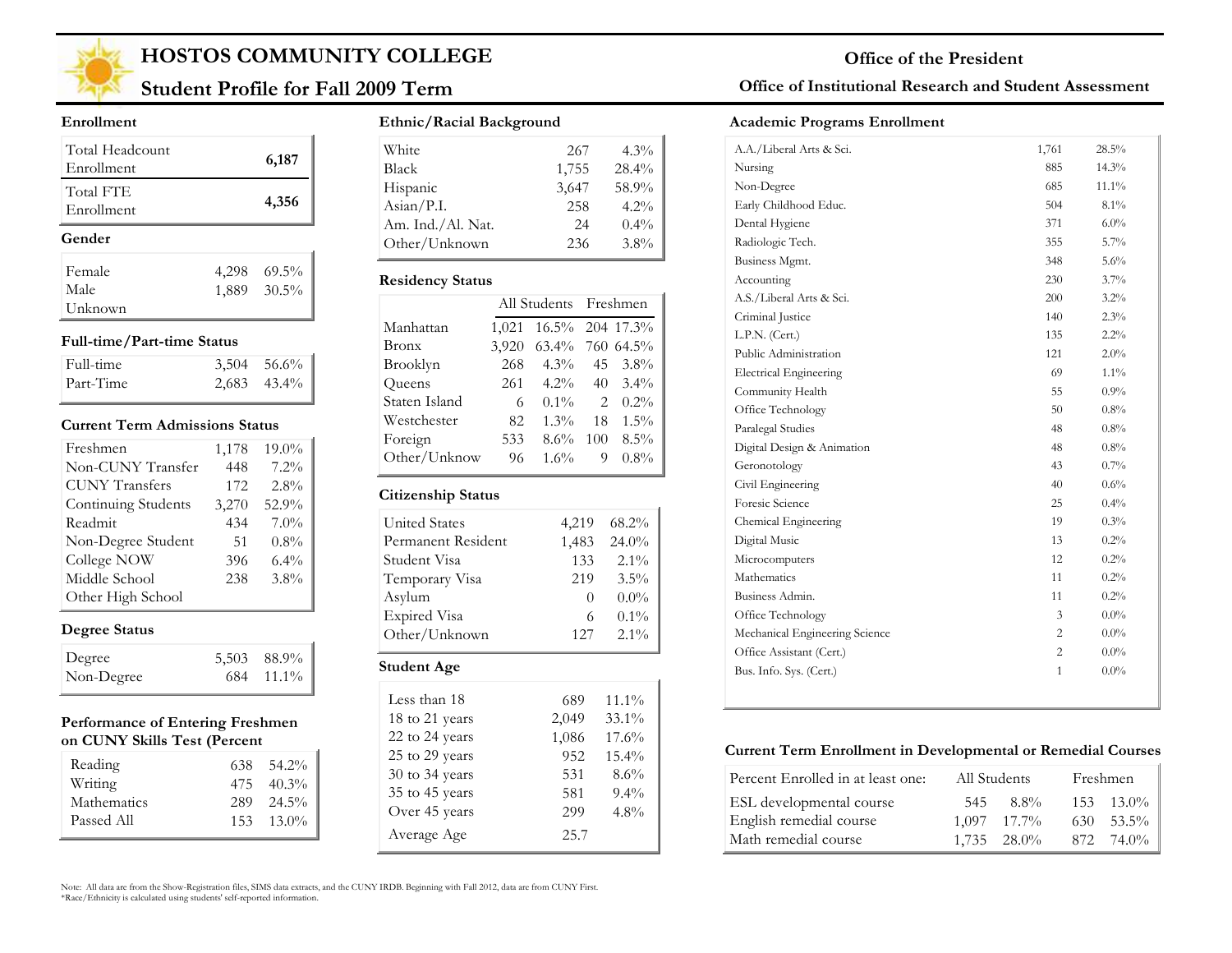# HOSTOS COMMUNITY COLLEGE

## Student Profile for Fall 2009 Term

**Office of the President**

**Office of Institutional Research and Student Assessment**

### Enrollment

| | |
|---|---|
| Total Headcount Enrollment | 6,187 |
| Total FTE Enrollment | 4,356 |

### Gender

| | | |
|---|---|---|
| Female | 4,298 | 69.5% |
| Male | 1,889 | 30.5% |
| Unknown | | |

### Full-time/Part-time Status

| | | |
|---|---|---|
| Full-time | 3,504 | 56.6% |
| Part-Time | 2,683 | 43.4% |

### Current Term Admissions Status

| | | |
|---|---|---|
| Freshmen | 1,178 | 19.0% |
| Non-CUNY Transfer | 448 | 7.2% |
| CUNY Transfers | 172 | 2.8% |
| Continuing Students | 3,270 | 52.9% |
| Readmit | 434 | 7.0% |
| Non-Degree Student | 51 | 0.8% |
| College NOW | 396 | 6.4% |
| Middle School | 238 | 3.8% |
| Other High School | | |

### Degree Status

| | | |
|---|---|---|
| Degree | 5,503 | 88.9% |
| Non-Degree | 684 | 11.1% |

### Performance of Entering Freshmen on CUNY Skills Test (Percent

| | | |
|---|---|---|
| Reading | 638 | 54.2% |
| Writing | 475 | 40.3% |
| Mathematics | 289 | 24.5% |
| Passed All | 153 | 13.0% |

### Ethnic/Racial Background

| | | |
|---|---|---|
| White | 267 | 4.3% |
| Black | 1,755 | 28.4% |
| Hispanic | 3,647 | 58.9% |
| Asian/P.I. | 258 | 4.2% |
| Am. Ind./Al. Nat. | 24 | 0.4% |
| Other/Unknown | 236 | 3.8% |

### Residency Status

| | All Students | | Freshmen | |
|---|---|---|---|---|
| Manhattan | 1,021 | 16.5% | 204 | 17.3% |
| Bronx | 3,920 | 63.4% | 760 | 64.5% |
| Brooklyn | 268 | 4.3% | 45 | 3.8% |
| Queens | 261 | 4.2% | 40 | 3.4% |
| Staten Island | 6 | 0.1% | 2 | 0.2% |
| Westchester | 82 | 1.3% | 18 | 1.5% |
| Foreign | 533 | 8.6% | 100 | 8.5% |
| Other/Unknow | 96 | 1.6% | 9 | 0.8% |

### Citizenship Status

| | | |
|---|---|---|
| United States | 4,219 | 68.2% |
| Permanent Resident | 1,483 | 24.0% |
| Student Visa | 133 | 2.1% |
| Temporary Visa | 219 | 3.5% |
| Asylum | 0 | 0.0% |
| Expired Visa | 6 | 0.1% |
| Other/Unknown | 127 | 2.1% |

### Student Age

| | | |
|---|---|---|
| Less than 18 | 689 | 11.1% |
| 18 to 21 years | 2,049 | 33.1% |
| 22 to 24 years | 1,086 | 17.6% |
| 25 to 29 years | 952 | 15.4% |
| 30 to 34 years | 531 | 8.6% |
| 35 to 45 years | 581 | 9.4% |
| Over 45 years | 299 | 4.8% |
| Average Age | 25.7 | |

### Academic Programs Enrollment

| | | |
|---|---|---|
| A.A./Liberal Arts & Sci. | 1,761 | 28.5% |
| Nursing | 885 | 14.3% |
| Non-Degree | 685 | 11.1% |
| Early Childhood Educ. | 504 | 8.1% |
| Dental Hygiene | 371 | 6.0% |
| Radiologic Tech. | 355 | 5.7% |
| Business Mgmt. | 348 | 5.6% |
| Accounting | 230 | 3.7% |
| A.S./Liberal Arts & Sci. | 200 | 3.2% |
| Criminal Justice | 140 | 2.3% |
| L.P.N. (Cert.) | 135 | 2.2% |
| Public Administration | 121 | 2.0% |
| Electrical Engineering | 69 | 1.1% |
| Community Health | 55 | 0.9% |
| Office Technology | 50 | 0.8% |
| Paralegal Studies | 48 | 0.8% |
| Digital Design & Animation | 48 | 0.8% |
| Gerontology | 43 | 0.7% |
| Civil Engineering | 40 | 0.6% |
| Foresic Science | 25 | 0.4% |
| Chemical Engineering | 19 | 0.3% |
| Digital Music | 13 | 0.2% |
| Microcomputers | 12 | 0.2% |
| Mathematics | 11 | 0.2% |
| Business Admin. | 11 | 0.2% |
| Office Technology | 3 | 0.0% |
| Mechanical Engineering Science | 2 | 0.0% |
| Office Assistant (Cert.) | 2 | 0.0% |
| Bus. Info. Sys. (Cert.) | 1 | 0.0% |

### Current Term Enrollment in Developmental or Remedial Courses

| Percent Enrolled in at least one: | All Students | | Freshmen | |
|---|---|---|---|---|
| ESL developmental course | 545 | 8.8% | 153 | 13.0% |
| English remedial course | 1,097 | 17.7% | 630 | 53.5% |
| Math remedial course | 1,735 | 28.0% | 872 | 74.0% |

Note: All data are from the Show-Registration files, SIMS data extracts, and the CUNY IRDB. Beginning with Fall 2012, data are from CUNY First.
*Race/Ethnicity is calculated using students' self-reported information.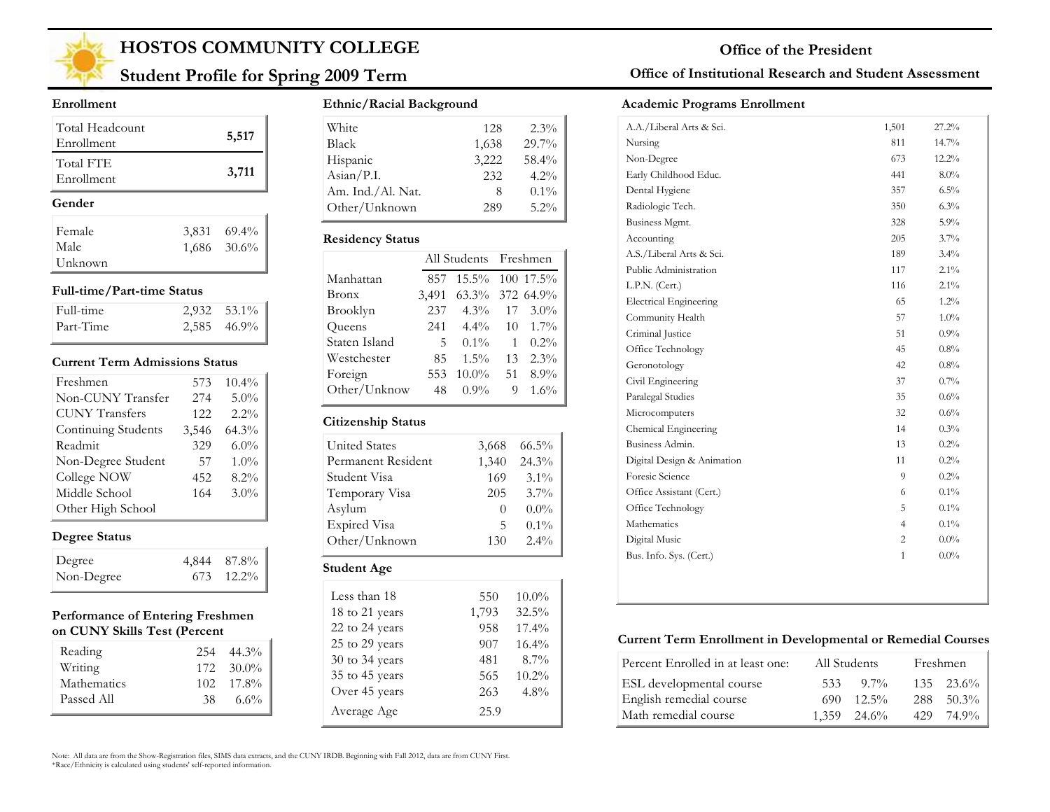# HOSTOS COMMUNITY COLLEGE

## Student Profile for Spring 2009 Term

**Office of the President**

**Office of Institutional Research and Student Assessment**

### Enrollment

| | |
|---|---|
| Total Headcount Enrollment | **5,517** |
| Total FTE Enrollment | **3,711** |

### Gender

| | | |
|---|---|---|
| Female | 3,831 | 69.4% |
| Male | 1,686 | 30.6% |
| Unknown | | |

### Full-time/Part-time Status

| | | |
|---|---|---|
| Full-time | 2,932 | 53.1% |
| Part-Time | 2,585 | 46.9% |

### Current Term Admissions Status

| | | |
|---|---|---|
| Freshmen | 573 | 10.4% |
| Non-CUNY Transfer | 274 | 5.0% |
| CUNY Transfers | 122 | 2.2% |
| Continuing Students | 3,546 | 64.3% |
| Readmit | 329 | 6.0% |
| Non-Degree Student | 57 | 1.0% |
| College NOW | 452 | 8.2% |
| Middle School | 164 | 3.0% |
| Other High School | | |

### Degree Status

| | | |
|---|---|---|
| Degree | 4,844 | 87.8% |
| Non-Degree | 673 | 12.2% |

### Performance of Entering Freshmen on CUNY Skills Test (Percent

| | | |
|---|---|---|
| Reading | 254 | 44.3% |
| Writing | 172 | 30.0% |
| Mathematics | 102 | 17.8% |
| Passed All | 38 | 6.6% |

### Ethnic/Racial Background

| | | |
|---|---|---|
| White | 128 | 2.3% |
| Black | 1,638 | 29.7% |
| Hispanic | 3,222 | 58.4% |
| Asian/P.I. | 232 | 4.2% |
| Am. Ind./Al. Nat. | 8 | 0.1% |
| Other/Unknown | 289 | 5.2% |

### Residency Status

| | All Students | | Freshmen | |
|---|---|---|---|---|
| Manhattan | 857 | 15.5% | 100 | 17.5% |
| Bronx | 3,491 | 63.3% | 372 | 64.9% |
| Brooklyn | 237 | 4.3% | 17 | 3.0% |
| Queens | 241 | 4.4% | 10 | 1.7% |
| Staten Island | 5 | 0.1% | 1 | 0.2% |
| Westchester | 85 | 1.5% | 13 | 2.3% |
| Foreign | 553 | 10.0% | 51 | 8.9% |
| Other/Unknow | 48 | 0.9% | 9 | 1.6% |

### Citizenship Status

| | | |
|---|---|---|
| United States | 3,668 | 66.5% |
| Permanent Resident | 1,340 | 24.3% |
| Student Visa | 169 | 3.1% |
| Temporary Visa | 205 | 3.7% |
| Asylum | 0 | 0.0% |
| Expired Visa | 5 | 0.1% |
| Other/Unknown | 130 | 2.4% |

### Student Age

| | | |
|---|---|---|
| Less than 18 | 550 | 10.0% |
| 18 to 21 years | 1,793 | 32.5% |
| 22 to 24 years | 958 | 17.4% |
| 25 to 29 years | 907 | 16.4% |
| 30 to 34 years | 481 | 8.7% |
| 35 to 45 years | 565 | 10.2% |
| Over 45 years | 263 | 4.8% |
| Average Age | 25.9 | |

### Academic Programs Enrollment

| | | |
|---|---|---|
| A.A./Liberal Arts & Sci. | 1,501 | 27.2% |
| Nursing | 811 | 14.7% |
| Non-Degree | 673 | 12.2% |
| Early Childhood Educ. | 441 | 8.0% |
| Dental Hygiene | 357 | 6.5% |
| Radiologic Tech. | 350 | 6.3% |
| Business Mgmt. | 328 | 5.9% |
| Accounting | 205 | 3.7% |
| A.S./Liberal Arts & Sci. | 189 | 3.4% |
| Public Administration | 117 | 2.1% |
| L.P.N. (Cert.) | 116 | 2.1% |
| Electrical Engineering | 65 | 1.2% |
| Community Health | 57 | 1.0% |
| Criminal Justice | 51 | 0.9% |
| Office Technology | 45 | 0.8% |
| Geronotology | 42 | 0.8% |
| Civil Engineering | 37 | 0.7% |
| Paralegal Studies | 35 | 0.6% |
| Microcomputers | 32 | 0.6% |
| Chemical Engineering | 14 | 0.3% |
| Business Admin. | 13 | 0.2% |
| Digital Design & Animation | 11 | 0.2% |
| Foresic Science | 9 | 0.2% |
| Office Assistant (Cert.) | 6 | 0.1% |
| Office Technology | 5 | 0.1% |
| Mathematics | 4 | 0.1% |
| Digital Music | 2 | 0.0% |
| Bus. Info. Sys. (Cert.) | 1 | 0.0% |

### Current Term Enrollment in Developmental or Remedial Courses

| Percent Enrolled in at least one: | All Students | | Freshmen | |
|---|---|---|---|---|
| ESL developmental course | 533 | 9.7% | 135 | 23.6% |
| English remedial course | 690 | 12.5% | 288 | 50.3% |
| Math remedial course | 1,359 | 24.6% | 429 | 74.9% |

Note: All data are from the Show-Registration files, SIMS data extracts, and the CUNY IRDB. Beginning with Fall 2012, data are from CUNY First.
*Race/Ethnicity is calculated using students' self-reported information.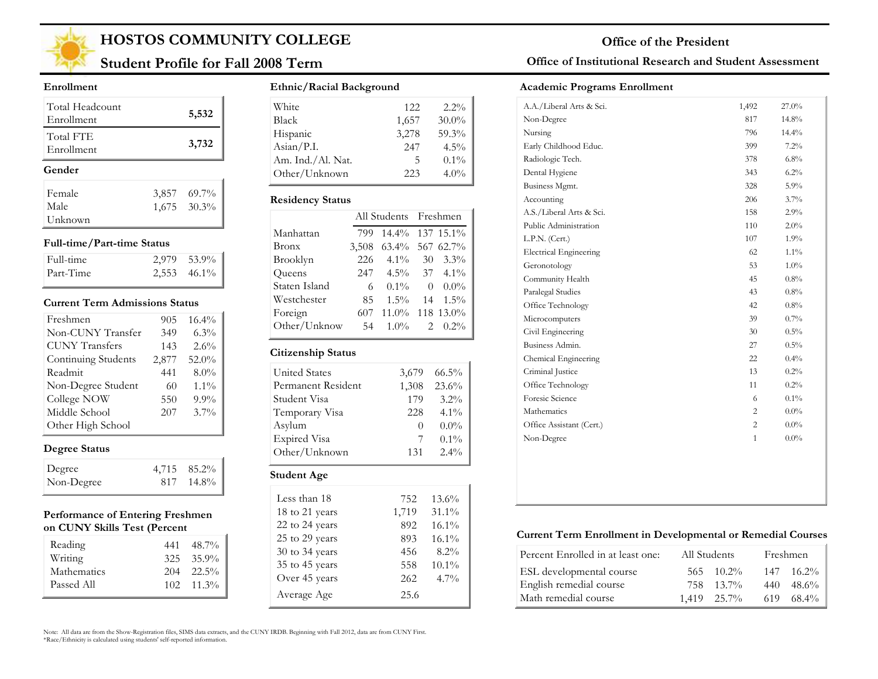# HOSTOS COMMUNITY COLLEGE

## Student Profile for Fall 2008 Term

**Office of the President**

**Office of Institutional Research and Student Assessment**

### Enrollment

| | |
|---|---|
| Total Headcount Enrollment | **5,532** |
| Total FTE Enrollment | **3,732** |

### Gender

| | | |
|---|---|---|
| Female | 3,857 | 69.7% |
| Male | 1,675 | 30.3% |
| Unknown | | |

### Full-time/Part-time Status

| | | |
|---|---|---|
| Full-time | 2,979 | 53.9% |
| Part-Time | 2,553 | 46.1% |

### Current Term Admissions Status

| | | |
|---|---|---|
| Freshmen | 905 | 16.4% |
| Non-CUNY Transfer | 349 | 6.3% |
| CUNY Transfers | 143 | 2.6% |
| Continuing Students | 2,877 | 52.0% |
| Readmit | 441 | 8.0% |
| Non-Degree Student | 60 | 1.1% |
| College NOW | 550 | 9.9% |
| Middle School | 207 | 3.7% |
| Other High School | | |

### Degree Status

| | | |
|---|---|---|
| Degree | 4,715 | 85.2% |
| Non-Degree | 817 | 14.8% |

### Performance of Entering Freshmen on CUNY Skills Test (Percent

| | | |
|---|---|---|
| Reading | 441 | 48.7% |
| Writing | 325 | 35.9% |
| Mathematics | 204 | 22.5% |
| Passed All | 102 | 11.3% |

### Ethnic/Racial Background

| | | |
|---|---|---|
| White | 122 | 2.2% |
| Black | 1,657 | 30.0% |
| Hispanic | 3,278 | 59.3% |
| Asian/P.I. | 247 | 4.5% |
| Am. Ind./Al. Nat. | 5 | 0.1% |
| Other/Unknown | 223 | 4.0% |

### Residency Status

| | All Students | | Freshmen | |
|---|---|---|---|---|
| Manhattan | 799 | 14.4% | 137 | 15.1% |
| Bronx | 3,508 | 63.4% | 567 | 62.7% |
| Brooklyn | 226 | 4.1% | 30 | 3.3% |
| Queens | 247 | 4.5% | 37 | 4.1% |
| Staten Island | 6 | 0.1% | 0 | 0.0% |
| Westchester | 85 | 1.5% | 14 | 1.5% |
| Foreign | 607 | 11.0% | 118 | 13.0% |
| Other/Unknow | 54 | 1.0% | 2 | 0.2% |

### Citizenship Status

| | | |
|---|---|---|
| United States | 3,679 | 66.5% |
| Permanent Resident | 1,308 | 23.6% |
| Student Visa | 179 | 3.2% |
| Temporary Visa | 228 | 4.1% |
| Asylum | 0 | 0.0% |
| Expired Visa | 7 | 0.1% |
| Other/Unknown | 131 | 2.4% |

### Student Age

| | | |
|---|---|---|
| Less than 18 | 752 | 13.6% |
| 18 to 21 years | 1,719 | 31.1% |
| 22 to 24 years | 892 | 16.1% |
| 25 to 29 years | 893 | 16.1% |
| 30 to 34 years | 456 | 8.2% |
| 35 to 45 years | 558 | 10.1% |
| Over 45 years | 262 | 4.7% |
| Average Age | 25.6 | |

### Academic Programs Enrollment

| | | |
|---|---|---|
| A.A./Liberal Arts & Sci. | 1,492 | 27.0% |
| Non-Degree | 817 | 14.8% |
| Nursing | 796 | 14.4% |
| Early Childhood Educ. | 399 | 7.2% |
| Radiologic Tech. | 378 | 6.8% |
| Dental Hygiene | 343 | 6.2% |
| Business Mgmt. | 328 | 5.9% |
| Accounting | 206 | 3.7% |
| A.S./Liberal Arts & Sci. | 158 | 2.9% |
| Public Administration | 110 | 2.0% |
| L.P.N. (Cert.) | 107 | 1.9% |
| Electrical Engineering | 62 | 1.1% |
| Geronotology | 53 | 1.0% |
| Community Health | 45 | 0.8% |
| Paralegal Studies | 43 | 0.8% |
| Office Technology | 42 | 0.8% |
| Microcomputers | 39 | 0.7% |
| Civil Engineering | 30 | 0.5% |
| Business Admin. | 27 | 0.5% |
| Chemical Engineering | 22 | 0.4% |
| Criminal Justice | 13 | 0.2% |
| Office Technology | 11 | 0.2% |
| Foresic Science | 6 | 0.1% |
| Mathematics | 2 | 0.0% |
| Office Assistant (Cert.) | 2 | 0.0% |
| Non-Degree | 1 | 0.0% |

### Current Term Enrollment in Developmental or Remedial Courses

| Percent Enrolled in at least one: | All Students | | Freshmen | |
|---|---|---|---|---|
| ESL developmental course | 565 | 10.2% | 147 | 16.2% |
| English remedial course | 758 | 13.7% | 440 | 48.6% |
| Math remedial course | 1,419 | 25.7% | 619 | 68.4% |

Note: All data are from the Show-Registration files, SIMS data extracts, and the CUNY IRDB. Beginning with Fall 2012, data are from CUNY First.
*Race/Ethnicity is calculated using students' self-reported information.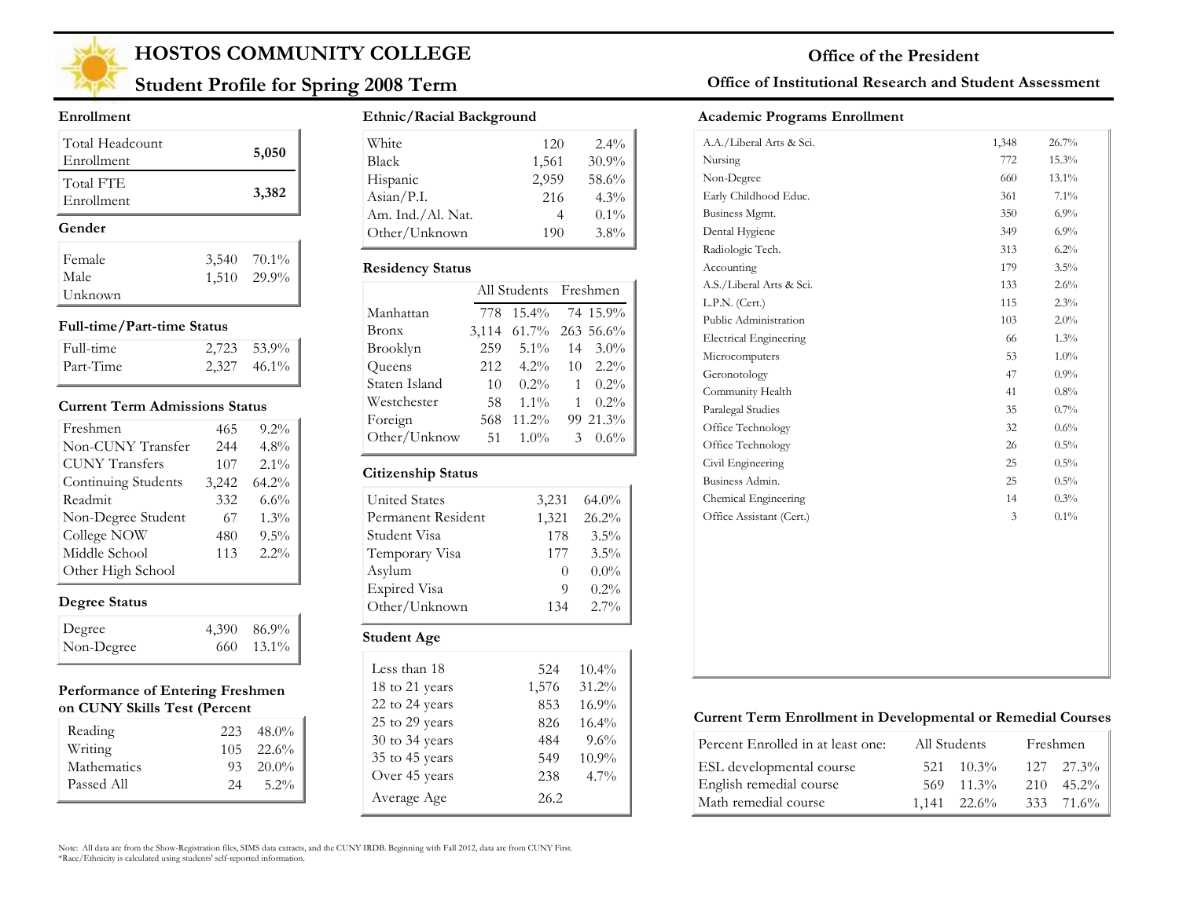# HOSTOS COMMUNITY COLLEGE

## Student Profile for Spring 2008 Term

**Office of the President**

**Office of Institutional Research and Student Assessment**

### Enrollment

| | |
|---|---|
| Total Headcount Enrollment | **5,050** |
| Total FTE Enrollment | **3,382** |

### Gender

| | | |
|---|---|---|
| Female | 3,540 | 70.1% |
| Male | 1,510 | 29.9% |
| Unknown | | |

### Full-time/Part-time Status

| | | |
|---|---|---|
| Full-time | 2,723 | 53.9% |
| Part-Time | 2,327 | 46.1% |

### Current Term Admissions Status

| | | |
|---|---|---|
| Freshmen | 465 | 9.2% |
| Non-CUNY Transfer | 244 | 4.8% |
| CUNY Transfers | 107 | 2.1% |
| Continuing Students | 3,242 | 64.2% |
| Readmit | 332 | 6.6% |
| Non-Degree Student | 67 | 1.3% |
| College NOW | 480 | 9.5% |
| Middle School | 113 | 2.2% |
| Other High School | | |

### Degree Status

| | | |
|---|---|---|
| Degree | 4,390 | 86.9% |
| Non-Degree | 660 | 13.1% |

### Performance of Entering Freshmen on CUNY Skills Test (Percent

| | | |
|---|---|---|
| Reading | 223 | 48.0% |
| Writing | 105 | 22.6% |
| Mathematics | 93 | 20.0% |
| Passed All | 24 | 5.2% |

### Ethnic/Racial Background

| | | |
|---|---|---|
| White | 120 | 2.4% |
| Black | 1,561 | 30.9% |
| Hispanic | 2,959 | 58.6% |
| Asian/P.I. | 216 | 4.3% |
| Am. Ind./Al. Nat. | 4 | 0.1% |
| Other/Unknown | 190 | 3.8% |

### Residency Status

| | All Students | | Freshmen | |
|---|---|---|---|---|
| Manhattan | 778 | 15.4% | 74 | 15.9% |
| Bronx | 3,114 | 61.7% | 263 | 56.6% |
| Brooklyn | 259 | 5.1% | 14 | 3.0% |
| Queens | 212 | 4.2% | 10 | 2.2% |
| Staten Island | 10 | 0.2% | 1 | 0.2% |
| Westchester | 58 | 1.1% | 1 | 0.2% |
| Foreign | 568 | 11.2% | 99 | 21.3% |
| Other/Unknow | 51 | 1.0% | 3 | 0.6% |

### Citizenship Status

| | | |
|---|---|---|
| United States | 3,231 | 64.0% |
| Permanent Resident | 1,321 | 26.2% |
| Student Visa | 178 | 3.5% |
| Temporary Visa | 177 | 3.5% |
| Asylum | 0 | 0.0% |
| Expired Visa | 9 | 0.2% |
| Other/Unknown | 134 | 2.7% |

### Student Age

| | | |
|---|---|---|
| Less than 18 | 524 | 10.4% |
| 18 to 21 years | 1,576 | 31.2% |
| 22 to 24 years | 853 | 16.9% |
| 25 to 29 years | 826 | 16.4% |
| 30 to 34 years | 484 | 9.6% |
| 35 to 45 years | 549 | 10.9% |
| Over 45 years | 238 | 4.7% |
| Average Age | 26.2 | |

### Academic Programs Enrollment

| | | |
|---|---|---|
| A.A./Liberal Arts & Sci. | 1,348 | 26.7% |
| Nursing | 772 | 15.3% |
| Non-Degree | 660 | 13.1% |
| Early Childhood Educ. | 361 | 7.1% |
| Business Mgmt. | 350 | 6.9% |
| Dental Hygiene | 349 | 6.9% |
| Radiologic Tech. | 313 | 6.2% |
| Accounting | 179 | 3.5% |
| A.S./Liberal Arts & Sci. | 133 | 2.6% |
| L.P.N. (Cert.) | 115 | 2.3% |
| Public Administration | 103 | 2.0% |
| Electrical Engineering | 66 | 1.3% |
| Microcomputers | 53 | 1.0% |
| Geronotology | 47 | 0.9% |
| Community Health | 41 | 0.8% |
| Paralegal Studies | 35 | 0.7% |
| Office Technology | 32 | 0.6% |
| Office Technology | 26 | 0.5% |
| Civil Engineering | 25 | 0.5% |
| Business Admin. | 25 | 0.5% |
| Chemical Engineering | 14 | 0.3% |
| Office Assistant (Cert.) | 3 | 0.1% |

### Current Term Enrollment in Developmental or Remedial Courses

| Percent Enrolled in at least one: | All Students | | Freshmen | |
|---|---|---|---|---|
| ESL developmental course | 521 | 10.3% | 127 | 27.3% |
| English remedial course | 569 | 11.3% | 210 | 45.2% |
| Math remedial course | 1,141 | 22.6% | 333 | 71.6% |

Note: All data are from the Show-Registration files, SIMS data extracts, and the CUNY IRDB. Beginning with Fall 2012, data are from CUNY First.
*Race/Ethnicity is calculated using students' self-reported information.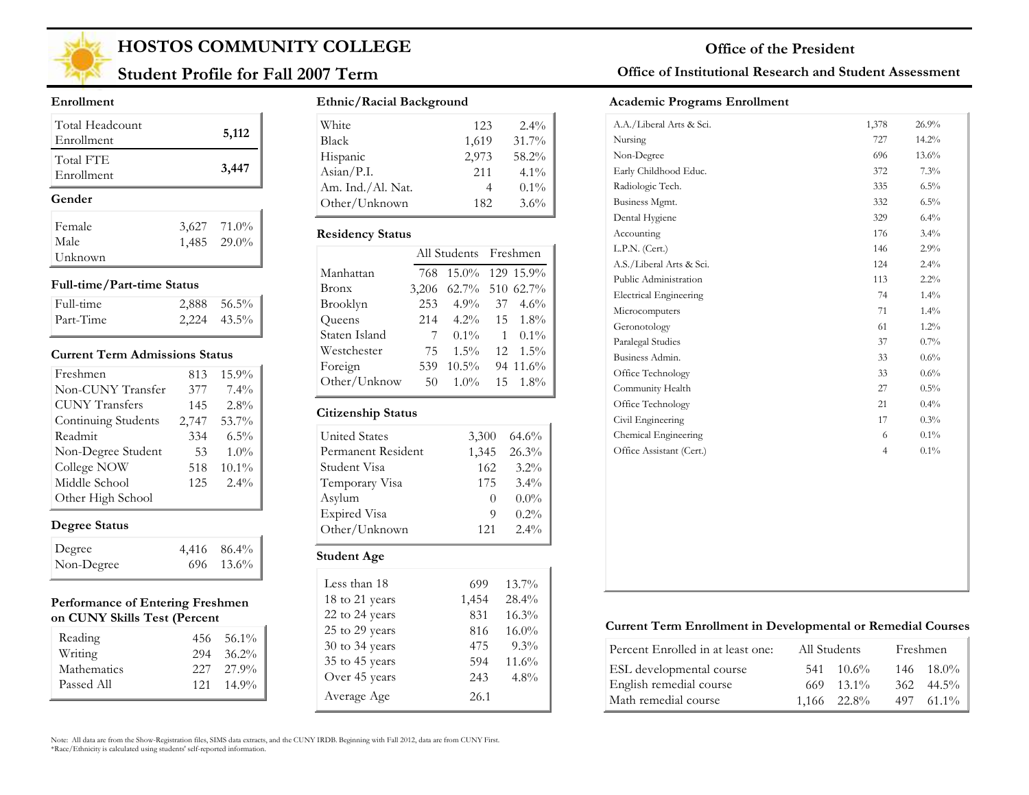# HOSTOS COMMUNITY COLLEGE

## Student Profile for Fall 2007 Term

**Office of the President**

**Office of Institutional Research and Student Assessment**

### Enrollment

| | |
|---|---|
| Total Headcount Enrollment | **5,112** |
| Total FTE Enrollment | **3,447** |

### Gender

| | | |
|---|---|---|
| Female | 3,627 | 71.0% |
| Male | 1,485 | 29.0% |
| Unknown | | |

### Full-time/Part-time Status

| | | |
|---|---|---|
| Full-time | 2,888 | 56.5% |
| Part-Time | 2,224 | 43.5% |

### Current Term Admissions Status

| | | |
|---|---|---|
| Freshmen | 813 | 15.9% |
| Non-CUNY Transfer | 377 | 7.4% |
| CUNY Transfers | 145 | 2.8% |
| Continuing Students | 2,747 | 53.7% |
| Readmit | 334 | 6.5% |
| Non-Degree Student | 53 | 1.0% |
| College NOW | 518 | 10.1% |
| Middle School | 125 | 2.4% |
| Other High School | | |

### Degree Status

| | | |
|---|---|---|
| Degree | 4,416 | 86.4% |
| Non-Degree | 696 | 13.6% |

### Performance of Entering Freshmen on CUNY Skills Test (Percent

| | | |
|---|---|---|
| Reading | 456 | 56.1% |
| Writing | 294 | 36.2% |
| Mathematics | 227 | 27.9% |
| Passed All | 121 | 14.9% |

### Ethnic/Racial Background

| | | |
|---|---|---|
| White | 123 | 2.4% |
| Black | 1,619 | 31.7% |
| Hispanic | 2,973 | 58.2% |
| Asian/P.I. | 211 | 4.1% |
| Am. Ind./Al. Nat. | 4 | 0.1% |
| Other/Unknown | 182 | 3.6% |

### Residency Status

| | All Students | | Freshmen | |
|---|---|---|---|---|
| Manhattan | 768 | 15.0% | 129 | 15.9% |
| Bronx | 3,206 | 62.7% | 510 | 62.7% |
| Brooklyn | 253 | 4.9% | 37 | 4.6% |
| Queens | 214 | 4.2% | 15 | 1.8% |
| Staten Island | 7 | 0.1% | 1 | 0.1% |
| Westchester | 75 | 1.5% | 12 | 1.5% |
| Foreign | 539 | 10.5% | 94 | 11.6% |
| Other/Unknow | 50 | 1.0% | 15 | 1.8% |

### Citizenship Status

| | | |
|---|---|---|
| United States | 3,300 | 64.6% |
| Permanent Resident | 1,345 | 26.3% |
| Student Visa | 162 | 3.2% |
| Temporary Visa | 175 | 3.4% |
| Asylum | 0 | 0.0% |
| Expired Visa | 9 | 0.2% |
| Other/Unknown | 121 | 2.4% |

### Student Age

| | | |
|---|---|---|
| Less than 18 | 699 | 13.7% |
| 18 to 21 years | 1,454 | 28.4% |
| 22 to 24 years | 831 | 16.3% |
| 25 to 29 years | 816 | 16.0% |
| 30 to 34 years | 475 | 9.3% |
| 35 to 45 years | 594 | 11.6% |
| Over 45 years | 243 | 4.8% |
| Average Age | 26.1 | |

### Academic Programs Enrollment

| | | |
|---|---|---|
| A.A./Liberal Arts & Sci. | 1,378 | 26.9% |
| Nursing | 727 | 14.2% |
| Non-Degree | 696 | 13.6% |
| Early Childhood Educ. | 372 | 7.3% |
| Radiologic Tech. | 335 | 6.5% |
| Business Mgmt. | 332 | 6.5% |
| Dental Hygiene | 329 | 6.4% |
| Accounting | 176 | 3.4% |
| L.P.N. (Cert.) | 146 | 2.9% |
| A.S./Liberal Arts & Sci. | 124 | 2.4% |
| Public Administration | 113 | 2.2% |
| Electrical Engineering | 74 | 1.4% |
| Microcomputers | 71 | 1.4% |
| Geronotology | 61 | 1.2% |
| Paralegal Studies | 37 | 0.7% |
| Business Admin. | 33 | 0.6% |
| Office Technology | 33 | 0.6% |
| Community Health | 27 | 0.5% |
| Office Technology | 21 | 0.4% |
| Civil Engineering | 17 | 0.3% |
| Chemical Engineering | 6 | 0.1% |
| Office Assistant (Cert.) | 4 | 0.1% |

### Current Term Enrollment in Developmental or Remedial Courses

| Percent Enrolled in at least one: | All Students | | Freshmen | |
|---|---|---|---|---|
| ESL developmental course | 541 | 10.6% | 146 | 18.0% |
| English remedial course | 669 | 13.1% | 362 | 44.5% |
| Math remedial course | 1,166 | 22.8% | 497 | 61.1% |

Note: All data are from the Show-Registration files, SIMS data extracts, and the CUNY IRDB. Beginning with Fall 2012, data are from CUNY First.
*Race/Ethnicity is calculated using students' self-reported information.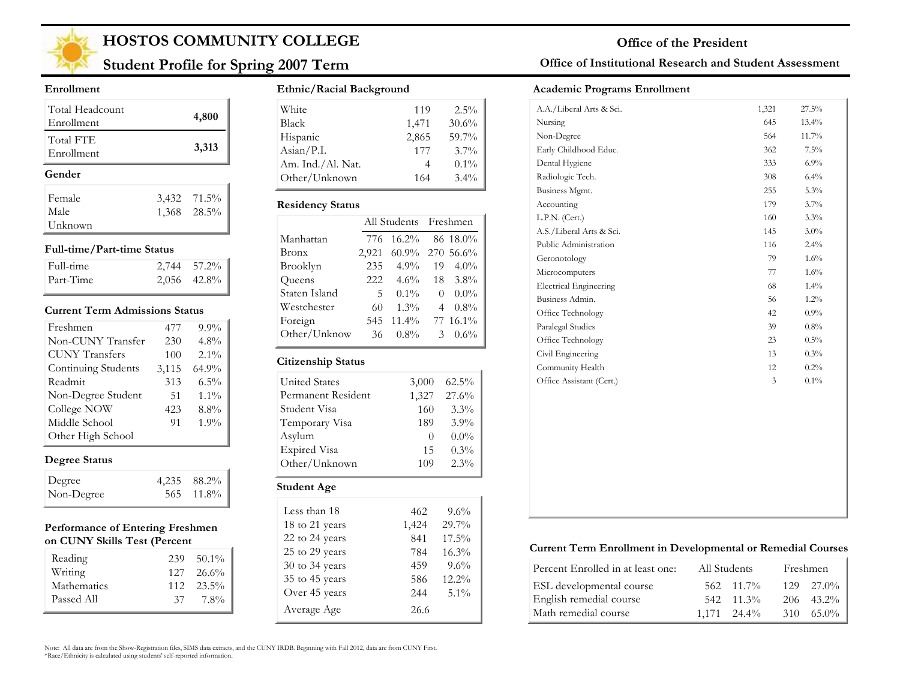# HOSTOS COMMUNITY COLLEGE

## Student Profile for Spring 2007 Term

**Office of the President**

**Office of Institutional Research and Student Assessment**

### Enrollment

| | |
|---|---|
| Total Headcount Enrollment | 4,800 |
| Total FTE Enrollment | 3,313 |

### Gender

| | | |
|---|---|---|
| Female | 3,432 | 71.5% |
| Male | 1,368 | 28.5% |
| Unknown | | |

### Full-time/Part-time Status

| | | |
|---|---|---|
| Full-time | 2,744 | 57.2% |
| Part-Time | 2,056 | 42.8% |

### Current Term Admissions Status

| | | |
|---|---|---|
| Freshmen | 477 | 9.9% |
| Non-CUNY Transfer | 230 | 4.8% |
| CUNY Transfers | 100 | 2.1% |
| Continuing Students | 3,115 | 64.9% |
| Readmit | 313 | 6.5% |
| Non-Degree Student | 51 | 1.1% |
| College NOW | 423 | 8.8% |
| Middle School | 91 | 1.9% |
| Other High School | | |

### Degree Status

| | | |
|---|---|---|
| Degree | 4,235 | 88.2% |
| Non-Degree | 565 | 11.8% |

### Performance of Entering Freshmen on CUNY Skills Test (Percent

| | | |
|---|---|---|
| Reading | 239 | 50.1% |
| Writing | 127 | 26.6% |
| Mathematics | 112 | 23.5% |
| Passed All | 37 | 7.8% |

### Ethnic/Racial Background

| | | |
|---|---|---|
| White | 119 | 2.5% |
| Black | 1,471 | 30.6% |
| Hispanic | 2,865 | 59.7% |
| Asian/P.I. | 177 | 3.7% |
| Am. Ind./Al. Nat. | 4 | 0.1% |
| Other/Unknown | 164 | 3.4% |

### Residency Status

| | All Students | | Freshmen | |
|---|---|---|---|---|
| Manhattan | 776 | 16.2% | 86 | 18.0% |
| Bronx | 2,921 | 60.9% | 270 | 56.6% |
| Brooklyn | 235 | 4.9% | 19 | 4.0% |
| Queens | 222 | 4.6% | 18 | 3.8% |
| Staten Island | 5 | 0.1% | 0 | 0.0% |
| Westchester | 60 | 1.3% | 4 | 0.8% |
| Foreign | 545 | 11.4% | 77 | 16.1% |
| Other/Unknow | 36 | 0.8% | 3 | 0.6% |

### Citizenship Status

| | | |
|---|---|---|
| United States | 3,000 | 62.5% |
| Permanent Resident | 1,327 | 27.6% |
| Student Visa | 160 | 3.3% |
| Temporary Visa | 189 | 3.9% |
| Asylum | 0 | 0.0% |
| Expired Visa | 15 | 0.3% |
| Other/Unknown | 109 | 2.3% |

### Student Age

| | | |
|---|---|---|
| Less than 18 | 462 | 9.6% |
| 18 to 21 years | 1,424 | 29.7% |
| 22 to 24 years | 841 | 17.5% |
| 25 to 29 years | 784 | 16.3% |
| 30 to 34 years | 459 | 9.6% |
| 35 to 45 years | 586 | 12.2% |
| Over 45 years | 244 | 5.1% |
| Average Age | 26.6 | |

### Academic Programs Enrollment

| | | |
|---|---|---|
| A.A./Liberal Arts & Sci. | 1,321 | 27.5% |
| Nursing | 645 | 13.4% |
| Non-Degree | 564 | 11.7% |
| Early Childhood Educ. | 362 | 7.5% |
| Dental Hygiene | 333 | 6.9% |
| Radiologic Tech. | 308 | 6.4% |
| Business Mgmt. | 255 | 5.3% |
| Accounting | 179 | 3.7% |
| L.P.N. (Cert.) | 160 | 3.3% |
| A.S./Liberal Arts & Sci. | 145 | 3.0% |
| Public Administration | 116 | 2.4% |
| Geronotology | 79 | 1.6% |
| Microcomputers | 77 | 1.6% |
| Electrical Engineering | 68 | 1.4% |
| Business Admin. | 56 | 1.2% |
| Office Technology | 42 | 0.9% |
| Paralegal Studies | 39 | 0.8% |
| Office Technology | 23 | 0.5% |
| Civil Engineering | 13 | 0.3% |
| Community Health | 12 | 0.2% |
| Office Assistant (Cert.) | 3 | 0.1% |

### Current Term Enrollment in Developmental or Remedial Courses

| Percent Enrolled in at least one: | All Students | | Freshmen | |
|---|---|---|---|---|
| ESL developmental course | 562 | 11.7% | 129 | 27.0% |
| English remedial course | 542 | 11.3% | 206 | 43.2% |
| Math remedial course | 1,171 | 24.4% | 310 | 65.0% |

Note: All data are from the Show-Registration files, SIMS data extracts, and the CUNY IRDB. Beginning with Fall 2012, data are from CUNY First.
*Race/Ethnicity is calculated using students' self-reported information.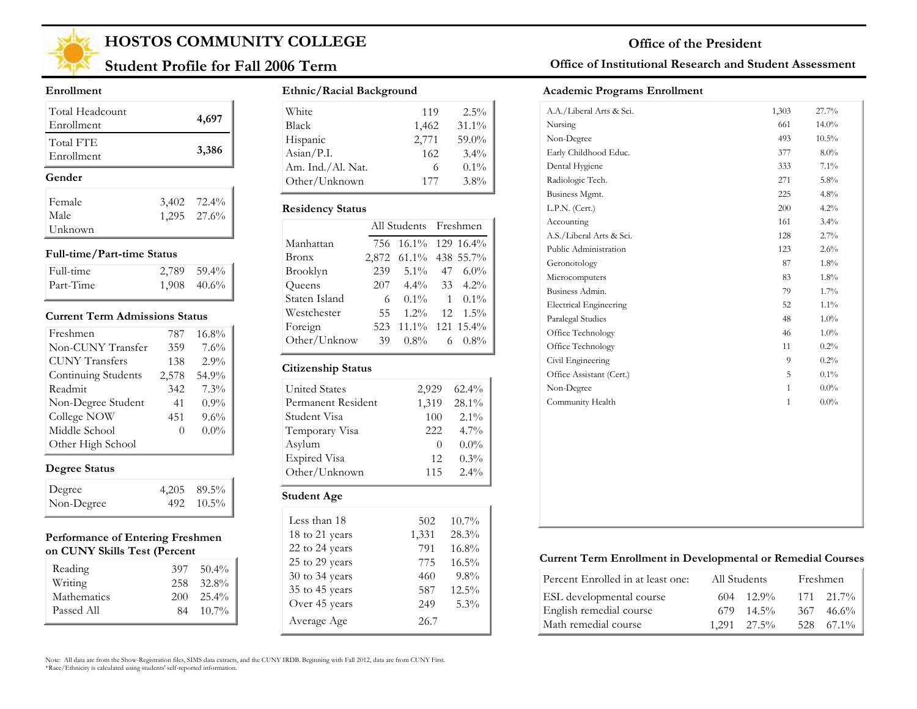# HOSTOS COMMUNITY COLLEGE

## Student Profile for Fall 2006 Term

**Office of the President**

**Office of Institutional Research and Student Assessment**

### Enrollment

| | |
|---|---|
| Total Headcount Enrollment | **4,697** |
| Total FTE Enrollment | **3,386** |

### Gender

| | | |
|---|---|---|
| Female | 3,402 | 72.4% |
| Male | 1,295 | 27.6% |
| Unknown | | |

### Full-time/Part-time Status

| | | |
|---|---|---|
| Full-time | 2,789 | 59.4% |
| Part-Time | 1,908 | 40.6% |

### Current Term Admissions Status

| | | |
|---|---|---|
| Freshmen | 787 | 16.8% |
| Non-CUNY Transfer | 359 | 7.6% |
| CUNY Transfers | 138 | 2.9% |
| Continuing Students | 2,578 | 54.9% |
| Readmit | 342 | 7.3% |
| Non-Degree Student | 41 | 0.9% |
| College NOW | 451 | 9.6% |
| Middle School | 0 | 0.0% |
| Other High School | | |

### Degree Status

| | | |
|---|---|---|
| Degree | 4,205 | 89.5% |
| Non-Degree | 492 | 10.5% |

### Performance of Entering Freshmen on CUNY Skills Test (Percent

| | | |
|---|---|---|
| Reading | 397 | 50.4% |
| Writing | 258 | 32.8% |
| Mathematics | 200 | 25.4% |
| Passed All | 84 | 10.7% |

### Ethnic/Racial Background

| | | |
|---|---|---|
| White | 119 | 2.5% |
| Black | 1,462 | 31.1% |
| Hispanic | 2,771 | 59.0% |
| Asian/P.I. | 162 | 3.4% |
| Am. Ind./Al. Nat. | 6 | 0.1% |
| Other/Unknown | 177 | 3.8% |

### Residency Status

| | All Students | | Freshmen | |
|---|---|---|---|---|
| Manhattan | 756 | 16.1% | 129 | 16.4% |
| Bronx | 2,872 | 61.1% | 438 | 55.7% |
| Brooklyn | 239 | 5.1% | 47 | 6.0% |
| Queens | 207 | 4.4% | 33 | 4.2% |
| Staten Island | 6 | 0.1% | 1 | 0.1% |
| Westchester | 55 | 1.2% | 12 | 1.5% |
| Foreign | 523 | 11.1% | 121 | 15.4% |
| Other/Unknow | 39 | 0.8% | 6 | 0.8% |

### Citizenship Status

| | | |
|---|---|---|
| United States | 2,929 | 62.4% |
| Permanent Resident | 1,319 | 28.1% |
| Student Visa | 100 | 2.1% |
| Temporary Visa | 222 | 4.7% |
| Asylum | 0 | 0.0% |
| Expired Visa | 12 | 0.3% |
| Other/Unknown | 115 | 2.4% |

### Student Age

| | | |
|---|---|---|
| Less than 18 | 502 | 10.7% |
| 18 to 21 years | 1,331 | 28.3% |
| 22 to 24 years | 791 | 16.8% |
| 25 to 29 years | 775 | 16.5% |
| 30 to 34 years | 460 | 9.8% |
| 35 to 45 years | 587 | 12.5% |
| Over 45 years | 249 | 5.3% |
| Average Age | 26.7 | |

### Academic Programs Enrollment

| | | |
|---|---|---|
| A.A./Liberal Arts & Sci. | 1,303 | 27.7% |
| Nursing | 661 | 14.0% |
| Non-Degree | 493 | 10.5% |
| Early Childhood Educ. | 377 | 8.0% |
| Dental Hygiene | 333 | 7.1% |
| Radiologic Tech. | 271 | 5.8% |
| Business Mgmt. | 225 | 4.8% |
| L.P.N. (Cert.) | 200 | 4.2% |
| Accounting | 161 | 3.4% |
| A.S./Liberal Arts & Sci. | 128 | 2.7% |
| Public Administration | 123 | 2.6% |
| Geronotology | 87 | 1.8% |
| Microcomputers | 83 | 1.8% |
| Business Admin. | 79 | 1.7% |
| Electrical Engineering | 52 | 1.1% |
| Paralegal Studies | 48 | 1.0% |
| Office Technology | 46 | 1.0% |
| Office Technology | 11 | 0.2% |
| Civil Engineering | 9 | 0.2% |
| Office Assistant (Cert.) | 5 | 0.1% |
| Non-Degree | 1 | 0.0% |
| Community Health | 1 | 0.0% |

### Current Term Enrollment in Developmental or Remedial Courses

| Percent Enrolled in at least one: | All Students | | Freshmen | |
|---|---|---|---|---|
| ESL developmental course | 604 | 12.9% | 171 | 21.7% |
| English remedial course | 679 | 14.5% | 367 | 46.6% |
| Math remedial course | 1,291 | 27.5% | 528 | 67.1% |

Note: All data are from the Show-Registration files, SIMS data extracts, and the CUNY IRDB. Beginning with Fall 2012, data are from CUNY First.
*Race/Ethnicity is calculated using students' self-reported information.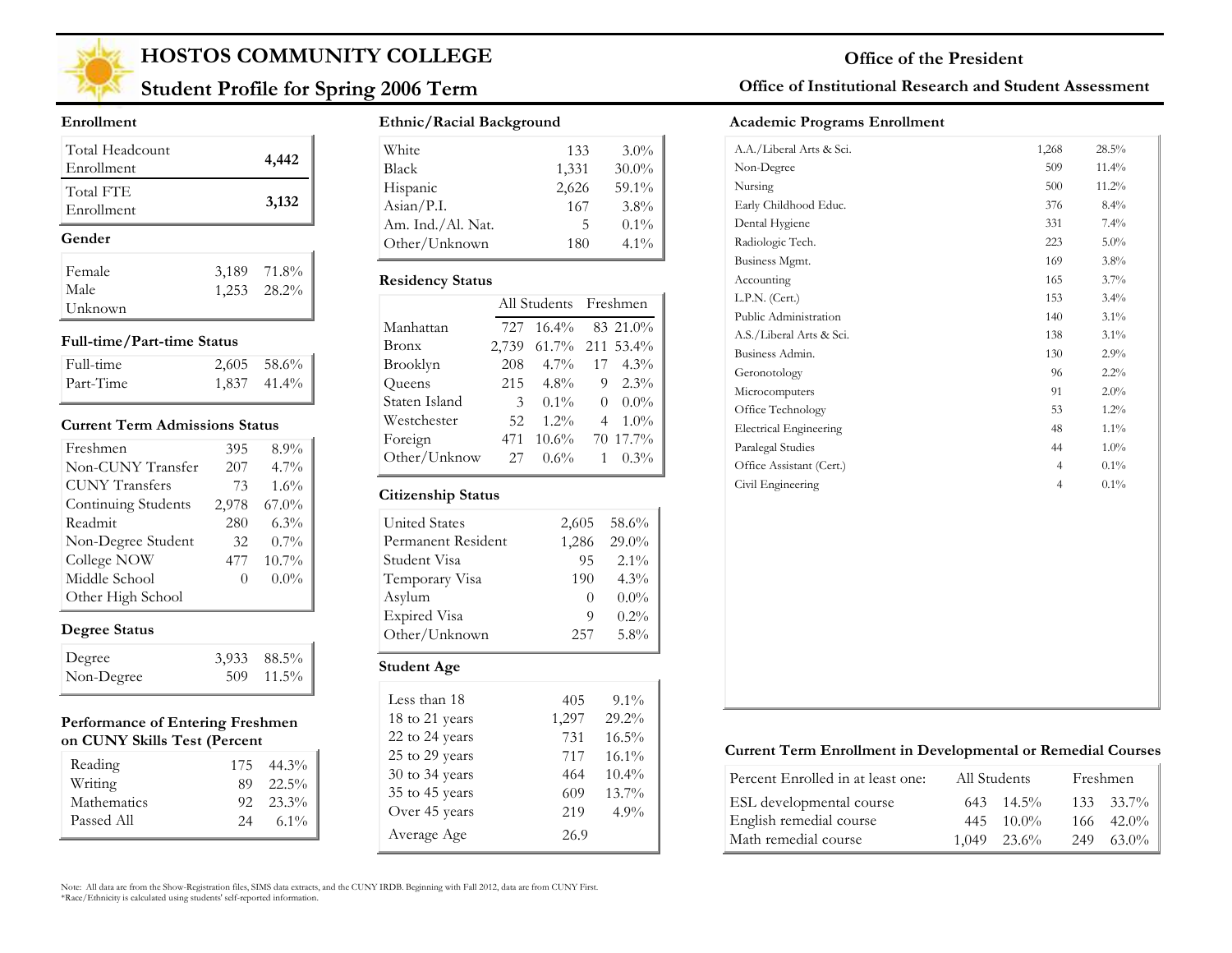# HOSTOS COMMUNITY COLLEGE

## Student Profile for Spring 2006 Term

**Office of the President**

**Office of Institutional Research and Student Assessment**

### Enrollment

| | |
|---|---|
| Total Headcount Enrollment | **4,442** |
| Total FTE Enrollment | **3,132** |

### Gender

| | | |
|---|---|---|
| Female | 3,189 | 71.8% |
| Male | 1,253 | 28.2% |
| Unknown | | |

### Full-time/Part-time Status

| | | |
|---|---|---|
| Full-time | 2,605 | 58.6% |
| Part-Time | 1,837 | 41.4% |

### Current Term Admissions Status

| | | |
|---|---|---|
| Freshmen | 395 | 8.9% |
| Non-CUNY Transfer | 207 | 4.7% |
| CUNY Transfers | 73 | 1.6% |
| Continuing Students | 2,978 | 67.0% |
| Readmit | 280 | 6.3% |
| Non-Degree Student | 32 | 0.7% |
| College NOW | 477 | 10.7% |
| Middle School | 0 | 0.0% |
| Other High School | | |

### Degree Status

| | | |
|---|---|---|
| Degree | 3,933 | 88.5% |
| Non-Degree | 509 | 11.5% |

### Performance of Entering Freshmen on CUNY Skills Test (Percent

| | | |
|---|---|---|
| Reading | 175 | 44.3% |
| Writing | 89 | 22.5% |
| Mathematics | 92 | 23.3% |
| Passed All | 24 | 6.1% |

### Ethnic/Racial Background

| | | |
|---|---|---|
| White | 133 | 3.0% |
| Black | 1,331 | 30.0% |
| Hispanic | 2,626 | 59.1% |
| Asian/P.I. | 167 | 3.8% |
| Am. Ind./Al. Nat. | 5 | 0.1% |
| Other/Unknown | 180 | 4.1% |

### Residency Status

| | All Students | | Freshmen | |
|---|---|---|---|---|
| Manhattan | 727 | 16.4% | 83 | 21.0% |
| Bronx | 2,739 | 61.7% | 211 | 53.4% |
| Brooklyn | 208 | 4.7% | 17 | 4.3% |
| Queens | 215 | 4.8% | 9 | 2.3% |
| Staten Island | 3 | 0.1% | 0 | 0.0% |
| Westchester | 52 | 1.2% | 4 | 1.0% |
| Foreign | 471 | 10.6% | 70 | 17.7% |
| Other/Unknow | 27 | 0.6% | 1 | 0.3% |

### Citizenship Status

| | | |
|---|---|---|
| United States | 2,605 | 58.6% |
| Permanent Resident | 1,286 | 29.0% |
| Student Visa | 95 | 2.1% |
| Temporary Visa | 190 | 4.3% |
| Asylum | 0 | 0.0% |
| Expired Visa | 9 | 0.2% |
| Other/Unknown | 257 | 5.8% |

### Student Age

| | | |
|---|---|---|
| Less than 18 | 405 | 9.1% |
| 18 to 21 years | 1,297 | 29.2% |
| 22 to 24 years | 731 | 16.5% |
| 25 to 29 years | 717 | 16.1% |
| 30 to 34 years | 464 | 10.4% |
| 35 to 45 years | 609 | 13.7% |
| Over 45 years | 219 | 4.9% |
| Average Age | 26.9 | |

### Academic Programs Enrollment

| | | |
|---|---|---|
| A.A./Liberal Arts & Sci. | 1,268 | 28.5% |
| Non-Degree | 509 | 11.4% |
| Nursing | 500 | 11.2% |
| Early Childhood Educ. | 376 | 8.4% |
| Dental Hygiene | 331 | 7.4% |
| Radiologic Tech. | 223 | 5.0% |
| Business Mgmt. | 169 | 3.8% |
| Accounting | 165 | 3.7% |
| L.P.N. (Cert.) | 153 | 3.4% |
| Public Administration | 140 | 3.1% |
| A.S./Liberal Arts & Sci. | 138 | 3.1% |
| Business Admin. | 130 | 2.9% |
| Geronotology | 96 | 2.2% |
| Microcomputers | 91 | 2.0% |
| Office Technology | 53 | 1.2% |
| Electrical Engineering | 48 | 1.1% |
| Paralegal Studies | 44 | 1.0% |
| Office Assistant (Cert.) | 4 | 0.1% |
| Civil Engineering | 4 | 0.1% |

### Current Term Enrollment in Developmental or Remedial Courses

| Percent Enrolled in at least one: | All Students | | Freshmen | |
|---|---|---|---|---|
| ESL developmental course | 643 | 14.5% | 133 | 33.7% |
| English remedial course | 445 | 10.0% | 166 | 42.0% |
| Math remedial course | 1,049 | 23.6% | 249 | 63.0% |

Note: All data are from the Show-Registration files, SIMS data extracts, and the CUNY IRDB. Beginning with Fall 2012, data are from CUNY First.
*Race/Ethnicity is calculated using students' self-reported information.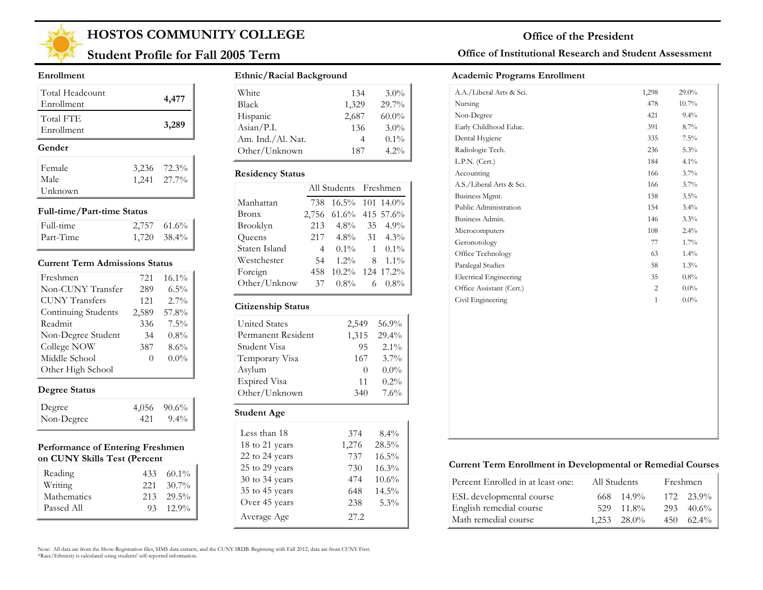# HOSTOS COMMUNITY COLLEGE

## Student Profile for Fall 2005 Term

**Office of the President**

**Office of Institutional Research and Student Assessment**

### Enrollment

| | |
|---|---|
| Total Headcount Enrollment | **4,477** |
| Total FTE Enrollment | **3,289** |

### Gender

| | | |
|---|---|---|
| Female | 3,236 | 72.3% |
| Male | 1,241 | 27.7% |
| Unknown | | |

### Full-time/Part-time Status

| | | |
|---|---|---|
| Full-time | 2,757 | 61.6% |
| Part-Time | 1,720 | 38.4% |

### Current Term Admissions Status

| | | |
|---|---|---|
| Freshmen | 721 | 16.1% |
| Non-CUNY Transfer | 289 | 6.5% |
| CUNY Transfers | 121 | 2.7% |
| Continuing Students | 2,589 | 57.8% |
| Readmit | 336 | 7.5% |
| Non-Degree Student | 34 | 0.8% |
| College NOW | 387 | 8.6% |
| Middle School | 0 | 0.0% |
| Other High School | | |

### Degree Status

| | | |
|---|---|---|
| Degree | 4,056 | 90.6% |
| Non-Degree | 421 | 9.4% |

### Performance of Entering Freshmen on CUNY Skills Test (Percent

| | | |
|---|---|---|
| Reading | 433 | 60.1% |
| Writing | 221 | 30.7% |
| Mathematics | 213 | 29.5% |
| Passed All | 93 | 12.9% |

### Ethnic/Racial Background

| | | |
|---|---|---|
| White | 134 | 3.0% |
| Black | 1,329 | 29.7% |
| Hispanic | 2,687 | 60.0% |
| Asian/P.I. | 136 | 3.0% |
| Am. Ind./Al. Nat. | 4 | 0.1% |
| Other/Unknown | 187 | 4.2% |

### Residency Status

| | All Students | | Freshmen | |
|---|---|---|---|---|
| Manhattan | 738 | 16.5% | 101 | 14.0% |
| Bronx | 2,756 | 61.6% | 415 | 57.6% |
| Brooklyn | 213 | 4.8% | 35 | 4.9% |
| Queens | 217 | 4.8% | 31 | 4.3% |
| Staten Island | 4 | 0.1% | 1 | 0.1% |
| Westchester | 54 | 1.2% | 8 | 1.1% |
| Foreign | 458 | 10.2% | 124 | 17.2% |
| Other/Unknow | 37 | 0.8% | 6 | 0.8% |

### Citizenship Status

| | | |
|---|---|---|
| United States | 2,549 | 56.9% |
| Permanent Resident | 1,315 | 29.4% |
| Student Visa | 95 | 2.1% |
| Temporary Visa | 167 | 3.7% |
| Asylum | 0 | 0.0% |
| Expired Visa | 11 | 0.2% |
| Other/Unknown | 340 | 7.6% |

### Student Age

| | | |
|---|---|---|
| Less than 18 | 374 | 8.4% |
| 18 to 21 years | 1,276 | 28.5% |
| 22 to 24 years | 737 | 16.5% |
| 25 to 29 years | 730 | 16.3% |
| 30 to 34 years | 474 | 10.6% |
| 35 to 45 years | 648 | 14.5% |
| Over 45 years | 238 | 5.3% |
| Average Age | 27.2 | |

### Academic Programs Enrollment

| | | |
|---|---|---|
| A.A./Liberal Arts & Sci. | 1,298 | 29.0% |
| Nursing | 478 | 10.7% |
| Non-Degree | 421 | 9.4% |
| Early Childhood Educ. | 391 | 8.7% |
| Dental Hygiene | 335 | 7.5% |
| Radiologic Tech. | 236 | 5.3% |
| L.P.N. (Cert.) | 184 | 4.1% |
| Accounting | 166 | 3.7% |
| A.S./Liberal Arts & Sci. | 166 | 3.7% |
| Business Mgmt. | 158 | 3.5% |
| Public Administration | 154 | 3.4% |
| Business Admin. | 146 | 3.3% |
| Microcomputers | 108 | 2.4% |
| Geronotology | 77 | 1.7% |
| Office Technology | 63 | 1.4% |
| Paralegal Studies | 58 | 1.3% |
| Electrical Engineering | 35 | 0.8% |
| Office Assistant (Cert.) | 2 | 0.0% |
| Civil Engineering | 1 | 0.0% |

### Current Term Enrollment in Developmental or Remedial Courses

| Percent Enrolled in at least one: | All Students | | Freshmen | |
|---|---|---|---|---|
| ESL developmental course | 668 | 14.9% | 172 | 23.9% |
| English remedial course | 529 | 11.8% | 293 | 40.6% |
| Math remedial course | 1,253 | 28.0% | 450 | 62.4% |

Note: All data are from the Show-Registration files, SIMS data extracts, and the CUNY IRDB. Beginning with Fall 2012, data are from CUNY First.
*Race/Ethnicity is calculated using students' self-reported information.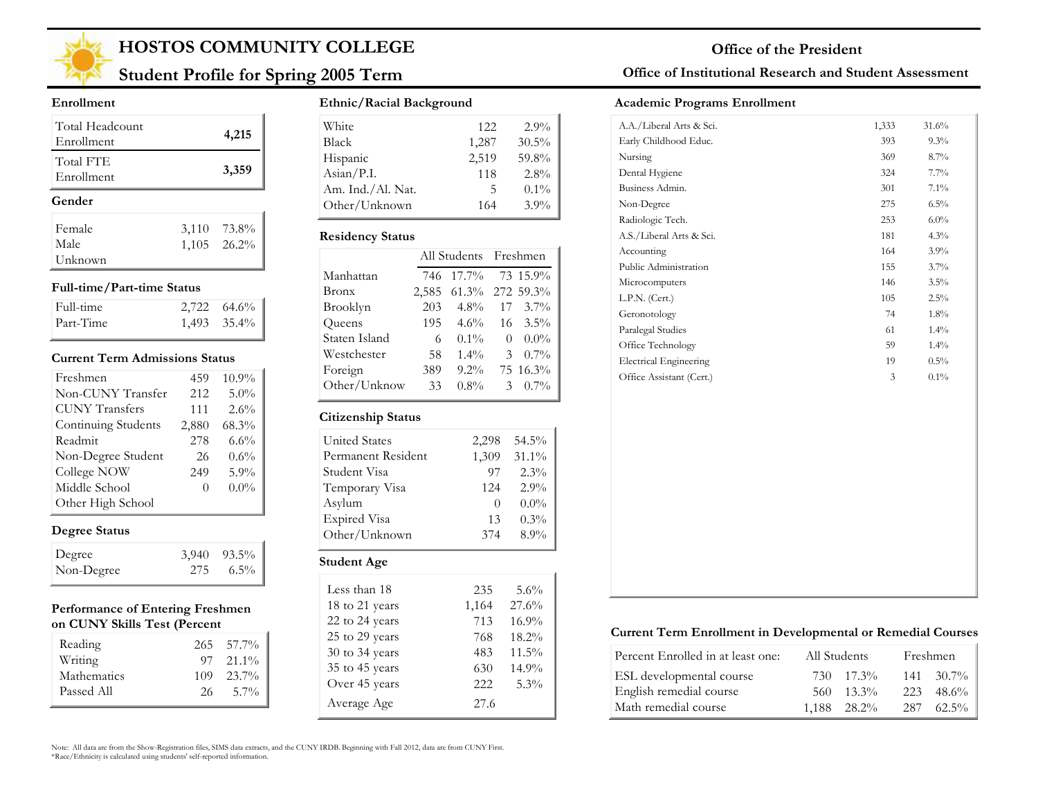# HOSTOS COMMUNITY COLLEGE

## Student Profile for Spring 2005 Term

**Office of the President**

**Office of Institutional Research and Student Assessment**

### Enrollment

| | |
|---|---|
| Total Headcount Enrollment | **4,215** |
| Total FTE Enrollment | **3,359** |

### Gender

| | | |
|---|---|---|
| Female | 3,110 | 73.8% |
| Male | 1,105 | 26.2% |
| Unknown | | |

### Full-time/Part-time Status

| | | |
|---|---|---|
| Full-time | 2,722 | 64.6% |
| Part-Time | 1,493 | 35.4% |

### Current Term Admissions Status

| | | |
|---|---|---|
| Freshmen | 459 | 10.9% |
| Non-CUNY Transfer | 212 | 5.0% |
| CUNY Transfers | 111 | 2.6% |
| Continuing Students | 2,880 | 68.3% |
| Readmit | 278 | 6.6% |
| Non-Degree Student | 26 | 0.6% |
| College NOW | 249 | 5.9% |
| Middle School | 0 | 0.0% |
| Other High School | | |

### Degree Status

| | | |
|---|---|---|
| Degree | 3,940 | 93.5% |
| Non-Degree | 275 | 6.5% |

### Performance of Entering Freshmen on CUNY Skills Test (Percent

| | | |
|---|---|---|
| Reading | 265 | 57.7% |
| Writing | 97 | 21.1% |
| Mathematics | 109 | 23.7% |
| Passed All | 26 | 5.7% |

### Ethnic/Racial Background

| | | |
|---|---|---|
| White | 122 | 2.9% |
| Black | 1,287 | 30.5% |
| Hispanic | 2,519 | 59.8% |
| Asian/P.I. | 118 | 2.8% |
| Am. Ind./Al. Nat. | 5 | 0.1% |
| Other/Unknown | 164 | 3.9% |

### Residency Status

| | All Students | | Freshmen | |
|---|---|---|---|---|
| Manhattan | 746 | 17.7% | 73 | 15.9% |
| Bronx | 2,585 | 61.3% | 272 | 59.3% |
| Brooklyn | 203 | 4.8% | 17 | 3.7% |
| Queens | 195 | 4.6% | 16 | 3.5% |
| Staten Island | 6 | 0.1% | 0 | 0.0% |
| Westchester | 58 | 1.4% | 3 | 0.7% |
| Foreign | 389 | 9.2% | 75 | 16.3% |
| Other/Unknow | 33 | 0.8% | 3 | 0.7% |

### Citizenship Status

| | | |
|---|---|---|
| United States | 2,298 | 54.5% |
| Permanent Resident | 1,309 | 31.1% |
| Student Visa | 97 | 2.3% |
| Temporary Visa | 124 | 2.9% |
| Asylum | 0 | 0.0% |
| Expired Visa | 13 | 0.3% |
| Other/Unknown | 374 | 8.9% |

### Student Age

| | | |
|---|---|---|
| Less than 18 | 235 | 5.6% |
| 18 to 21 years | 1,164 | 27.6% |
| 22 to 24 years | 713 | 16.9% |
| 25 to 29 years | 768 | 18.2% |
| 30 to 34 years | 483 | 11.5% |
| 35 to 45 years | 630 | 14.9% |
| Over 45 years | 222 | 5.3% |
| Average Age | 27.6 | |

### Academic Programs Enrollment

| | | |
|---|---|---|
| A.A./Liberal Arts & Sci. | 1,333 | 31.6% |
| Early Childhood Educ. | 393 | 9.3% |
| Nursing | 369 | 8.7% |
| Dental Hygiene | 324 | 7.7% |
| Business Admin. | 301 | 7.1% |
| Non-Degree | 275 | 6.5% |
| Radiologic Tech. | 253 | 6.0% |
| A.S./Liberal Arts & Sci. | 181 | 4.3% |
| Accounting | 164 | 3.9% |
| Public Administration | 155 | 3.7% |
| Microcomputers | 146 | 3.5% |
| L.P.N. (Cert.) | 105 | 2.5% |
| Gerontology | 74 | 1.8% |
| Paralegal Studies | 61 | 1.4% |
| Office Technology | 59 | 1.4% |
| Electrical Engineering | 19 | 0.5% |
| Office Assistant (Cert.) | 3 | 0.1% |

### Current Term Enrollment in Developmental or Remedial Courses

| Percent Enrolled in at least one: | All Students | | Freshmen | |
|---|---|---|---|---|
| ESL developmental course | 730 | 17.3% | 141 | 30.7% |
| English remedial course | 560 | 13.3% | 223 | 48.6% |
| Math remedial course | 1,188 | 28.2% | 287 | 62.5% |

Note: All data are from the Show-Registration files, SIMS data extracts, and the CUNY IRDB. Beginning with Fall 2012, data are from CUNY First.
*Race/Ethnicity is calculated using students' self-reported information.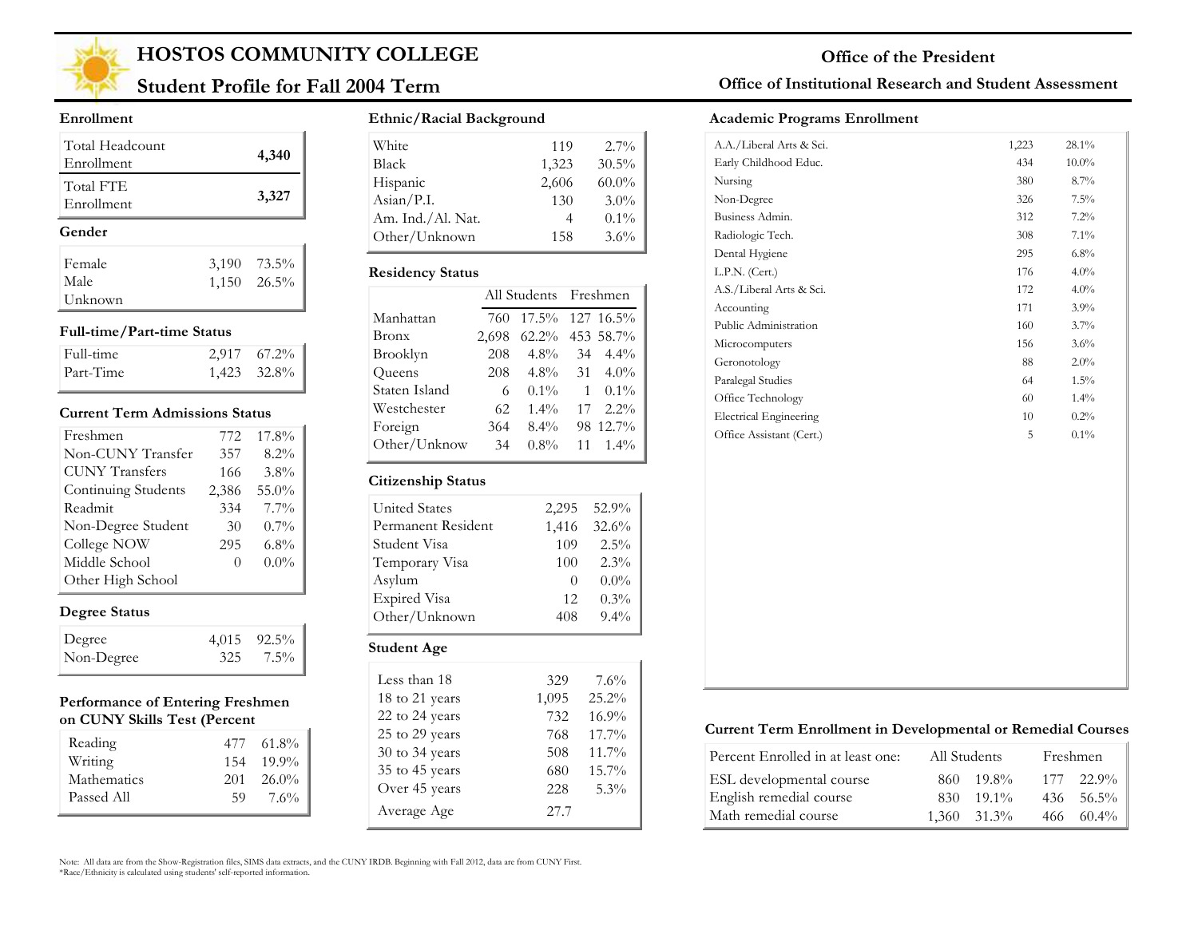# HOSTOS COMMUNITY COLLEGE

## Student Profile for Fall 2004 Term

**Office of the President**

**Office of Institutional Research and Student Assessment**

### Enrollment

| | |
|---|---|
| Total Headcount Enrollment | **4,340** |
| Total FTE Enrollment | **3,327** |

### Gender

| | | |
|---|---|---|
| Female | 3,190 | 73.5% |
| Male | 1,150 | 26.5% |
| Unknown | | |

### Full-time/Part-time Status

| | | |
|---|---|---|
| Full-time | 2,917 | 67.2% |
| Part-Time | 1,423 | 32.8% |

### Current Term Admissions Status

| | | |
|---|---|---|
| Freshmen | 772 | 17.8% |
| Non-CUNY Transfer | 357 | 8.2% |
| CUNY Transfers | 166 | 3.8% |
| Continuing Students | 2,386 | 55.0% |
| Readmit | 334 | 7.7% |
| Non-Degree Student | 30 | 0.7% |
| College NOW | 295 | 6.8% |
| Middle School | 0 | 0.0% |
| Other High School | | |

### Degree Status

| | | |
|---|---|---|
| Degree | 4,015 | 92.5% |
| Non-Degree | 325 | 7.5% |

### Performance of Entering Freshmen on CUNY Skills Test (Percent

| | | |
|---|---|---|
| Reading | 477 | 61.8% |
| Writing | 154 | 19.9% |
| Mathematics | 201 | 26.0% |
| Passed All | 59 | 7.6% |

### Ethnic/Racial Background

| | | |
|---|---|---|
| White | 119 | 2.7% |
| Black | 1,323 | 30.5% |
| Hispanic | 2,606 | 60.0% |
| Asian/P.I. | 130 | 3.0% |
| Am. Ind./Al. Nat. | 4 | 0.1% |
| Other/Unknown | 158 | 3.6% |

### Residency Status

| | All Students | | Freshmen | |
|---|---|---|---|---|
| Manhattan | 760 | 17.5% | 127 | 16.5% |
| Bronx | 2,698 | 62.2% | 453 | 58.7% |
| Brooklyn | 208 | 4.8% | 34 | 4.4% |
| Queens | 208 | 4.8% | 31 | 4.0% |
| Staten Island | 6 | 0.1% | 1 | 0.1% |
| Westchester | 62 | 1.4% | 17 | 2.2% |
| Foreign | 364 | 8.4% | 98 | 12.7% |
| Other/Unknow | 34 | 0.8% | 11 | 1.4% |

### Citizenship Status

| | | |
|---|---|---|
| United States | 2,295 | 52.9% |
| Permanent Resident | 1,416 | 32.6% |
| Student Visa | 109 | 2.5% |
| Temporary Visa | 100 | 2.3% |
| Asylum | 0 | 0.0% |
| Expired Visa | 12 | 0.3% |
| Other/Unknown | 408 | 9.4% |

### Student Age

| | | |
|---|---|---|
| Less than 18 | 329 | 7.6% |
| 18 to 21 years | 1,095 | 25.2% |
| 22 to 24 years | 732 | 16.9% |
| 25 to 29 years | 768 | 17.7% |
| 30 to 34 years | 508 | 11.7% |
| 35 to 45 years | 680 | 15.7% |
| Over 45 years | 228 | 5.3% |
| Average Age | 27.7 | |

### Academic Programs Enrollment

| | | |
|---|---|---|
| A.A./Liberal Arts & Sci. | 1,223 | 28.1% |
| Early Childhood Educ. | 434 | 10.0% |
| Nursing | 380 | 8.7% |
| Non-Degree | 326 | 7.5% |
| Business Admin. | 312 | 7.2% |
| Radiologic Tech. | 308 | 7.1% |
| Dental Hygiene | 295 | 6.8% |
| L.P.N. (Cert.) | 176 | 4.0% |
| A.S./Liberal Arts & Sci. | 172 | 4.0% |
| Accounting | 171 | 3.9% |
| Public Administration | 160 | 3.7% |
| Microcomputers | 156 | 3.6% |
| Geronotology | 88 | 2.0% |
| Paralegal Studies | 64 | 1.5% |
| Office Technology | 60 | 1.4% |
| Electrical Engineering | 10 | 0.2% |
| Office Assistant (Cert.) | 5 | 0.1% |

### Current Term Enrollment in Developmental or Remedial Courses

| Percent Enrolled in at least one: | All Students | | Freshmen | |
|---|---|---|---|---|
| ESL developmental course | 860 | 19.8% | 177 | 22.9% |
| English remedial course | 830 | 19.1% | 436 | 56.5% |
| Math remedial course | 1,360 | 31.3% | 466 | 60.4% |

Note: All data are from the Show-Registration files, SIMS data extracts, and the CUNY IRDB. Beginning with Fall 2012, data are from CUNY First.
*Race/Ethnicity is calculated using students' self-reported information.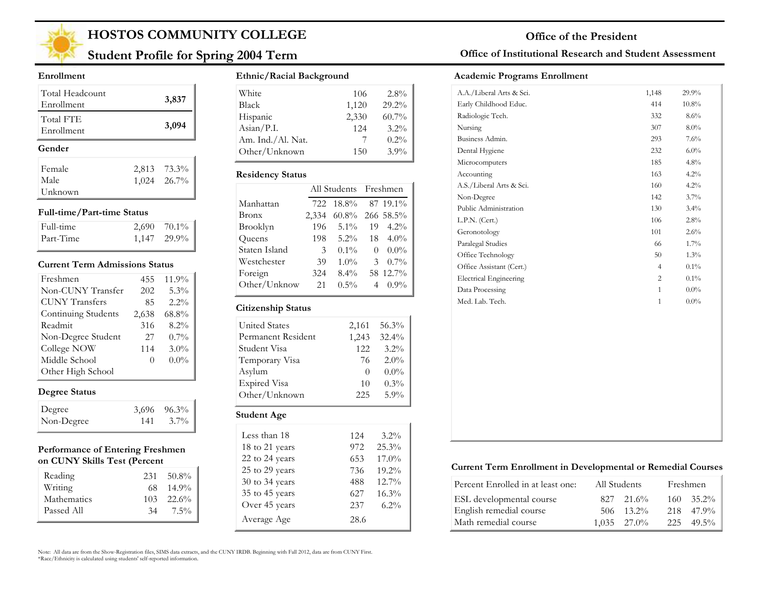# HOSTOS COMMUNITY COLLEGE

## Student Profile for Spring 2004 Term

**Office of the President**

**Office of Institutional Research and Student Assessment**

### Enrollment

| | |
|---|---|
| Total Headcount Enrollment | **3,837** |
| Total FTE Enrollment | **3,094** |

### Gender

| | | |
|---|---|---|
| Female | 2,813 | 73.3% |
| Male | 1,024 | 26.7% |
| Unknown | | |

### Full-time/Part-time Status

| | | |
|---|---|---|
| Full-time | 2,690 | 70.1% |
| Part-Time | 1,147 | 29.9% |

### Current Term Admissions Status

| | | |
|---|---|---|
| Freshmen | 455 | 11.9% |
| Non-CUNY Transfer | 202 | 5.3% |
| CUNY Transfers | 85 | 2.2% |
| Continuing Students | 2,638 | 68.8% |
| Readmit | 316 | 8.2% |
| Non-Degree Student | 27 | 0.7% |
| College NOW | 114 | 3.0% |
| Middle School | 0 | 0.0% |
| Other High School | | |

### Degree Status

| | | |
|---|---|---|
| Degree | 3,696 | 96.3% |
| Non-Degree | 141 | 3.7% |

### Performance of Entering Freshmen on CUNY Skills Test (Percent

| | | |
|---|---|---|
| Reading | 231 | 50.8% |
| Writing | 68 | 14.9% |
| Mathematics | 103 | 22.6% |
| Passed All | 34 | 7.5% |

### Ethnic/Racial Background

| | | |
|---|---|---|
| White | 106 | 2.8% |
| Black | 1,120 | 29.2% |
| Hispanic | 2,330 | 60.7% |
| Asian/P.I. | 124 | 3.2% |
| Am. Ind./Al. Nat. | 7 | 0.2% |
| Other/Unknown | 150 | 3.9% |

### Residency Status

| | All Students | | Freshmen | |
|---|---|---|---|---|
| Manhattan | 722 | 18.8% | 87 | 19.1% |
| Bronx | 2,334 | 60.8% | 266 | 58.5% |
| Brooklyn | 196 | 5.1% | 19 | 4.2% |
| Queens | 198 | 5.2% | 18 | 4.0% |
| Staten Island | 3 | 0.1% | 0 | 0.0% |
| Westchester | 39 | 1.0% | 3 | 0.7% |
| Foreign | 324 | 8.4% | 58 | 12.7% |
| Other/Unknow | 21 | 0.5% | 4 | 0.9% |

### Citizenship Status

| | | |
|---|---|---|
| United States | 2,161 | 56.3% |
| Permanent Resident | 1,243 | 32.4% |
| Student Visa | 122 | 3.2% |
| Temporary Visa | 76 | 2.0% |
| Asylum | 0 | 0.0% |
| Expired Visa | 10 | 0.3% |
| Other/Unknown | 225 | 5.9% |

### Student Age

| | | |
|---|---|---|
| Less than 18 | 124 | 3.2% |
| 18 to 21 years | 972 | 25.3% |
| 22 to 24 years | 653 | 17.0% |
| 25 to 29 years | 736 | 19.2% |
| 30 to 34 years | 488 | 12.7% |
| 35 to 45 years | 627 | 16.3% |
| Over 45 years | 237 | 6.2% |
| Average Age | 28.6 | |

### Academic Programs Enrollment

| | | |
|---|---|---|
| A.A./Liberal Arts & Sci. | 1,148 | 29.9% |
| Early Childhood Educ. | 414 | 10.8% |
| Radiologic Tech. | 332 | 8.6% |
| Nursing | 307 | 8.0% |
| Business Admin. | 293 | 7.6% |
| Dental Hygiene | 232 | 6.0% |
| Microcomputers | 185 | 4.8% |
| Accounting | 163 | 4.2% |
| A.S./Liberal Arts & Sci. | 160 | 4.2% |
| Non-Degree | 142 | 3.7% |
| Public Administration | 130 | 3.4% |
| L.P.N. (Cert.) | 106 | 2.8% |
| Geronotology | 101 | 2.6% |
| Paralegal Studies | 66 | 1.7% |
| Office Technology | 50 | 1.3% |
| Office Assistant (Cert.) | 4 | 0.1% |
| Electrical Engineering | 2 | 0.1% |
| Data Processing | 1 | 0.0% |
| Med. Lab. Tech. | 1 | 0.0% |

### Current Term Enrollment in Developmental or Remedial Courses

| Percent Enrolled in at least one: | All Students | | Freshmen | |
|---|---|---|---|---|
| ESL developmental course | 827 | 21.6% | 160 | 35.2% |
| English remedial course | 506 | 13.2% | 218 | 47.9% |
| Math remedial course | 1,035 | 27.0% | 225 | 49.5% |

Note: All data are from the Show-Registration files, SIMS data extracts, and the CUNY IRDB. Beginning with Fall 2012, data are from CUNY First.
*Race/Ethnicity is calculated using students' self-reported information.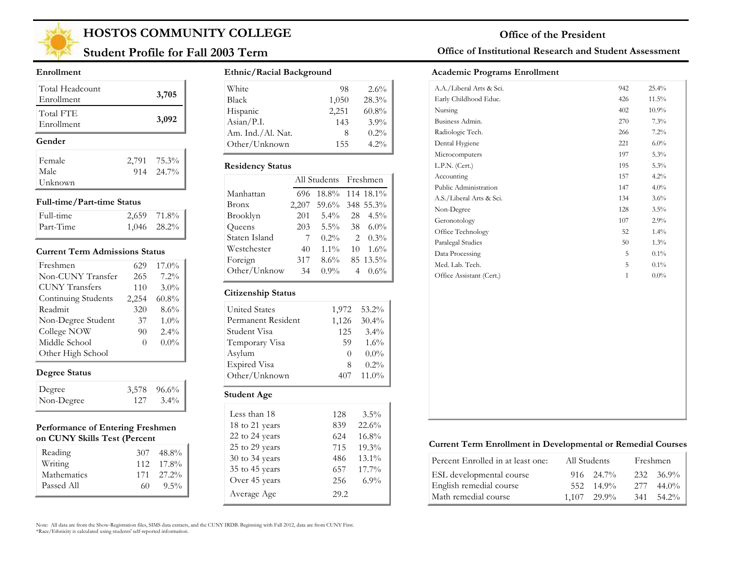# HOSTOS COMMUNITY COLLEGE

## Student Profile for Fall 2003 Term

**Office of the President**

**Office of Institutional Research and Student Assessment**

### Enrollment

| | |
|---|---|
| Total Headcount Enrollment | **3,705** |
| Total FTE Enrollment | **3,092** |

### Gender

| | | |
|---|---|---|
| Female | 2,791 | 75.3% |
| Male | 914 | 24.7% |
| Unknown | | |

### Full-time/Part-time Status

| | | |
|---|---|---|
| Full-time | 2,659 | 71.8% |
| Part-Time | 1,046 | 28.2% |

### Current Term Admissions Status

| | | |
|---|---|---|
| Freshmen | 629 | 17.0% |
| Non-CUNY Transfer | 265 | 7.2% |
| CUNY Transfers | 110 | 3.0% |
| Continuing Students | 2,254 | 60.8% |
| Readmit | 320 | 8.6% |
| Non-Degree Student | 37 | 1.0% |
| College NOW | 90 | 2.4% |
| Middle School | 0 | 0.0% |
| Other High School | | |

### Degree Status

| | | |
|---|---|---|
| Degree | 3,578 | 96.6% |
| Non-Degree | 127 | 3.4% |

### Performance of Entering Freshmen on CUNY Skills Test (Percent

| | | |
|---|---|---|
| Reading | 307 | 48.8% |
| Writing | 112 | 17.8% |
| Mathematics | 171 | 27.2% |
| Passed All | 60 | 9.5% |

### Ethnic/Racial Background

| | | |
|---|---|---|
| White | 98 | 2.6% |
| Black | 1,050 | 28.3% |
| Hispanic | 2,251 | 60.8% |
| Asian/P.I. | 143 | 3.9% |
| Am. Ind./Al. Nat. | 8 | 0.2% |
| Other/Unknown | 155 | 4.2% |

### Residency Status

| | All Students | | Freshmen | |
|---|---|---|---|---|
| Manhattan | 696 | 18.8% | 114 | 18.1% |
| Bronx | 2,207 | 59.6% | 348 | 55.3% |
| Brooklyn | 201 | 5.4% | 28 | 4.5% |
| Queens | 203 | 5.5% | 38 | 6.0% |
| Staten Island | 7 | 0.2% | 2 | 0.3% |
| Westchester | 40 | 1.1% | 10 | 1.6% |
| Foreign | 317 | 8.6% | 85 | 13.5% |
| Other/Unknow | 34 | 0.9% | 4 | 0.6% |

### Citizenship Status

| | | |
|---|---|---|
| United States | 1,972 | 53.2% |
| Permanent Resident | 1,126 | 30.4% |
| Student Visa | 125 | 3.4% |
| Temporary Visa | 59 | 1.6% |
| Asylum | 0 | 0.0% |
| Expired Visa | 8 | 0.2% |
| Other/Unknown | 407 | 11.0% |

### Student Age

| | | |
|---|---|---|
| Less than 18 | 128 | 3.5% |
| 18 to 21 years | 839 | 22.6% |
| 22 to 24 years | 624 | 16.8% |
| 25 to 29 years | 715 | 19.3% |
| 30 to 34 years | 486 | 13.1% |
| 35 to 45 years | 657 | 17.7% |
| Over 45 years | 256 | 6.9% |
| Average Age | 29.2 | |

### Academic Programs Enrollment

| | | |
|---|---|---|
| A.A./Liberal Arts & Sci. | 942 | 25.4% |
| Early Childhood Educ. | 426 | 11.5% |
| Nursing | 402 | 10.9% |
| Business Admin. | 270 | 7.3% |
| Radiologic Tech. | 266 | 7.2% |
| Dental Hygiene | 221 | 6.0% |
| Microcomputers | 197 | 5.3% |
| L.P.N. (Cert.) | 195 | 5.3% |
| Accounting | 157 | 4.2% |
| Public Administration | 147 | 4.0% |
| A.S./Liberal Arts & Sci. | 134 | 3.6% |
| Non-Degree | 128 | 3.5% |
| Geronotology | 107 | 2.9% |
| Office Technology | 52 | 1.4% |
| Paralegal Studies | 50 | 1.3% |
| Data Processing | 5 | 0.1% |
| Med. Lab. Tech. | 5 | 0.1% |
| Office Assistant (Cert.) | 1 | 0.0% |

### Current Term Enrollment in Developmental or Remedial Courses

| Percent Enrolled in at least one: | All Students | | Freshmen | |
|---|---|---|---|---|
| ESL developmental course | 916 | 24.7% | 232 | 36.9% |
| English remedial course | 552 | 14.9% | 277 | 44.0% |
| Math remedial course | 1,107 | 29.9% | 341 | 54.2% |

Note: All data are from the Show-Registration files, SIMS data extracts, and the CUNY IRDB. Beginning with Fall 2012, data are from CUNY First.
*Race/Ethnicity is calculated using students' self-reported information.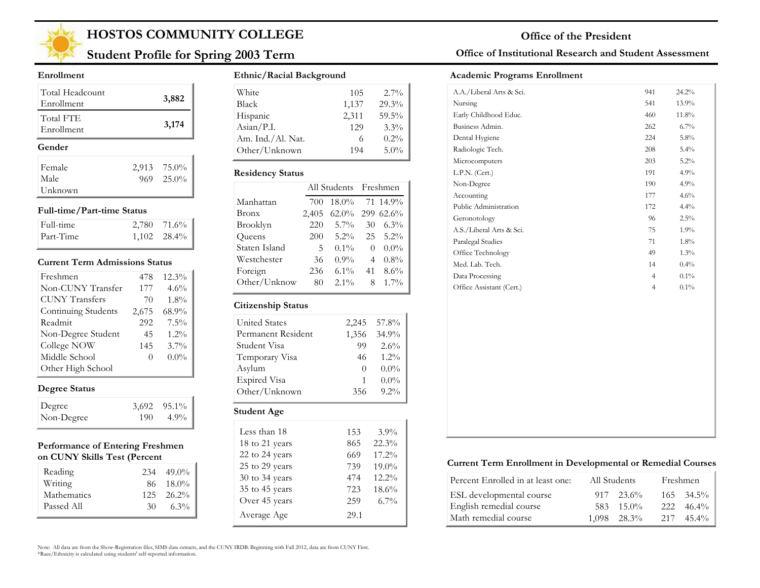# HOSTOS COMMUNITY COLLEGE

## Student Profile for Spring 2003 Term

**Office of the President**

**Office of Institutional Research and Student Assessment**

### Enrollment

| | |
|---|---|
| Total Headcount Enrollment | **3,882** |
| Total FTE Enrollment | **3,174** |

### Gender

| | | |
|---|---|---|
| Female | 2,913 | 75.0% |
| Male | 969 | 25.0% |
| Unknown | | |

### Full-time/Part-time Status

| | | |
|---|---|---|
| Full-time | 2,780 | 71.6% |
| Part-Time | 1,102 | 28.4% |

### Current Term Admissions Status

| | | |
|---|---|---|
| Freshmen | 478 | 12.3% |
| Non-CUNY Transfer | 177 | 4.6% |
| CUNY Transfers | 70 | 1.8% |
| Continuing Students | 2,675 | 68.9% |
| Readmit | 292 | 7.5% |
| Non-Degree Student | 45 | 1.2% |
| College NOW | 145 | 3.7% |
| Middle School | 0 | 0.0% |
| Other High School | | |

### Degree Status

| | | |
|---|---|---|
| Degree | 3,692 | 95.1% |
| Non-Degree | 190 | 4.9% |

### Performance of Entering Freshmen on CUNY Skills Test (Percent

| | | |
|---|---|---|
| Reading | 234 | 49.0% |
| Writing | 86 | 18.0% |
| Mathematics | 125 | 26.2% |
| Passed All | 30 | 6.3% |

### Ethnic/Racial Background

| | | |
|---|---|---|
| White | 105 | 2.7% |
| Black | 1,137 | 29.3% |
| Hispanic | 2,311 | 59.5% |
| Asian/P.I. | 129 | 3.3% |
| Am. Ind./Al. Nat. | 6 | 0.2% |
| Other/Unknown | 194 | 5.0% |

### Residency Status

| | All Students | | Freshmen | |
|---|---|---|---|---|
| Manhattan | 700 | 18.0% | 71 | 14.9% |
| Bronx | 2,405 | 62.0% | 299 | 62.6% |
| Brooklyn | 220 | 5.7% | 30 | 6.3% |
| Queens | 200 | 5.2% | 25 | 5.2% |
| Staten Island | 5 | 0.1% | 0 | 0.0% |
| Westchester | 36 | 0.9% | 4 | 0.8% |
| Foreign | 236 | 6.1% | 41 | 8.6% |
| Other/Unknow | 80 | 2.1% | 8 | 1.7% |

### Citizenship Status

| | | |
|---|---|---|
| United States | 2,245 | 57.8% |
| Permanent Resident | 1,356 | 34.9% |
| Student Visa | 99 | 2.6% |
| Temporary Visa | 46 | 1.2% |
| Asylum | 0 | 0.0% |
| Expired Visa | 1 | 0.0% |
| Other/Unknown | 356 | 9.2% |

### Student Age

| | | |
|---|---|---|
| Less than 18 | 153 | 3.9% |
| 18 to 21 years | 865 | 22.3% |
| 22 to 24 years | 669 | 17.2% |
| 25 to 29 years | 739 | 19.0% |
| 30 to 34 years | 474 | 12.2% |
| 35 to 45 years | 723 | 18.6% |
| Over 45 years | 259 | 6.7% |
| Average Age | 29.1 | |

### Academic Programs Enrollment

| | | |
|---|---|---|
| A.A./Liberal Arts & Sci. | 941 | 24.2% |
| Nursing | 541 | 13.9% |
| Early Childhood Educ. | 460 | 11.8% |
| Business Admin. | 262 | 6.7% |
| Dental Hygiene | 224 | 5.8% |
| Radiologic Tech. | 208 | 5.4% |
| Microcomputers | 203 | 5.2% |
| L.P.N. (Cert.) | 191 | 4.9% |
| Non-Degree | 190 | 4.9% |
| Accounting | 177 | 4.6% |
| Public Administration | 172 | 4.4% |
| Geronotology | 96 | 2.5% |
| A.S./Liberal Arts & Sci. | 75 | 1.9% |
| Paralegal Studies | 71 | 1.8% |
| Office Technology | 49 | 1.3% |
| Med. Lab. Tech. | 14 | 0.4% |
| Data Processing | 4 | 0.1% |
| Office Assistant (Cert.) | 4 | 0.1% |

### Current Term Enrollment in Developmental or Remedial Courses

| Percent Enrolled in at least one: | All Students | | Freshmen | |
|---|---|---|---|---|
| ESL developmental course | 917 | 23.6% | 165 | 34.5% |
| English remedial course | 583 | 15.0% | 222 | 46.4% |
| Math remedial course | 1,098 | 28.3% | 217 | 45.4% |

Note: All data are from the Show-Registration files, SIMS data extracts, and the CUNY IRDB. Beginning with Fall 2012, data are from CUNY First.
*Race/Ethnicity is calculated using students' self-reported information.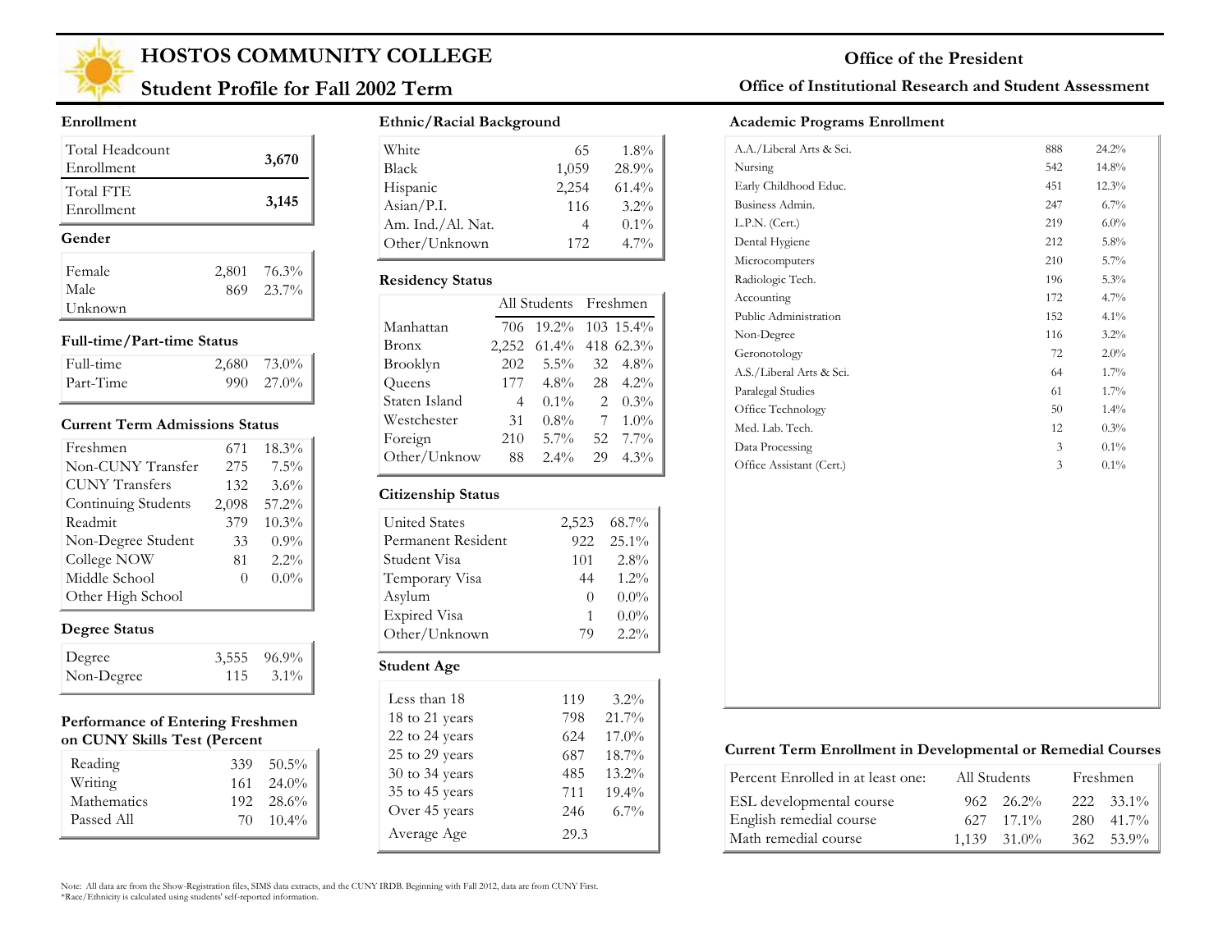# HOSTOS COMMUNITY COLLEGE

## Student Profile for Fall 2002 Term

**Office of the President**

**Office of Institutional Research and Student Assessment**

### Enrollment

| | |
|---|---|
| Total Headcount Enrollment | 3,670 |
| Total FTE Enrollment | 3,145 |

### Gender

| | | |
|---|---|---|
| Female | 2,801 | 76.3% |
| Male | 869 | 23.7% |
| Unknown | | |

### Full-time/Part-time Status

| | | |
|---|---|---|
| Full-time | 2,680 | 73.0% |
| Part-Time | 990 | 27.0% |

### Current Term Admissions Status

| | | |
|---|---|---|
| Freshmen | 671 | 18.3% |
| Non-CUNY Transfer | 275 | 7.5% |
| CUNY Transfers | 132 | 3.6% |
| Continuing Students | 2,098 | 57.2% |
| Readmit | 379 | 10.3% |
| Non-Degree Student | 33 | 0.9% |
| College NOW | 81 | 2.2% |
| Middle School | 0 | 0.0% |
| Other High School | | |

### Degree Status

| | | |
|---|---|---|
| Degree | 3,555 | 96.9% |
| Non-Degree | 115 | 3.1% |

### Performance of Entering Freshmen on CUNY Skills Test (Percent

| | | |
|---|---|---|
| Reading | 339 | 50.5% |
| Writing | 161 | 24.0% |
| Mathematics | 192 | 28.6% |
| Passed All | 70 | 10.4% |

### Ethnic/Racial Background

| | | |
|---|---|---|
| White | 65 | 1.8% |
| Black | 1,059 | 28.9% |
| Hispanic | 2,254 | 61.4% |
| Asian/P.I. | 116 | 3.2% |
| Am. Ind./Al. Nat. | 4 | 0.1% |
| Other/Unknown | 172 | 4.7% |

### Residency Status

| | All Students | | Freshmen | |
|---|---|---|---|---|
| Manhattan | 706 | 19.2% | 103 | 15.4% |
| Bronx | 2,252 | 61.4% | 418 | 62.3% |
| Brooklyn | 202 | 5.5% | 32 | 4.8% |
| Queens | 177 | 4.8% | 28 | 4.2% |
| Staten Island | 4 | 0.1% | 2 | 0.3% |
| Westchester | 31 | 0.8% | 7 | 1.0% |
| Foreign | 210 | 5.7% | 52 | 7.7% |
| Other/Unknow | 88 | 2.4% | 29 | 4.3% |

### Citizenship Status

| | | |
|---|---|---|
| United States | 2,523 | 68.7% |
| Permanent Resident | 922 | 25.1% |
| Student Visa | 101 | 2.8% |
| Temporary Visa | 44 | 1.2% |
| Asylum | 0 | 0.0% |
| Expired Visa | 1 | 0.0% |
| Other/Unknown | 79 | 2.2% |

### Student Age

| | | |
|---|---|---|
| Less than 18 | 119 | 3.2% |
| 18 to 21 years | 798 | 21.7% |
| 22 to 24 years | 624 | 17.0% |
| 25 to 29 years | 687 | 18.7% |
| 30 to 34 years | 485 | 13.2% |
| 35 to 45 years | 711 | 19.4% |
| Over 45 years | 246 | 6.7% |
| Average Age | 29.3 | |

### Academic Programs Enrollment

| | | |
|---|---|---|
| A.A./Liberal Arts & Sci. | 888 | 24.2% |
| Nursing | 542 | 14.8% |
| Early Childhood Educ. | 451 | 12.3% |
| Business Admin. | 247 | 6.7% |
| L.P.N. (Cert.) | 219 | 6.0% |
| Dental Hygiene | 212 | 5.8% |
| Microcomputers | 210 | 5.7% |
| Radiologic Tech. | 196 | 5.3% |
| Accounting | 172 | 4.7% |
| Public Administration | 152 | 4.1% |
| Non-Degree | 116 | 3.2% |
| Geronotology | 72 | 2.0% |
| A.S./Liberal Arts & Sci. | 64 | 1.7% |
| Paralegal Studies | 61 | 1.7% |
| Office Technology | 50 | 1.4% |
| Med. Lab. Tech. | 12 | 0.3% |
| Data Processing | 3 | 0.1% |
| Office Assistant (Cert.) | 3 | 0.1% |

### Current Term Enrollment in Developmental or Remedial Courses

| Percent Enrolled in at least one: | All Students | | Freshmen | |
|---|---|---|---|---|
| ESL developmental course | 962 | 26.2% | 222 | 33.1% |
| English remedial course | 627 | 17.1% | 280 | 41.7% |
| Math remedial course | 1,139 | 31.0% | 362 | 53.9% |

Note: All data are from the Show-Registration files, SIMS data extracts, and the CUNY IRDB. Beginning with Fall 2012, data are from CUNY First.
*Race/Ethnicity is calculated using students' self-reported information.